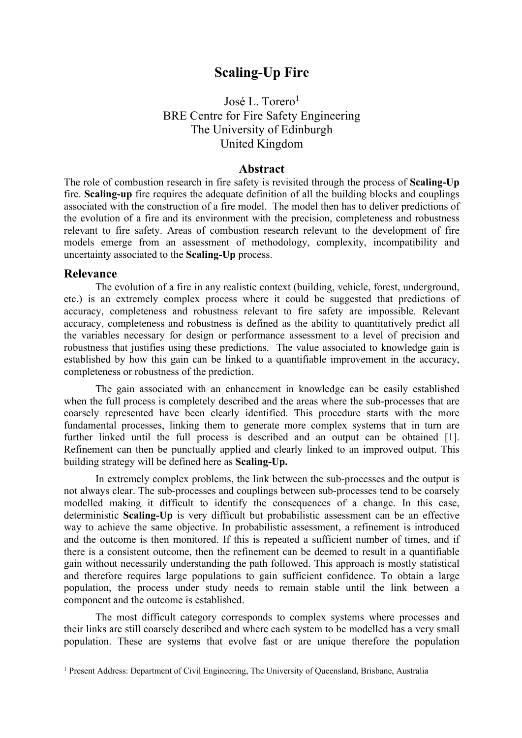# Scaling-Up Fire

José L. Torero[1]
BRE Centre for Fire Safety Engineering
The University of Edinburgh
United Kingdom

## Abstract

The role of combustion research in fire safety is revisited through the process of **Scaling-Up** fire. **Scaling-up** fire requires the adequate definition of all the building blocks and couplings associated with the construction of a fire model. The model then has to deliver predictions of the evolution of a fire and its environment with the precision, completeness and robustness relevant to fire safety. Areas of combustion research relevant to the development of fire models emerge from an assessment of methodology, complexity, incompatibility and uncertainty associated to the **Scaling-Up** process.

## Relevance

The evolution of a fire in any realistic context (building, vehicle, forest, underground, etc.) is an extremely complex process where it could be suggested that predictions of accuracy, completeness and robustness relevant to fire safety are impossible. Relevant accuracy, completeness and robustness is defined as the ability to quantitatively predict all the variables necessary for design or performance assessment to a level of precision and robustness that justifies using these predictions. The value associated to knowledge gain is established by how this gain can be linked to a quantifiable improvement in the accuracy, completeness or robustness of the prediction.

The gain associated with an enhancement in knowledge can be easily established when the full process is completely described and the areas where the sub-processes that are coarsely represented have been clearly identified. This procedure starts with the more fundamental processes, linking them to generate more complex systems that in turn are further linked until the full process is described and an output can be obtained [1]. Refinement can then be punctually applied and clearly linked to an improved output. This building strategy will be defined here as **Scaling-Up.**

In extremely complex problems, the link between the sub-processes and the output is not always clear. The sub-processes and couplings between sub-processes tend to be coarsely modelled making it difficult to identify the consequences of a change. In this case, deterministic **Scaling-Up** is very difficult but probabilistic assessment can be an effective way to achieve the same objective. In probabilistic assessment, a refinement is introduced and the outcome is then monitored. If this is repeated a sufficient number of times, and if there is a consistent outcome, then the refinement can be deemed to result in a quantifiable gain without necessarily understanding the path followed. This approach is mostly statistical and therefore requires large populations to gain sufficient confidence. To obtain a large population, the process under study needs to remain stable until the link between a component and the outcome is established.

The most difficult category corresponds to complex systems where processes and their links are still coarsely described and where each system to be modelled has a very small population. These are systems that evolve fast or are unique therefore the population

[1] Present Address: Department of Civil Engineering, The University of Queensland, Brisbane, Australia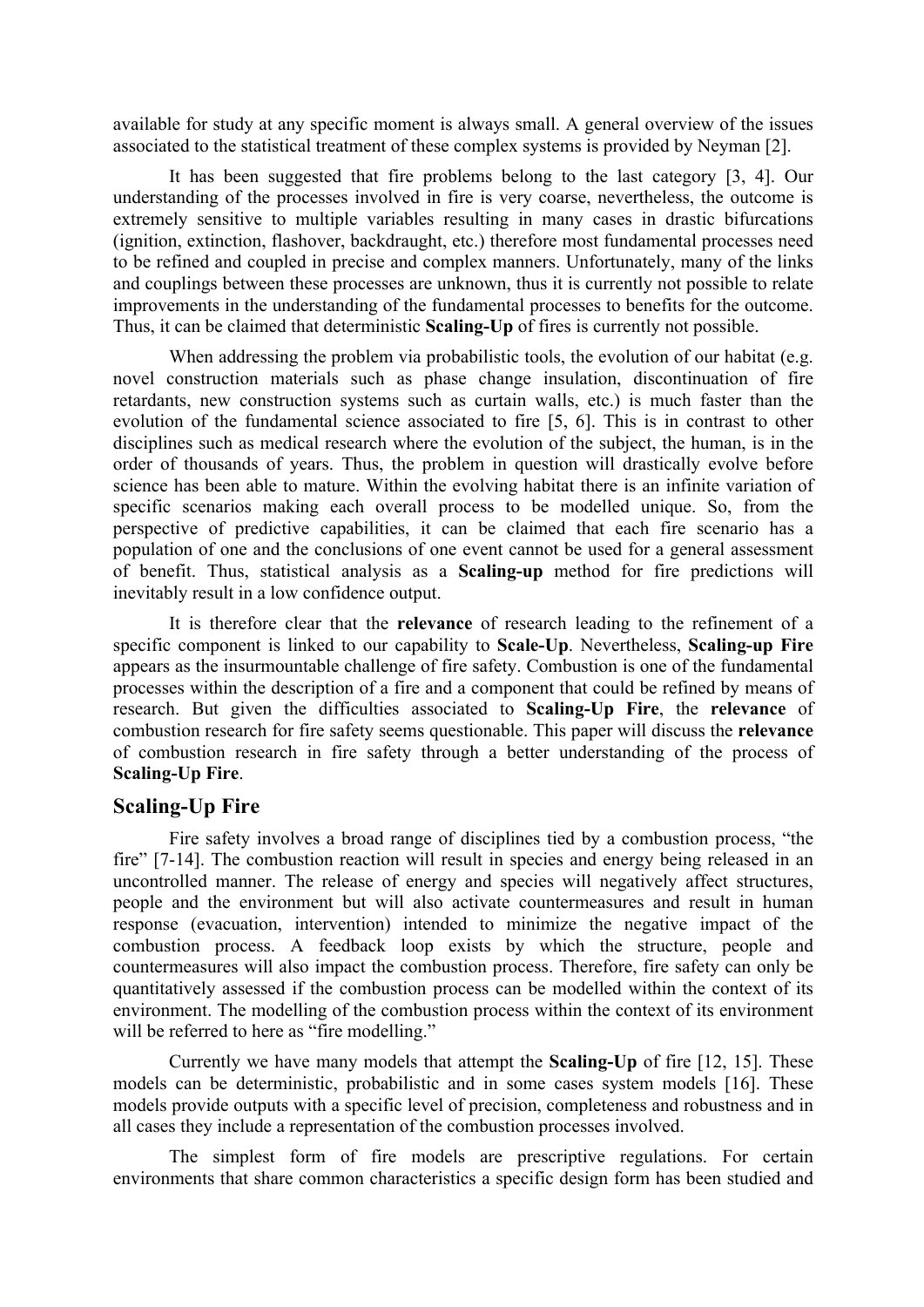available for study at any specific moment is always small. A general overview of the issues associated to the statistical treatment of these complex systems is provided by Neyman [2].

It has been suggested that fire problems belong to the last category [3, 4]. Our understanding of the processes involved in fire is very coarse, nevertheless, the outcome is extremely sensitive to multiple variables resulting in many cases in drastic bifurcations (ignition, extinction, flashover, backdraught, etc.) therefore most fundamental processes need to be refined and coupled in precise and complex manners. Unfortunately, many of the links and couplings between these processes are unknown, thus it is currently not possible to relate improvements in the understanding of the fundamental processes to benefits for the outcome. Thus, it can be claimed that deterministic **Scaling-Up** of fires is currently not possible.

When addressing the problem via probabilistic tools, the evolution of our habitat (e.g. novel construction materials such as phase change insulation, discontinuation of fire retardants, new construction systems such as curtain walls, etc.) is much faster than the evolution of the fundamental science associated to fire [5, 6]. This is in contrast to other disciplines such as medical research where the evolution of the subject, the human, is in the order of thousands of years. Thus, the problem in question will drastically evolve before science has been able to mature. Within the evolving habitat there is an infinite variation of specific scenarios making each overall process to be modelled unique. So, from the perspective of predictive capabilities, it can be claimed that each fire scenario has a population of one and the conclusions of one event cannot be used for a general assessment of benefit. Thus, statistical analysis as a **Scaling-up** method for fire predictions will inevitably result in a low confidence output.

It is therefore clear that the **relevance** of research leading to the refinement of a specific component is linked to our capability to **Scale-Up**. Nevertheless, **Scaling-up Fire** appears as the insurmountable challenge of fire safety. Combustion is one of the fundamental processes within the description of a fire and a component that could be refined by means of research. But given the difficulties associated to **Scaling-Up Fire**, the **relevance** of combustion research for fire safety seems questionable. This paper will discuss the **relevance** of combustion research in fire safety through a better understanding of the process of **Scaling-Up Fire**.

## Scaling-Up Fire

Fire safety involves a broad range of disciplines tied by a combustion process, "the fire" [7-14]. The combustion reaction will result in species and energy being released in an uncontrolled manner. The release of energy and species will negatively affect structures, people and the environment but will also activate countermeasures and result in human response (evacuation, intervention) intended to minimize the negative impact of the combustion process. A feedback loop exists by which the structure, people and countermeasures will also impact the combustion process. Therefore, fire safety can only be quantitatively assessed if the combustion process can be modelled within the context of its environment. The modelling of the combustion process within the context of its environment will be referred to here as "fire modelling."

Currently we have many models that attempt the **Scaling-Up** of fire [12, 15]. These models can be deterministic, probabilistic and in some cases system models [16]. These models provide outputs with a specific level of precision, completeness and robustness and in all cases they include a representation of the combustion processes involved.

The simplest form of fire models are prescriptive regulations. For certain environments that share common characteristics a specific design form has been studied and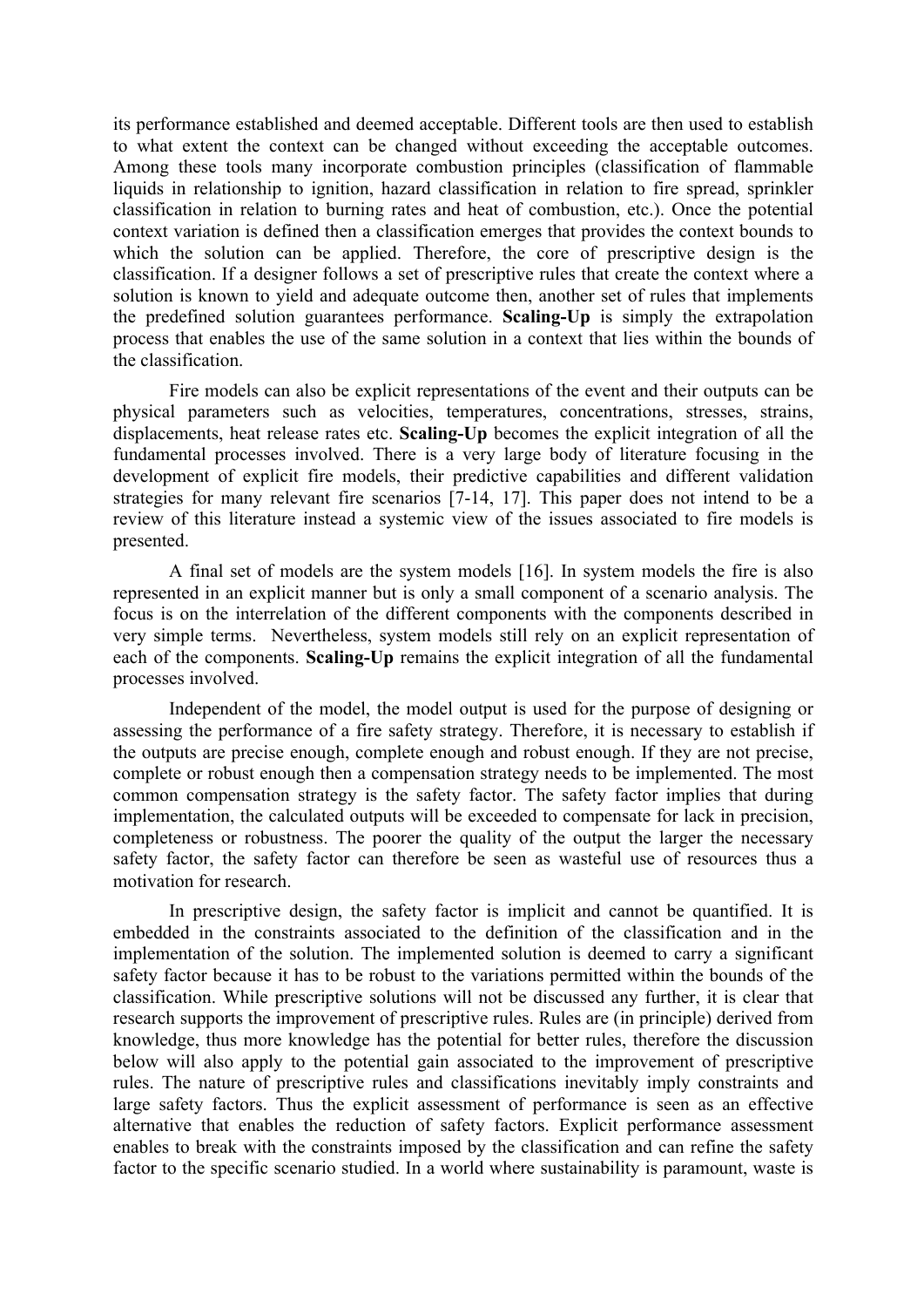its performance established and deemed acceptable. Different tools are then used to establish to what extent the context can be changed without exceeding the acceptable outcomes. Among these tools many incorporate combustion principles (classification of flammable liquids in relationship to ignition, hazard classification in relation to fire spread, sprinkler classification in relation to burning rates and heat of combustion, etc.). Once the potential context variation is defined then a classification emerges that provides the context bounds to which the solution can be applied. Therefore, the core of prescriptive design is the classification. If a designer follows a set of prescriptive rules that create the context where a solution is known to yield and adequate outcome then, another set of rules that implements the predefined solution guarantees performance. **Scaling-Up** is simply the extrapolation process that enables the use of the same solution in a context that lies within the bounds of the classification.

Fire models can also be explicit representations of the event and their outputs can be physical parameters such as velocities, temperatures, concentrations, stresses, strains, displacements, heat release rates etc. **Scaling-Up** becomes the explicit integration of all the fundamental processes involved. There is a very large body of literature focusing in the development of explicit fire models, their predictive capabilities and different validation strategies for many relevant fire scenarios [7-14, 17]. This paper does not intend to be a review of this literature instead a systemic view of the issues associated to fire models is presented.

A final set of models are the system models [16]. In system models the fire is also represented in an explicit manner but is only a small component of a scenario analysis. The focus is on the interrelation of the different components with the components described in very simple terms. Nevertheless, system models still rely on an explicit representation of each of the components. **Scaling-Up** remains the explicit integration of all the fundamental processes involved.

Independent of the model, the model output is used for the purpose of designing or assessing the performance of a fire safety strategy. Therefore, it is necessary to establish if the outputs are precise enough, complete enough and robust enough. If they are not precise, complete or robust enough then a compensation strategy needs to be implemented. The most common compensation strategy is the safety factor. The safety factor implies that during implementation, the calculated outputs will be exceeded to compensate for lack in precision, completeness or robustness. The poorer the quality of the output the larger the necessary safety factor, the safety factor can therefore be seen as wasteful use of resources thus a motivation for research.

In prescriptive design, the safety factor is implicit and cannot be quantified. It is embedded in the constraints associated to the definition of the classification and in the implementation of the solution. The implemented solution is deemed to carry a significant safety factor because it has to be robust to the variations permitted within the bounds of the classification. While prescriptive solutions will not be discussed any further, it is clear that research supports the improvement of prescriptive rules. Rules are (in principle) derived from knowledge, thus more knowledge has the potential for better rules, therefore the discussion below will also apply to the potential gain associated to the improvement of prescriptive rules. The nature of prescriptive rules and classifications inevitably imply constraints and large safety factors. Thus the explicit assessment of performance is seen as an effective alternative that enables the reduction of safety factors. Explicit performance assessment enables to break with the constraints imposed by the classification and can refine the safety factor to the specific scenario studied. In a world where sustainability is paramount, waste is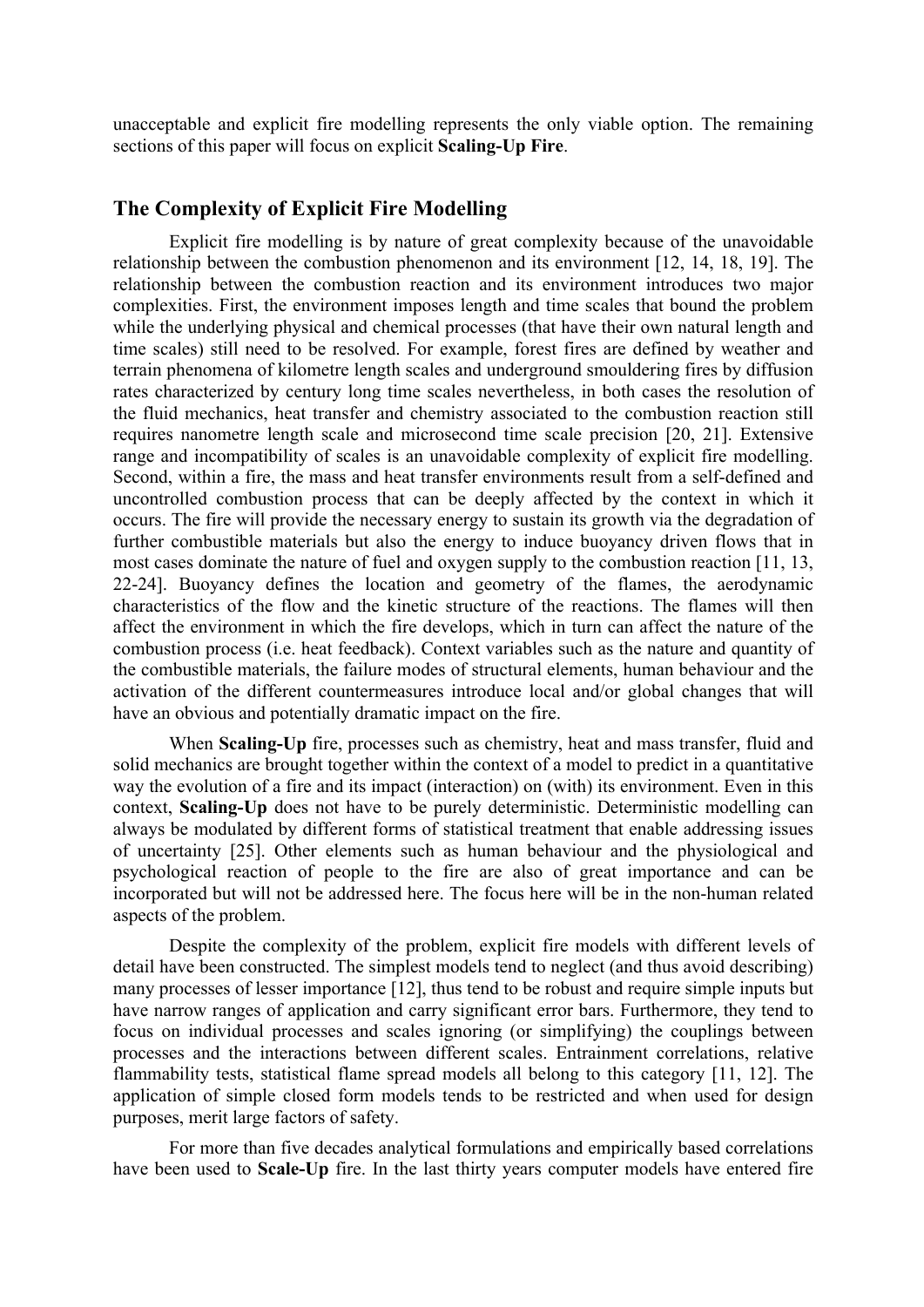unacceptable and explicit fire modelling represents the only viable option. The remaining sections of this paper will focus on explicit **Scaling-Up Fire**.

## The Complexity of Explicit Fire Modelling

Explicit fire modelling is by nature of great complexity because of the unavoidable relationship between the combustion phenomenon and its environment [12, 14, 18, 19]. The relationship between the combustion reaction and its environment introduces two major complexities. First, the environment imposes length and time scales that bound the problem while the underlying physical and chemical processes (that have their own natural length and time scales) still need to be resolved. For example, forest fires are defined by weather and terrain phenomena of kilometre length scales and underground smouldering fires by diffusion rates characterized by century long time scales nevertheless, in both cases the resolution of the fluid mechanics, heat transfer and chemistry associated to the combustion reaction still requires nanometre length scale and microsecond time scale precision [20, 21]. Extensive range and incompatibility of scales is an unavoidable complexity of explicit fire modelling. Second, within a fire, the mass and heat transfer environments result from a self-defined and uncontrolled combustion process that can be deeply affected by the context in which it occurs. The fire will provide the necessary energy to sustain its growth via the degradation of further combustible materials but also the energy to induce buoyancy driven flows that in most cases dominate the nature of fuel and oxygen supply to the combustion reaction [11, 13, 22-24]. Buoyancy defines the location and geometry of the flames, the aerodynamic characteristics of the flow and the kinetic structure of the reactions. The flames will then affect the environment in which the fire develops, which in turn can affect the nature of the combustion process (i.e. heat feedback). Context variables such as the nature and quantity of the combustible materials, the failure modes of structural elements, human behaviour and the activation of the different countermeasures introduce local and/or global changes that will have an obvious and potentially dramatic impact on the fire.

When **Scaling-Up** fire, processes such as chemistry, heat and mass transfer, fluid and solid mechanics are brought together within the context of a model to predict in a quantitative way the evolution of a fire and its impact (interaction) on (with) its environment. Even in this context, **Scaling-Up** does not have to be purely deterministic. Deterministic modelling can always be modulated by different forms of statistical treatment that enable addressing issues of uncertainty [25]. Other elements such as human behaviour and the physiological and psychological reaction of people to the fire are also of great importance and can be incorporated but will not be addressed here. The focus here will be in the non-human related aspects of the problem.

Despite the complexity of the problem, explicit fire models with different levels of detail have been constructed. The simplest models tend to neglect (and thus avoid describing) many processes of lesser importance [12], thus tend to be robust and require simple inputs but have narrow ranges of application and carry significant error bars. Furthermore, they tend to focus on individual processes and scales ignoring (or simplifying) the couplings between processes and the interactions between different scales. Entrainment correlations, relative flammability tests, statistical flame spread models all belong to this category [11, 12]. The application of simple closed form models tends to be restricted and when used for design purposes, merit large factors of safety.

For more than five decades analytical formulations and empirically based correlations have been used to **Scale-Up** fire. In the last thirty years computer models have entered fire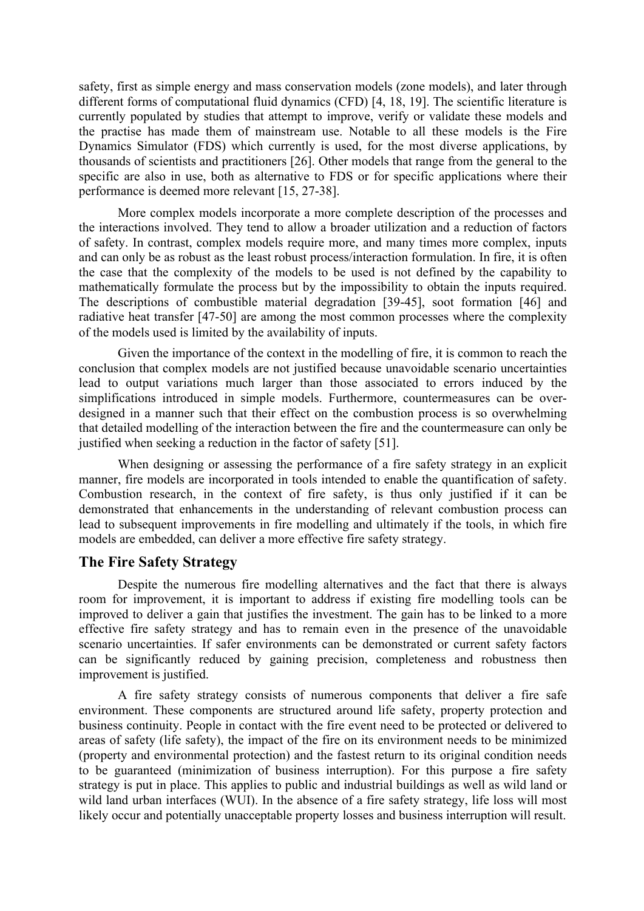safety, first as simple energy and mass conservation models (zone models), and later through different forms of computational fluid dynamics (CFD) [4, 18, 19]. The scientific literature is currently populated by studies that attempt to improve, verify or validate these models and the practise has made them of mainstream use. Notable to all these models is the Fire Dynamics Simulator (FDS) which currently is used, for the most diverse applications, by thousands of scientists and practitioners [26]. Other models that range from the general to the specific are also in use, both as alternative to FDS or for specific applications where their performance is deemed more relevant [15, 27-38].

More complex models incorporate a more complete description of the processes and the interactions involved. They tend to allow a broader utilization and a reduction of factors of safety. In contrast, complex models require more, and many times more complex, inputs and can only be as robust as the least robust process/interaction formulation. In fire, it is often the case that the complexity of the models to be used is not defined by the capability to mathematically formulate the process but by the impossibility to obtain the inputs required. The descriptions of combustible material degradation [39-45], soot formation [46] and radiative heat transfer [47-50] are among the most common processes where the complexity of the models used is limited by the availability of inputs.

Given the importance of the context in the modelling of fire, it is common to reach the conclusion that complex models are not justified because unavoidable scenario uncertainties lead to output variations much larger than those associated to errors induced by the simplifications introduced in simple models. Furthermore, countermeasures can be over-designed in a manner such that their effect on the combustion process is so overwhelming that detailed modelling of the interaction between the fire and the countermeasure can only be justified when seeking a reduction in the factor of safety [51].

When designing or assessing the performance of a fire safety strategy in an explicit manner, fire models are incorporated in tools intended to enable the quantification of safety. Combustion research, in the context of fire safety, is thus only justified if it can be demonstrated that enhancements in the understanding of relevant combustion process can lead to subsequent improvements in fire modelling and ultimately if the tools, in which fire models are embedded, can deliver a more effective fire safety strategy.

## The Fire Safety Strategy

Despite the numerous fire modelling alternatives and the fact that there is always room for improvement, it is important to address if existing fire modelling tools can be improved to deliver a gain that justifies the investment. The gain has to be linked to a more effective fire safety strategy and has to remain even in the presence of the unavoidable scenario uncertainties. If safer environments can be demonstrated or current safety factors can be significantly reduced by gaining precision, completeness and robustness then improvement is justified.

A fire safety strategy consists of numerous components that deliver a fire safe environment. These components are structured around life safety, property protection and business continuity. People in contact with the fire event need to be protected or delivered to areas of safety (life safety), the impact of the fire on its environment needs to be minimized (property and environmental protection) and the fastest return to its original condition needs to be guaranteed (minimization of business interruption). For this purpose a fire safety strategy is put in place. This applies to public and industrial buildings as well as wild land or wild land urban interfaces (WUI). In the absence of a fire safety strategy, life loss will most likely occur and potentially unacceptable property losses and business interruption will result.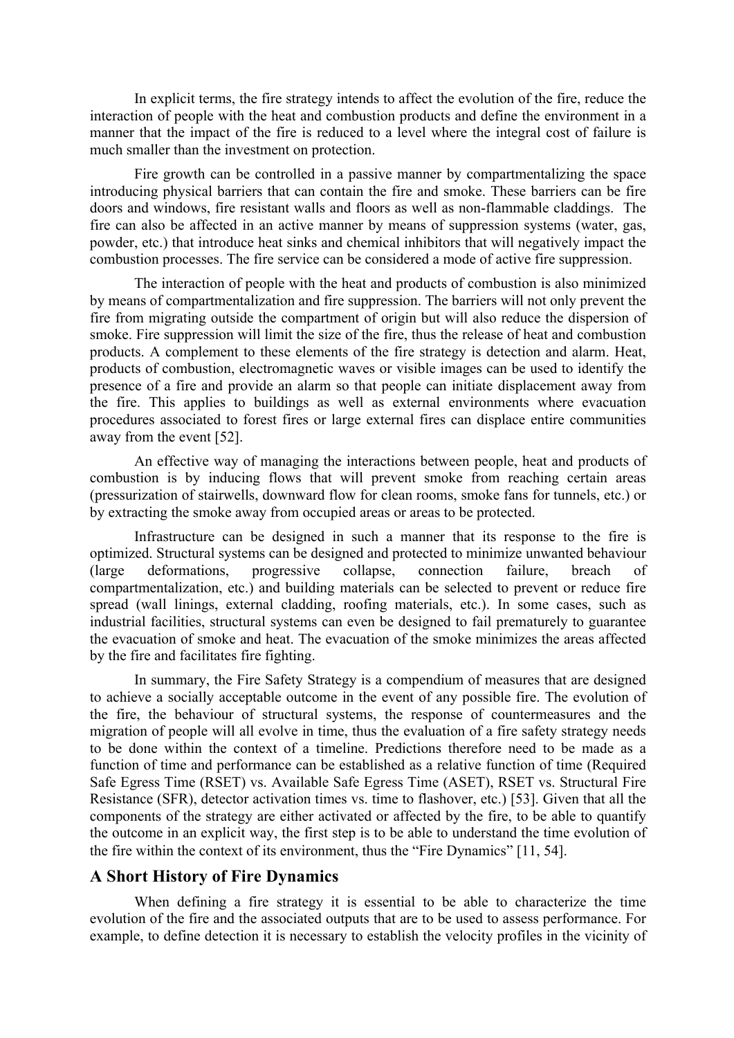In explicit terms, the fire strategy intends to affect the evolution of the fire, reduce the interaction of people with the heat and combustion products and define the environment in a manner that the impact of the fire is reduced to a level where the integral cost of failure is much smaller than the investment on protection.

Fire growth can be controlled in a passive manner by compartmentalizing the space introducing physical barriers that can contain the fire and smoke. These barriers can be fire doors and windows, fire resistant walls and floors as well as non-flammable claddings. The fire can also be affected in an active manner by means of suppression systems (water, gas, powder, etc.) that introduce heat sinks and chemical inhibitors that will negatively impact the combustion processes. The fire service can be considered a mode of active fire suppression.

The interaction of people with the heat and products of combustion is also minimized by means of compartmentalization and fire suppression. The barriers will not only prevent the fire from migrating outside the compartment of origin but will also reduce the dispersion of smoke. Fire suppression will limit the size of the fire, thus the release of heat and combustion products. A complement to these elements of the fire strategy is detection and alarm. Heat, products of combustion, electromagnetic waves or visible images can be used to identify the presence of a fire and provide an alarm so that people can initiate displacement away from the fire. This applies to buildings as well as external environments where evacuation procedures associated to forest fires or large external fires can displace entire communities away from the event [52].

An effective way of managing the interactions between people, heat and products of combustion is by inducing flows that will prevent smoke from reaching certain areas (pressurization of stairwells, downward flow for clean rooms, smoke fans for tunnels, etc.) or by extracting the smoke away from occupied areas or areas to be protected.

Infrastructure can be designed in such a manner that its response to the fire is optimized. Structural systems can be designed and protected to minimize unwanted behaviour (large deformations, progressive collapse, connection failure, breach of compartmentalization, etc.) and building materials can be selected to prevent or reduce fire spread (wall linings, external cladding, roofing materials, etc.). In some cases, such as industrial facilities, structural systems can even be designed to fail prematurely to guarantee the evacuation of smoke and heat. The evacuation of the smoke minimizes the areas affected by the fire and facilitates fire fighting.

In summary, the Fire Safety Strategy is a compendium of measures that are designed to achieve a socially acceptable outcome in the event of any possible fire. The evolution of the fire, the behaviour of structural systems, the response of countermeasures and the migration of people will all evolve in time, thus the evaluation of a fire safety strategy needs to be done within the context of a timeline. Predictions therefore need to be made as a function of time and performance can be established as a relative function of time (Required Safe Egress Time (RSET) vs. Available Safe Egress Time (ASET), RSET vs. Structural Fire Resistance (SFR), detector activation times vs. time to flashover, etc.) [53]. Given that all the components of the strategy are either activated or affected by the fire, to be able to quantify the outcome in an explicit way, the first step is to be able to understand the time evolution of the fire within the context of its environment, thus the "Fire Dynamics" [11, 54].

## A Short History of Fire Dynamics

When defining a fire strategy it is essential to be able to characterize the time evolution of the fire and the associated outputs that are to be used to assess performance. For example, to define detection it is necessary to establish the velocity profiles in the vicinity of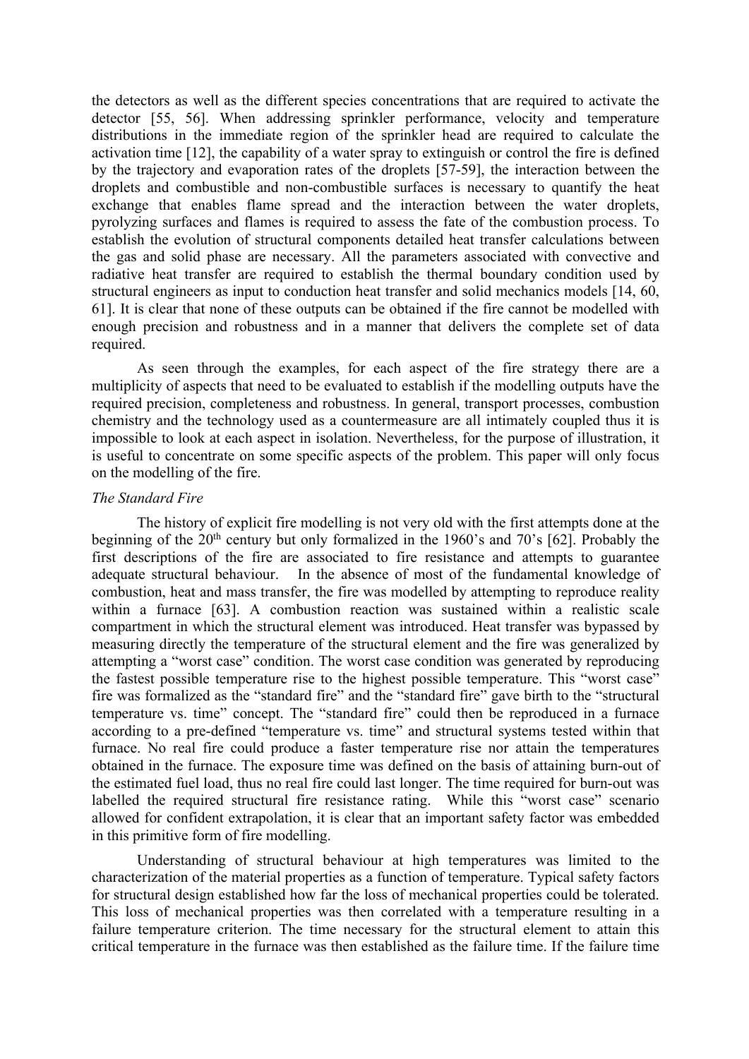the detectors as well as the different species concentrations that are required to activate the detector [55, 56]. When addressing sprinkler performance, velocity and temperature distributions in the immediate region of the sprinkler head are required to calculate the activation time [12], the capability of a water spray to extinguish or control the fire is defined by the trajectory and evaporation rates of the droplets [57-59], the interaction between the droplets and combustible and non-combustible surfaces is necessary to quantify the heat exchange that enables flame spread and the interaction between the water droplets, pyrolyzing surfaces and flames is required to assess the fate of the combustion process. To establish the evolution of structural components detailed heat transfer calculations between the gas and solid phase are necessary. All the parameters associated with convective and radiative heat transfer are required to establish the thermal boundary condition used by structural engineers as input to conduction heat transfer and solid mechanics models [14, 60, 61]. It is clear that none of these outputs can be obtained if the fire cannot be modelled with enough precision and robustness and in a manner that delivers the complete set of data required.

As seen through the examples, for each aspect of the fire strategy there are a multiplicity of aspects that need to be evaluated to establish if the modelling outputs have the required precision, completeness and robustness. In general, transport processes, combustion chemistry and the technology used as a countermeasure are all intimately coupled thus it is impossible to look at each aspect in isolation. Nevertheless, for the purpose of illustration, it is useful to concentrate on some specific aspects of the problem. This paper will only focus on the modelling of the fire.

*The Standard Fire*

The history of explicit fire modelling is not very old with the first attempts done at the beginning of the 20th century but only formalized in the 1960's and 70's [62]. Probably the first descriptions of the fire are associated to fire resistance and attempts to guarantee adequate structural behaviour. In the absence of most of the fundamental knowledge of combustion, heat and mass transfer, the fire was modelled by attempting to reproduce reality within a furnace [63]. A combustion reaction was sustained within a realistic scale compartment in which the structural element was introduced. Heat transfer was bypassed by measuring directly the temperature of the structural element and the fire was generalized by attempting a "worst case" condition. The worst case condition was generated by reproducing the fastest possible temperature rise to the highest possible temperature. This "worst case" fire was formalized as the "standard fire" and the "standard fire" gave birth to the "structural temperature vs. time" concept. The "standard fire" could then be reproduced in a furnace according to a pre-defined "temperature vs. time" and structural systems tested within that furnace. No real fire could produce a faster temperature rise nor attain the temperatures obtained in the furnace. The exposure time was defined on the basis of attaining burn-out of the estimated fuel load, thus no real fire could last longer. The time required for burn-out was labelled the required structural fire resistance rating. While this "worst case" scenario allowed for confident extrapolation, it is clear that an important safety factor was embedded in this primitive form of fire modelling.

Understanding of structural behaviour at high temperatures was limited to the characterization of the material properties as a function of temperature. Typical safety factors for structural design established how far the loss of mechanical properties could be tolerated. This loss of mechanical properties was then correlated with a temperature resulting in a failure temperature criterion. The time necessary for the structural element to attain this critical temperature in the furnace was then established as the failure time. If the failure time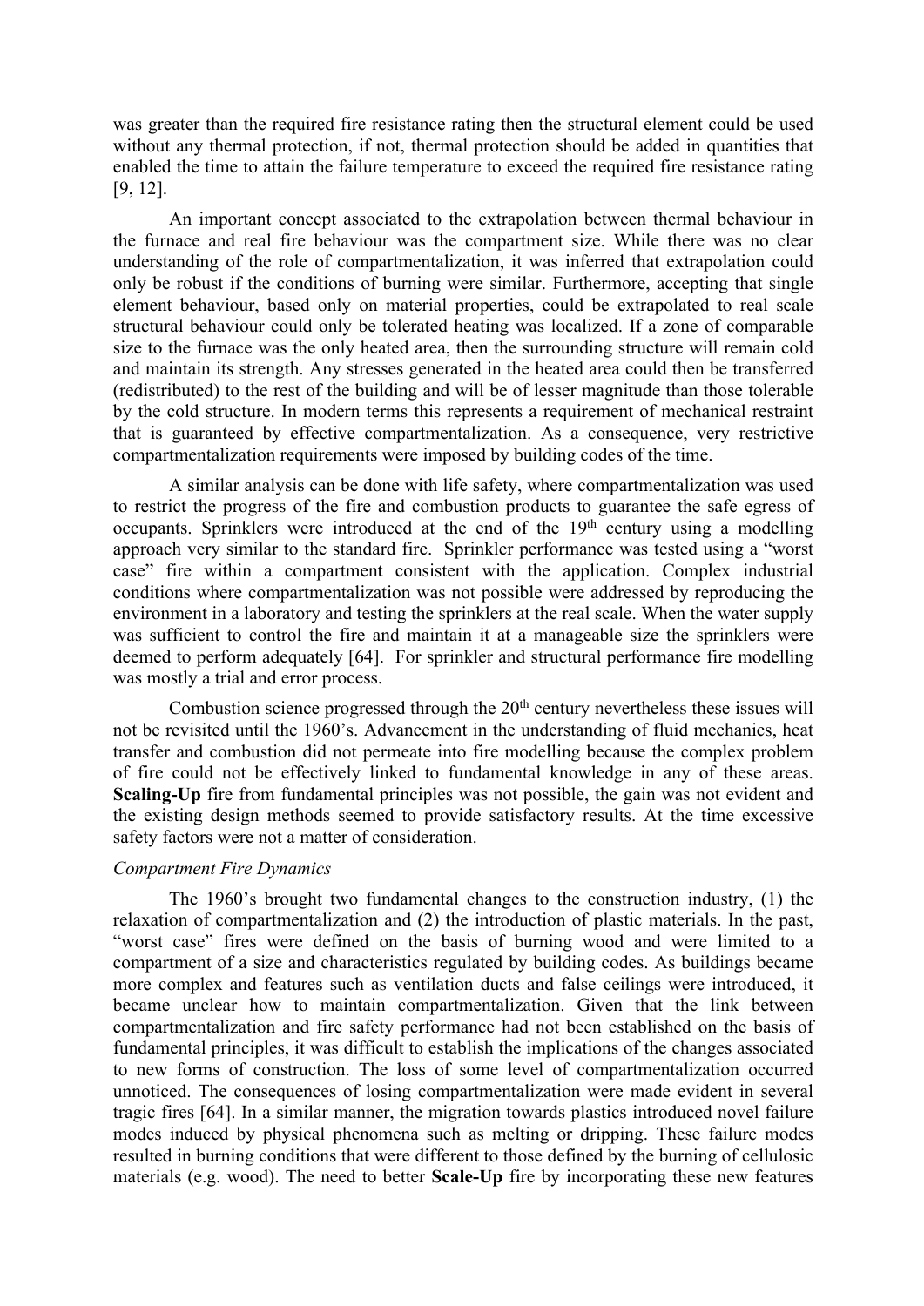was greater than the required fire resistance rating then the structural element could be used without any thermal protection, if not, thermal protection should be added in quantities that enabled the time to attain the failure temperature to exceed the required fire resistance rating [9, 12].

An important concept associated to the extrapolation between thermal behaviour in the furnace and real fire behaviour was the compartment size. While there was no clear understanding of the role of compartmentalization, it was inferred that extrapolation could only be robust if the conditions of burning were similar. Furthermore, accepting that single element behaviour, based only on material properties, could be extrapolated to real scale structural behaviour could only be tolerated heating was localized. If a zone of comparable size to the furnace was the only heated area, then the surrounding structure will remain cold and maintain its strength. Any stresses generated in the heated area could then be transferred (redistributed) to the rest of the building and will be of lesser magnitude than those tolerable by the cold structure. In modern terms this represents a requirement of mechanical restraint that is guaranteed by effective compartmentalization. As a consequence, very restrictive compartmentalization requirements were imposed by building codes of the time.

A similar analysis can be done with life safety, where compartmentalization was used to restrict the progress of the fire and combustion products to guarantee the safe egress of occupants. Sprinklers were introduced at the end of the 19th century using a modelling approach very similar to the standard fire. Sprinkler performance was tested using a "worst case" fire within a compartment consistent with the application. Complex industrial conditions where compartmentalization was not possible were addressed by reproducing the environment in a laboratory and testing the sprinklers at the real scale. When the water supply was sufficient to control the fire and maintain it at a manageable size the sprinklers were deemed to perform adequately [64]. For sprinkler and structural performance fire modelling was mostly a trial and error process.

Combustion science progressed through the 20th century nevertheless these issues will not be revisited until the 1960's. Advancement in the understanding of fluid mechanics, heat transfer and combustion did not permeate into fire modelling because the complex problem of fire could not be effectively linked to fundamental knowledge in any of these areas. **Scaling-Up** fire from fundamental principles was not possible, the gain was not evident and the existing design methods seemed to provide satisfactory results. At the time excessive safety factors were not a matter of consideration.

*Compartment Fire Dynamics*

The 1960's brought two fundamental changes to the construction industry, (1) the relaxation of compartmentalization and (2) the introduction of plastic materials. In the past, "worst case" fires were defined on the basis of burning wood and were limited to a compartment of a size and characteristics regulated by building codes. As buildings became more complex and features such as ventilation ducts and false ceilings were introduced, it became unclear how to maintain compartmentalization. Given that the link between compartmentalization and fire safety performance had not been established on the basis of fundamental principles, it was difficult to establish the implications of the changes associated to new forms of construction. The loss of some level of compartmentalization occurred unnoticed. The consequences of losing compartmentalization were made evident in several tragic fires [64]. In a similar manner, the migration towards plastics introduced novel failure modes induced by physical phenomena such as melting or dripping. These failure modes resulted in burning conditions that were different to those defined by the burning of cellulosic materials (e.g. wood). The need to better **Scale-Up** fire by incorporating these new features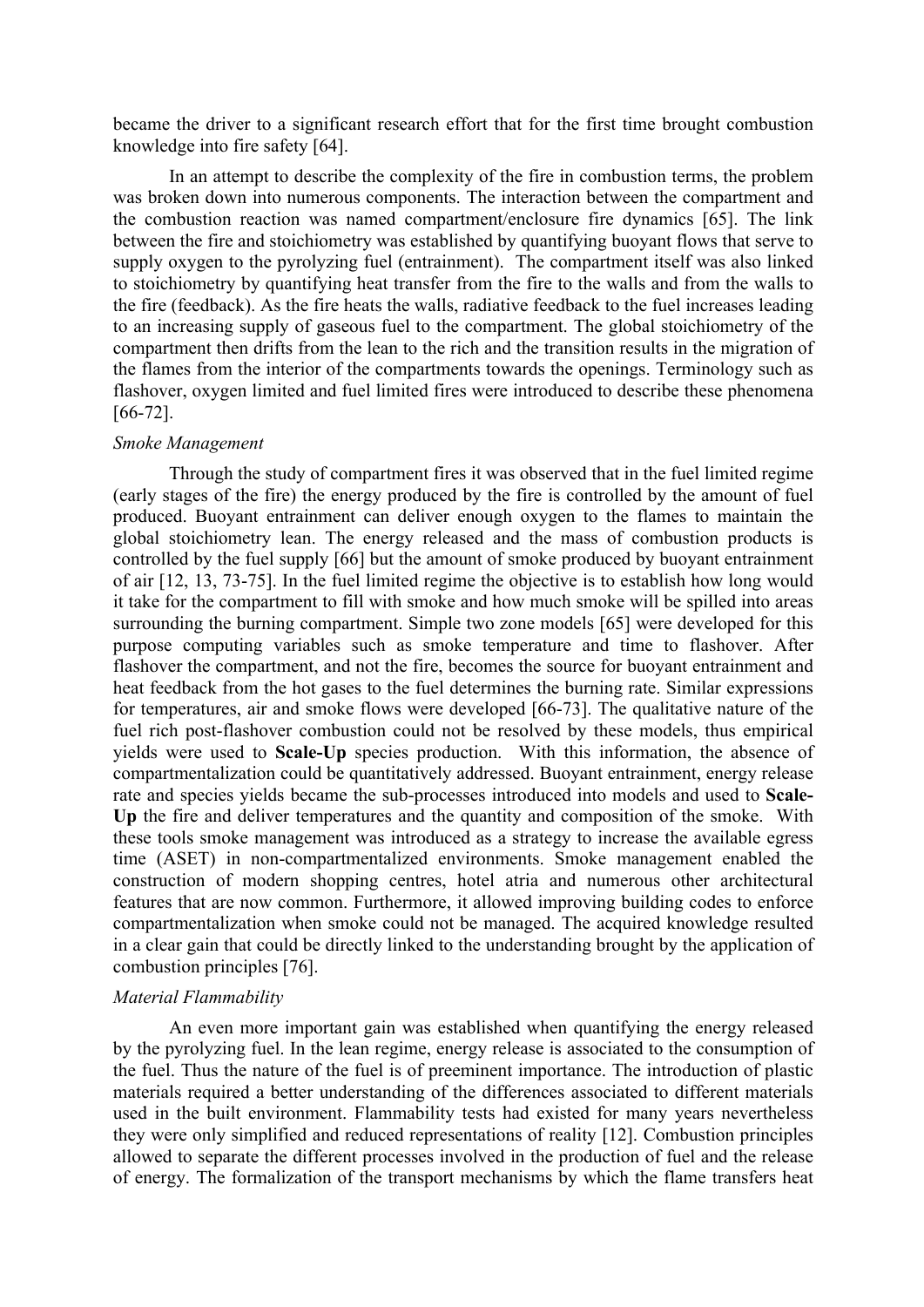became the driver to a significant research effort that for the first time brought combustion knowledge into fire safety [64].

In an attempt to describe the complexity of the fire in combustion terms, the problem was broken down into numerous components. The interaction between the compartment and the combustion reaction was named compartment/enclosure fire dynamics [65]. The link between the fire and stoichiometry was established by quantifying buoyant flows that serve to supply oxygen to the pyrolyzing fuel (entrainment). The compartment itself was also linked to stoichiometry by quantifying heat transfer from the fire to the walls and from the walls to the fire (feedback). As the fire heats the walls, radiative feedback to the fuel increases leading to an increasing supply of gaseous fuel to the compartment. The global stoichiometry of the compartment then drifts from the lean to the rich and the transition results in the migration of the flames from the interior of the compartments towards the openings. Terminology such as flashover, oxygen limited and fuel limited fires were introduced to describe these phenomena [66-72].

*Smoke Management*

Through the study of compartment fires it was observed that in the fuel limited regime (early stages of the fire) the energy produced by the fire is controlled by the amount of fuel produced. Buoyant entrainment can deliver enough oxygen to the flames to maintain the global stoichiometry lean. The energy released and the mass of combustion products is controlled by the fuel supply [66] but the amount of smoke produced by buoyant entrainment of air [12, 13, 73-75]. In the fuel limited regime the objective is to establish how long would it take for the compartment to fill with smoke and how much smoke will be spilled into areas surrounding the burning compartment. Simple two zone models [65] were developed for this purpose computing variables such as smoke temperature and time to flashover. After flashover the compartment, and not the fire, becomes the source for buoyant entrainment and heat feedback from the hot gases to the fuel determines the burning rate. Similar expressions for temperatures, air and smoke flows were developed [66-73]. The qualitative nature of the fuel rich post-flashover combustion could not be resolved by these models, thus empirical yields were used to **Scale-Up** species production. With this information, the absence of compartmentalization could be quantitatively addressed. Buoyant entrainment, energy release rate and species yields became the sub-processes introduced into models and used to **Scale-Up** the fire and deliver temperatures and the quantity and composition of the smoke. With these tools smoke management was introduced as a strategy to increase the available egress time (ASET) in non-compartmentalized environments. Smoke management enabled the construction of modern shopping centres, hotel atria and numerous other architectural features that are now common. Furthermore, it allowed improving building codes to enforce compartmentalization when smoke could not be managed. The acquired knowledge resulted in a clear gain that could be directly linked to the understanding brought by the application of combustion principles [76].

*Material Flammability*

An even more important gain was established when quantifying the energy released by the pyrolyzing fuel. In the lean regime, energy release is associated to the consumption of the fuel. Thus the nature of the fuel is of preeminent importance. The introduction of plastic materials required a better understanding of the differences associated to different materials used in the built environment. Flammability tests had existed for many years nevertheless they were only simplified and reduced representations of reality [12]. Combustion principles allowed to separate the different processes involved in the production of fuel and the release of energy. The formalization of the transport mechanisms by which the flame transfers heat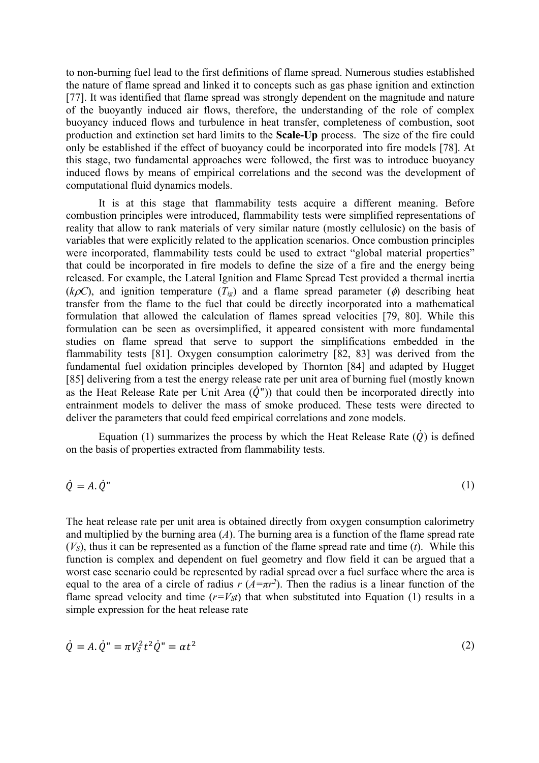to non-burning fuel lead to the first definitions of flame spread. Numerous studies established the nature of flame spread and linked it to concepts such as gas phase ignition and extinction [77]. It was identified that flame spread was strongly dependent on the magnitude and nature of the buoyantly induced air flows, therefore, the understanding of the role of complex buoyancy induced flows and turbulence in heat transfer, completeness of combustion, soot production and extinction set hard limits to the **Scale-Up** process. The size of the fire could only be established if the effect of buoyancy could be incorporated into fire models [78]. At this stage, two fundamental approaches were followed, the first was to introduce buoyancy induced flows by means of empirical correlations and the second was the development of computational fluid dynamics models.

It is at this stage that flammability tests acquire a different meaning. Before combustion principles were introduced, flammability tests were simplified representations of reality that allow to rank materials of very similar nature (mostly cellulosic) on the basis of variables that were explicitly related to the application scenarios. Once combustion principles were incorporated, flammability tests could be used to extract "global material properties" that could be incorporated in fire models to define the size of a fire and the energy being released. For example, the Lateral Ignition and Flame Spread Test provided a thermal inertia ($k\rho C$), and ignition temperature ($T_{ig}$) and a flame spread parameter ($\phi$) describing heat transfer from the flame to the fuel that could be directly incorporated into a mathematical formulation that allowed the calculation of flames spread velocities [79, 80]. While this formulation can be seen as oversimplified, it appeared consistent with more fundamental studies on flame spread that serve to support the simplifications embedded in the flammability tests [81]. Oxygen consumption calorimetry [82, 83] was derived from the fundamental fuel oxidation principles developed by Thornton [84] and adapted by Hugget [85] delivering from a test the energy release rate per unit area of burning fuel (mostly known as the Heat Release Rate per Unit Area ($\dot{Q}"$)) that could then be incorporated directly into entrainment models to deliver the mass of smoke produced. These tests were directed to deliver the parameters that could feed empirical correlations and zone models.

Equation (1) summarizes the process by which the Heat Release Rate ($\dot{Q}$) is defined on the basis of properties extracted from flammability tests.

$$\dot{Q} = A.\dot{Q}" \tag{1}$$

The heat release rate per unit area is obtained directly from oxygen consumption calorimetry and multiplied by the burning area ($A$). The burning area is a function of the flame spread rate ($V_S$), thus it can be represented as a function of the flame spread rate and time ($t$). While this function is complex and dependent on fuel geometry and flow field it can be argued that a worst case scenario could be represented by radial spread over a fuel surface where the area is equal to the area of a circle of radius $r$ ($A=\pi r^2$). Then the radius is a linear function of the flame spread velocity and time ($r=V_S t$) that when substituted into Equation (1) results in a simple expression for the heat release rate

$$\dot{Q} = A.\dot{Q}" = \pi V_S^2 t^2 \dot{Q}" = \alpha t^2 \tag{2}$$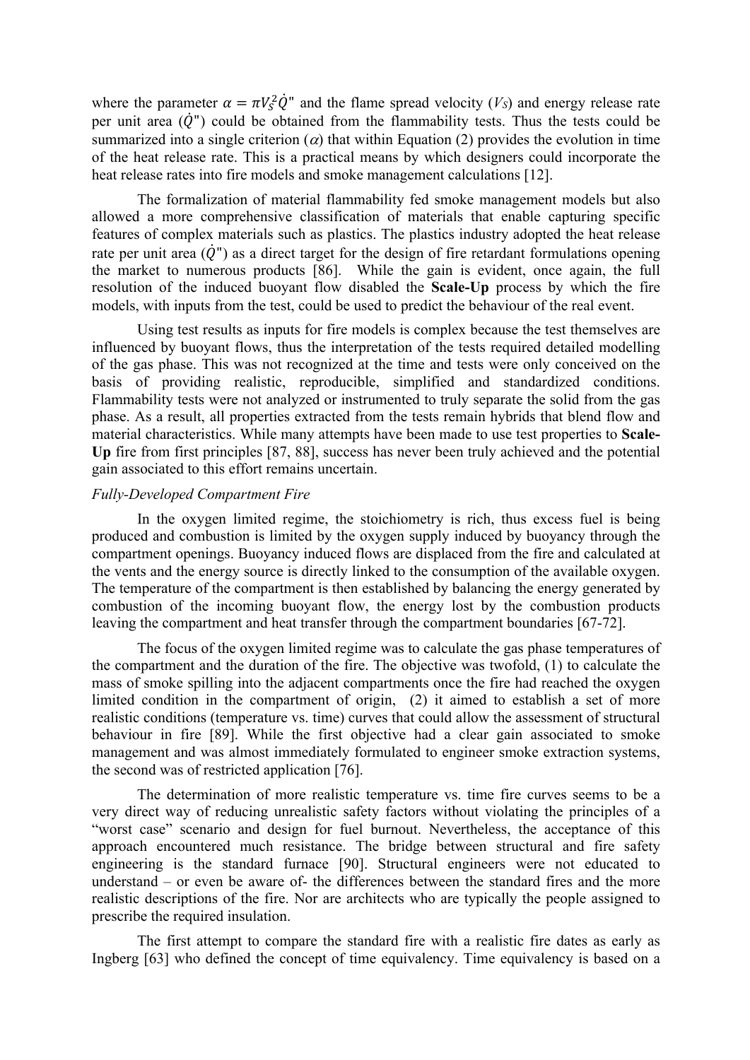where the parameter $\alpha = \pi V_S^2 \dot{Q}''$ and the flame spread velocity ($V_S$) and energy release rate per unit area ($\dot{Q}''$) could be obtained from the flammability tests. Thus the tests could be summarized into a single criterion ($\alpha$) that within Equation (2) provides the evolution in time of the heat release rate. This is a practical means by which designers could incorporate the heat release rates into fire models and smoke management calculations [12].

The formalization of material flammability fed smoke management models but also allowed a more comprehensive classification of materials that enable capturing specific features of complex materials such as plastics. The plastics industry adopted the heat release rate per unit area ($\dot{Q}''$) as a direct target for the design of fire retardant formulations opening the market to numerous products [86]. While the gain is evident, once again, the full resolution of the induced buoyant flow disabled the **Scale-Up** process by which the fire models, with inputs from the test, could be used to predict the behaviour of the real event.

Using test results as inputs for fire models is complex because the test themselves are influenced by buoyant flows, thus the interpretation of the tests required detailed modelling of the gas phase. This was not recognized at the time and tests were only conceived on the basis of providing realistic, reproducible, simplified and standardized conditions. Flammability tests were not analyzed or instrumented to truly separate the solid from the gas phase. As a result, all properties extracted from the tests remain hybrids that blend flow and material characteristics. While many attempts have been made to use test properties to **Scale-Up** fire from first principles [87, 88], success has never been truly achieved and the potential gain associated to this effort remains uncertain.

*Fully-Developed Compartment Fire*

In the oxygen limited regime, the stoichiometry is rich, thus excess fuel is being produced and combustion is limited by the oxygen supply induced by buoyancy through the compartment openings. Buoyancy induced flows are displaced from the fire and calculated at the vents and the energy source is directly linked to the consumption of the available oxygen. The temperature of the compartment is then established by balancing the energy generated by combustion of the incoming buoyant flow, the energy lost by the combustion products leaving the compartment and heat transfer through the compartment boundaries [67-72].

The focus of the oxygen limited regime was to calculate the gas phase temperatures of the compartment and the duration of the fire. The objective was twofold, (1) to calculate the mass of smoke spilling into the adjacent compartments once the fire had reached the oxygen limited condition in the compartment of origin, (2) it aimed to establish a set of more realistic conditions (temperature vs. time) curves that could allow the assessment of structural behaviour in fire [89]. While the first objective had a clear gain associated to smoke management and was almost immediately formulated to engineer smoke extraction systems, the second was of restricted application [76].

The determination of more realistic temperature vs. time fire curves seems to be a very direct way of reducing unrealistic safety factors without violating the principles of a "worst case" scenario and design for fuel burnout. Nevertheless, the acceptance of this approach encountered much resistance. The bridge between structural and fire safety engineering is the standard furnace [90]. Structural engineers were not educated to understand – or even be aware of- the differences between the standard fires and the more realistic descriptions of the fire. Nor are architects who are typically the people assigned to prescribe the required insulation.

The first attempt to compare the standard fire with a realistic fire dates as early as Ingberg [63] who defined the concept of time equivalency. Time equivalency is based on a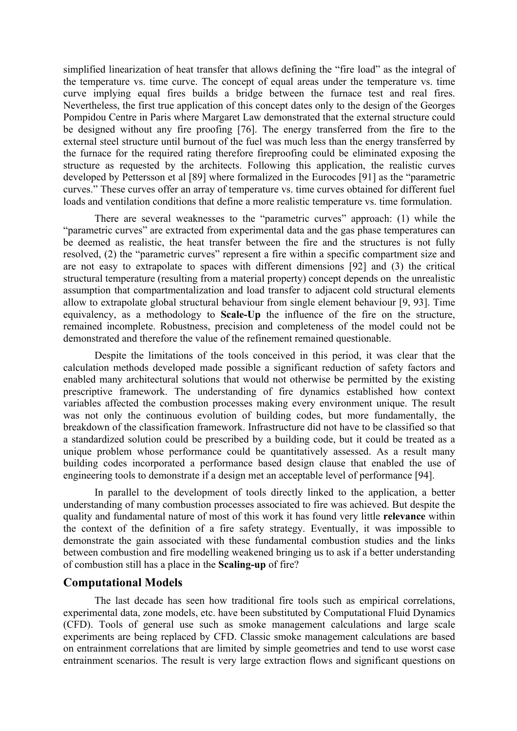simplified linearization of heat transfer that allows defining the "fire load" as the integral of the temperature vs. time curve. The concept of equal areas under the temperature vs. time curve implying equal fires builds a bridge between the furnace test and real fires. Nevertheless, the first true application of this concept dates only to the design of the Georges Pompidou Centre in Paris where Margaret Law demonstrated that the external structure could be designed without any fire proofing [76]. The energy transferred from the fire to the external steel structure until burnout of the fuel was much less than the energy transferred by the furnace for the required rating therefore fireproofing could be eliminated exposing the structure as requested by the architects. Following this application, the realistic curves developed by Pettersson et al [89] where formalized in the Eurocodes [91] as the "parametric curves." These curves offer an array of temperature vs. time curves obtained for different fuel loads and ventilation conditions that define a more realistic temperature vs. time formulation.

There are several weaknesses to the "parametric curves" approach: (1) while the "parametric curves" are extracted from experimental data and the gas phase temperatures can be deemed as realistic, the heat transfer between the fire and the structures is not fully resolved, (2) the "parametric curves" represent a fire within a specific compartment size and are not easy to extrapolate to spaces with different dimensions [92] and (3) the critical structural temperature (resulting from a material property) concept depends on the unrealistic assumption that compartmentalization and load transfer to adjacent cold structural elements allow to extrapolate global structural behaviour from single element behaviour [9, 93]. Time equivalency, as a methodology to **Scale-Up** the influence of the fire on the structure, remained incomplete. Robustness, precision and completeness of the model could not be demonstrated and therefore the value of the refinement remained questionable.

Despite the limitations of the tools conceived in this period, it was clear that the calculation methods developed made possible a significant reduction of safety factors and enabled many architectural solutions that would not otherwise be permitted by the existing prescriptive framework. The understanding of fire dynamics established how context variables affected the combustion processes making every environment unique. The result was not only the continuous evolution of building codes, but more fundamentally, the breakdown of the classification framework. Infrastructure did not have to be classified so that a standardized solution could be prescribed by a building code, but it could be treated as a unique problem whose performance could be quantitatively assessed. As a result many building codes incorporated a performance based design clause that enabled the use of engineering tools to demonstrate if a design met an acceptable level of performance [94].

In parallel to the development of tools directly linked to the application, a better understanding of many combustion processes associated to fire was achieved. But despite the quality and fundamental nature of most of this work it has found very little **relevance** within the context of the definition of a fire safety strategy. Eventually, it was impossible to demonstrate the gain associated with these fundamental combustion studies and the links between combustion and fire modelling weakened bringing us to ask if a better understanding of combustion still has a place in the **Scaling-up** of fire?

## Computational Models

The last decade has seen how traditional fire tools such as empirical correlations, experimental data, zone models, etc. have been substituted by Computational Fluid Dynamics (CFD). Tools of general use such as smoke management calculations and large scale experiments are being replaced by CFD. Classic smoke management calculations are based on entrainment correlations that are limited by simple geometries and tend to use worst case entrainment scenarios. The result is very large extraction flows and significant questions on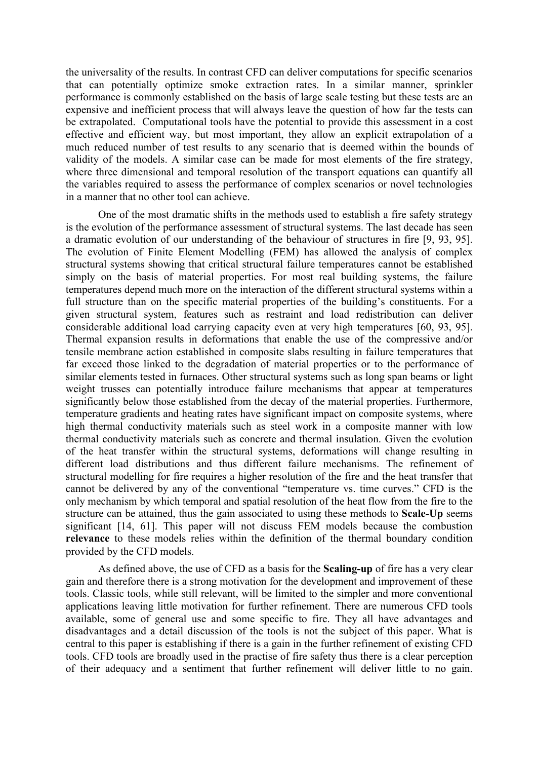the universality of the results. In contrast CFD can deliver computations for specific scenarios that can potentially optimize smoke extraction rates. In a similar manner, sprinkler performance is commonly established on the basis of large scale testing but these tests are an expensive and inefficient process that will always leave the question of how far the tests can be extrapolated. Computational tools have the potential to provide this assessment in a cost effective and efficient way, but most important, they allow an explicit extrapolation of a much reduced number of test results to any scenario that is deemed within the bounds of validity of the models. A similar case can be made for most elements of the fire strategy, where three dimensional and temporal resolution of the transport equations can quantify all the variables required to assess the performance of complex scenarios or novel technologies in a manner that no other tool can achieve.

One of the most dramatic shifts in the methods used to establish a fire safety strategy is the evolution of the performance assessment of structural systems. The last decade has seen a dramatic evolution of our understanding of the behaviour of structures in fire [9, 93, 95]. The evolution of Finite Element Modelling (FEM) has allowed the analysis of complex structural systems showing that critical structural failure temperatures cannot be established simply on the basis of material properties. For most real building systems, the failure temperatures depend much more on the interaction of the different structural systems within a full structure than on the specific material properties of the building's constituents. For a given structural system, features such as restraint and load redistribution can deliver considerable additional load carrying capacity even at very high temperatures [60, 93, 95]. Thermal expansion results in deformations that enable the use of the compressive and/or tensile membrane action established in composite slabs resulting in failure temperatures that far exceed those linked to the degradation of material properties or to the performance of similar elements tested in furnaces. Other structural systems such as long span beams or light weight trusses can potentially introduce failure mechanisms that appear at temperatures significantly below those established from the decay of the material properties. Furthermore, temperature gradients and heating rates have significant impact on composite systems, where high thermal conductivity materials such as steel work in a composite manner with low thermal conductivity materials such as concrete and thermal insulation. Given the evolution of the heat transfer within the structural systems, deformations will change resulting in different load distributions and thus different failure mechanisms. The refinement of structural modelling for fire requires a higher resolution of the fire and the heat transfer that cannot be delivered by any of the conventional "temperature vs. time curves." CFD is the only mechanism by which temporal and spatial resolution of the heat flow from the fire to the structure can be attained, thus the gain associated to using these methods to **Scale-Up** seems significant [14, 61]. This paper will not discuss FEM models because the combustion **relevance** to these models relies within the definition of the thermal boundary condition provided by the CFD models.

As defined above, the use of CFD as a basis for the **Scaling-up** of fire has a very clear gain and therefore there is a strong motivation for the development and improvement of these tools. Classic tools, while still relevant, will be limited to the simpler and more conventional applications leaving little motivation for further refinement. There are numerous CFD tools available, some of general use and some specific to fire. They all have advantages and disadvantages and a detail discussion of the tools is not the subject of this paper. What is central to this paper is establishing if there is a gain in the further refinement of existing CFD tools. CFD tools are broadly used in the practise of fire safety thus there is a clear perception of their adequacy and a sentiment that further refinement will deliver little to no gain.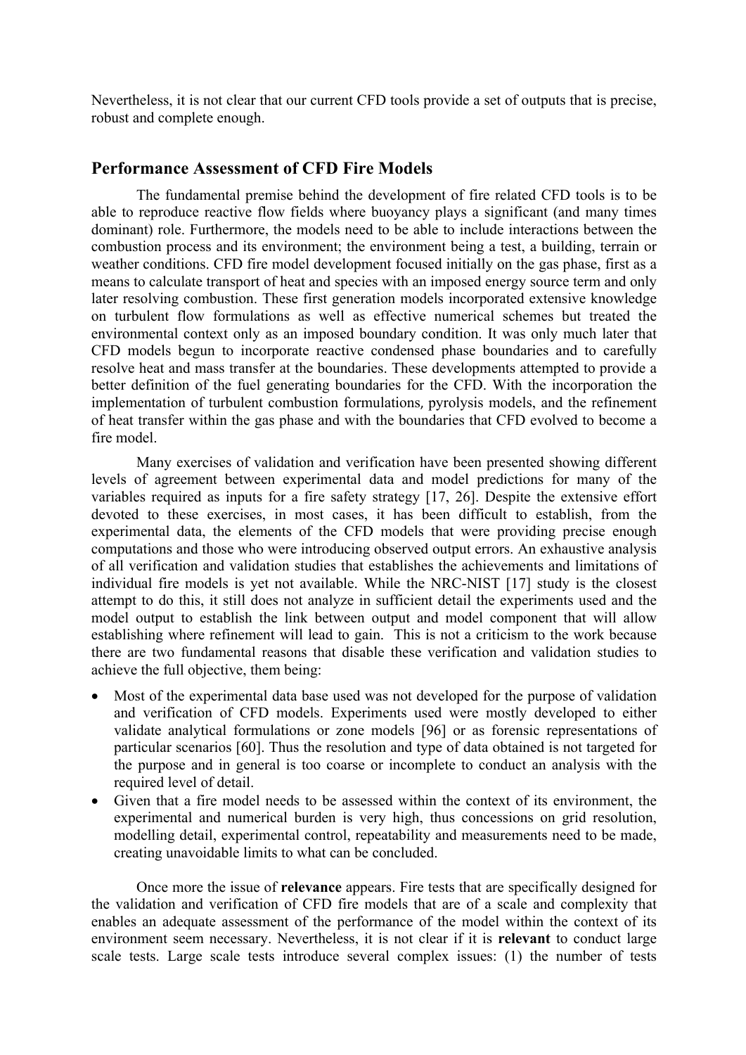Nevertheless, it is not clear that our current CFD tools provide a set of outputs that is precise, robust and complete enough.

## Performance Assessment of CFD Fire Models

The fundamental premise behind the development of fire related CFD tools is to be able to reproduce reactive flow fields where buoyancy plays a significant (and many times dominant) role. Furthermore, the models need to be able to include interactions between the combustion process and its environment; the environment being a test, a building, terrain or weather conditions. CFD fire model development focused initially on the gas phase, first as a means to calculate transport of heat and species with an imposed energy source term and only later resolving combustion. These first generation models incorporated extensive knowledge on turbulent flow formulations as well as effective numerical schemes but treated the environmental context only as an imposed boundary condition. It was only much later that CFD models begun to incorporate reactive condensed phase boundaries and to carefully resolve heat and mass transfer at the boundaries. These developments attempted to provide a better definition of the fuel generating boundaries for the CFD. With the incorporation the implementation of turbulent combustion formulations, pyrolysis models, and the refinement of heat transfer within the gas phase and with the boundaries that CFD evolved to become a fire model.

Many exercises of validation and verification have been presented showing different levels of agreement between experimental data and model predictions for many of the variables required as inputs for a fire safety strategy [17, 26]. Despite the extensive effort devoted to these exercises, in most cases, it has been difficult to establish, from the experimental data, the elements of the CFD models that were providing precise enough computations and those who were introducing observed output errors. An exhaustive analysis of all verification and validation studies that establishes the achievements and limitations of individual fire models is yet not available. While the NRC-NIST [17] study is the closest attempt to do this, it still does not analyze in sufficient detail the experiments used and the model output to establish the link between output and model component that will allow establishing where refinement will lead to gain. This is not a criticism to the work because there are two fundamental reasons that disable these verification and validation studies to achieve the full objective, them being:

- Most of the experimental data base used was not developed for the purpose of validation and verification of CFD models. Experiments used were mostly developed to either validate analytical formulations or zone models [96] or as forensic representations of particular scenarios [60]. Thus the resolution and type of data obtained is not targeted for the purpose and in general is too coarse or incomplete to conduct an analysis with the required level of detail.
- Given that a fire model needs to be assessed within the context of its environment, the experimental and numerical burden is very high, thus concessions on grid resolution, modelling detail, experimental control, repeatability and measurements need to be made, creating unavoidable limits to what can be concluded.

Once more the issue of **relevance** appears. Fire tests that are specifically designed for the validation and verification of CFD fire models that are of a scale and complexity that enables an adequate assessment of the performance of the model within the context of its environment seem necessary. Nevertheless, it is not clear if it is **relevant** to conduct large scale tests. Large scale tests introduce several complex issues: (1) the number of tests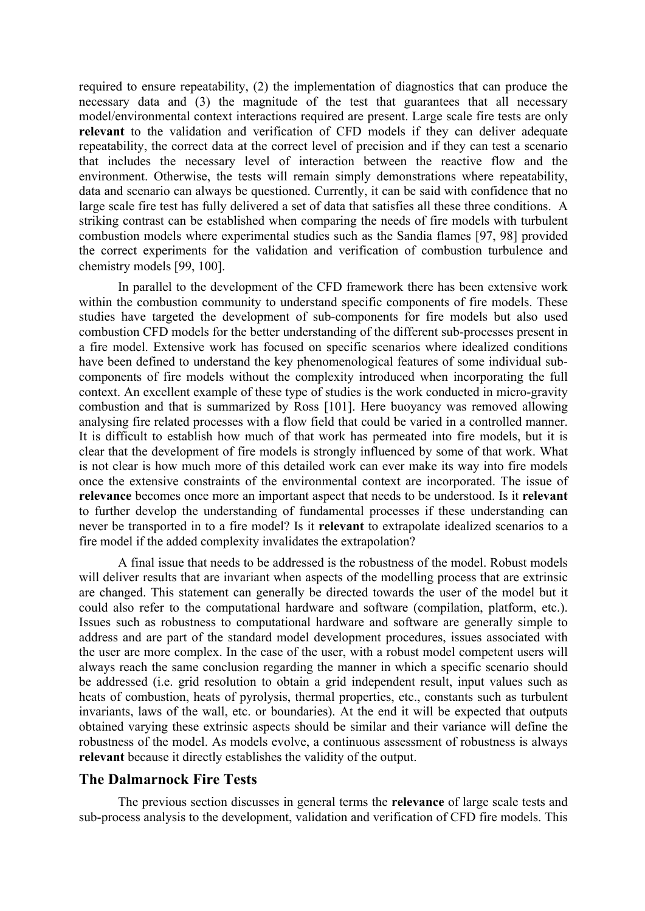required to ensure repeatability, (2) the implementation of diagnostics that can produce the necessary data and (3) the magnitude of the test that guarantees that all necessary model/environmental context interactions required are present. Large scale fire tests are only **relevant** to the validation and verification of CFD models if they can deliver adequate repeatability, the correct data at the correct level of precision and if they can test a scenario that includes the necessary level of interaction between the reactive flow and the environment. Otherwise, the tests will remain simply demonstrations where repeatability, data and scenario can always be questioned. Currently, it can be said with confidence that no large scale fire test has fully delivered a set of data that satisfies all these three conditions. A striking contrast can be established when comparing the needs of fire models with turbulent combustion models where experimental studies such as the Sandia flames [97, 98] provided the correct experiments for the validation and verification of combustion turbulence and chemistry models [99, 100].

In parallel to the development of the CFD framework there has been extensive work within the combustion community to understand specific components of fire models. These studies have targeted the development of sub-components for fire models but also used combustion CFD models for the better understanding of the different sub-processes present in a fire model. Extensive work has focused on specific scenarios where idealized conditions have been defined to understand the key phenomenological features of some individual sub-components of fire models without the complexity introduced when incorporating the full context. An excellent example of these type of studies is the work conducted in micro-gravity combustion and that is summarized by Ross [101]. Here buoyancy was removed allowing analysing fire related processes with a flow field that could be varied in a controlled manner. It is difficult to establish how much of that work has permeated into fire models, but it is clear that the development of fire models is strongly influenced by some of that work. What is not clear is how much more of this detailed work can ever make its way into fire models once the extensive constraints of the environmental context are incorporated. The issue of **relevance** becomes once more an important aspect that needs to be understood. Is it **relevant** to further develop the understanding of fundamental processes if these understanding can never be transported in to a fire model? Is it **relevant** to extrapolate idealized scenarios to a fire model if the added complexity invalidates the extrapolation?

A final issue that needs to be addressed is the robustness of the model. Robust models will deliver results that are invariant when aspects of the modelling process that are extrinsic are changed. This statement can generally be directed towards the user of the model but it could also refer to the computational hardware and software (compilation, platform, etc.). Issues such as robustness to computational hardware and software are generally simple to address and are part of the standard model development procedures, issues associated with the user are more complex. In the case of the user, with a robust model competent users will always reach the same conclusion regarding the manner in which a specific scenario should be addressed (i.e. grid resolution to obtain a grid independent result, input values such as heats of combustion, heats of pyrolysis, thermal properties, etc., constants such as turbulent invariants, laws of the wall, etc. or boundaries). At the end it will be expected that outputs obtained varying these extrinsic aspects should be similar and their variance will define the robustness of the model. As models evolve, a continuous assessment of robustness is always **relevant** because it directly establishes the validity of the output.

## The Dalmarnock Fire Tests

The previous section discusses in general terms the **relevance** of large scale tests and sub-process analysis to the development, validation and verification of CFD fire models. This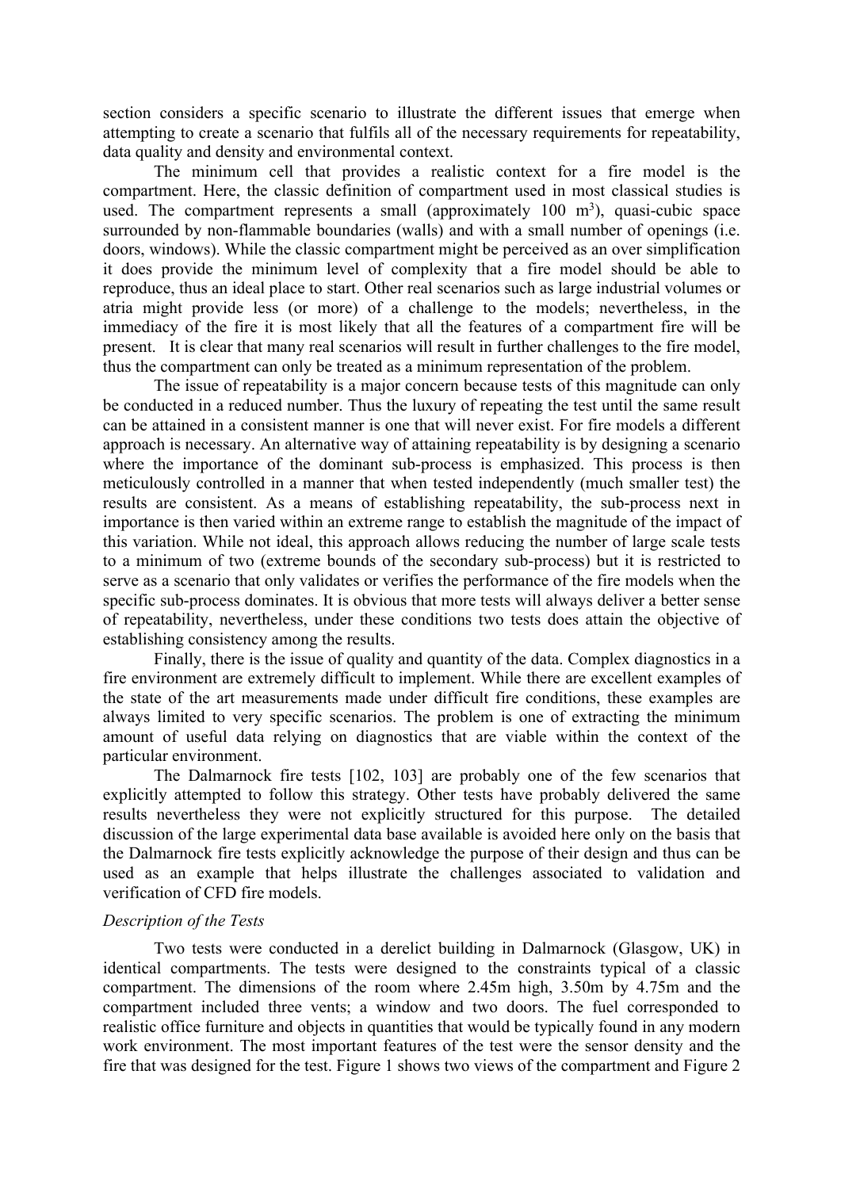section considers a specific scenario to illustrate the different issues that emerge when attempting to create a scenario that fulfils all of the necessary requirements for repeatability, data quality and density and environmental context.

The minimum cell that provides a realistic context for a fire model is the compartment. Here, the classic definition of compartment used in most classical studies is used. The compartment represents a small (approximately 100 $m^3$), quasi-cubic space surrounded by non-flammable boundaries (walls) and with a small number of openings (i.e. doors, windows). While the classic compartment might be perceived as an over simplification it does provide the minimum level of complexity that a fire model should be able to reproduce, thus an ideal place to start. Other real scenarios such as large industrial volumes or atria might provide less (or more) of a challenge to the models; nevertheless, in the immediacy of the fire it is most likely that all the features of a compartment fire will be present. It is clear that many real scenarios will result in further challenges to the fire model, thus the compartment can only be treated as a minimum representation of the problem.

The issue of repeatability is a major concern because tests of this magnitude can only be conducted in a reduced number. Thus the luxury of repeating the test until the same result can be attained in a consistent manner is one that will never exist. For fire models a different approach is necessary. An alternative way of attaining repeatability is by designing a scenario where the importance of the dominant sub-process is emphasized. This process is then meticulously controlled in a manner that when tested independently (much smaller test) the results are consistent. As a means of establishing repeatability, the sub-process next in importance is then varied within an extreme range to establish the magnitude of the impact of this variation. While not ideal, this approach allows reducing the number of large scale tests to a minimum of two (extreme bounds of the secondary sub-process) but it is restricted to serve as a scenario that only validates or verifies the performance of the fire models when the specific sub-process dominates. It is obvious that more tests will always deliver a better sense of repeatability, nevertheless, under these conditions two tests does attain the objective of establishing consistency among the results.

Finally, there is the issue of quality and quantity of the data. Complex diagnostics in a fire environment are extremely difficult to implement. While there are excellent examples of the state of the art measurements made under difficult fire conditions, these examples are always limited to very specific scenarios. The problem is one of extracting the minimum amount of useful data relying on diagnostics that are viable within the context of the particular environment.

The Dalmarnock fire tests [102, 103] are probably one of the few scenarios that explicitly attempted to follow this strategy. Other tests have probably delivered the same results nevertheless they were not explicitly structured for this purpose. The detailed discussion of the large experimental data base available is avoided here only on the basis that the Dalmarnock fire tests explicitly acknowledge the purpose of their design and thus can be used as an example that helps illustrate the challenges associated to validation and verification of CFD fire models.

*Description of the Tests*

Two tests were conducted in a derelict building in Dalmarnock (Glasgow, UK) in identical compartments. The tests were designed to the constraints typical of a classic compartment. The dimensions of the room where 2.45m high, 3.50m by 4.75m and the compartment included three vents; a window and two doors. The fuel corresponded to realistic office furniture and objects in quantities that would be typically found in any modern work environment. The most important features of the test were the sensor density and the fire that was designed for the test. Figure 1 shows two views of the compartment and Figure 2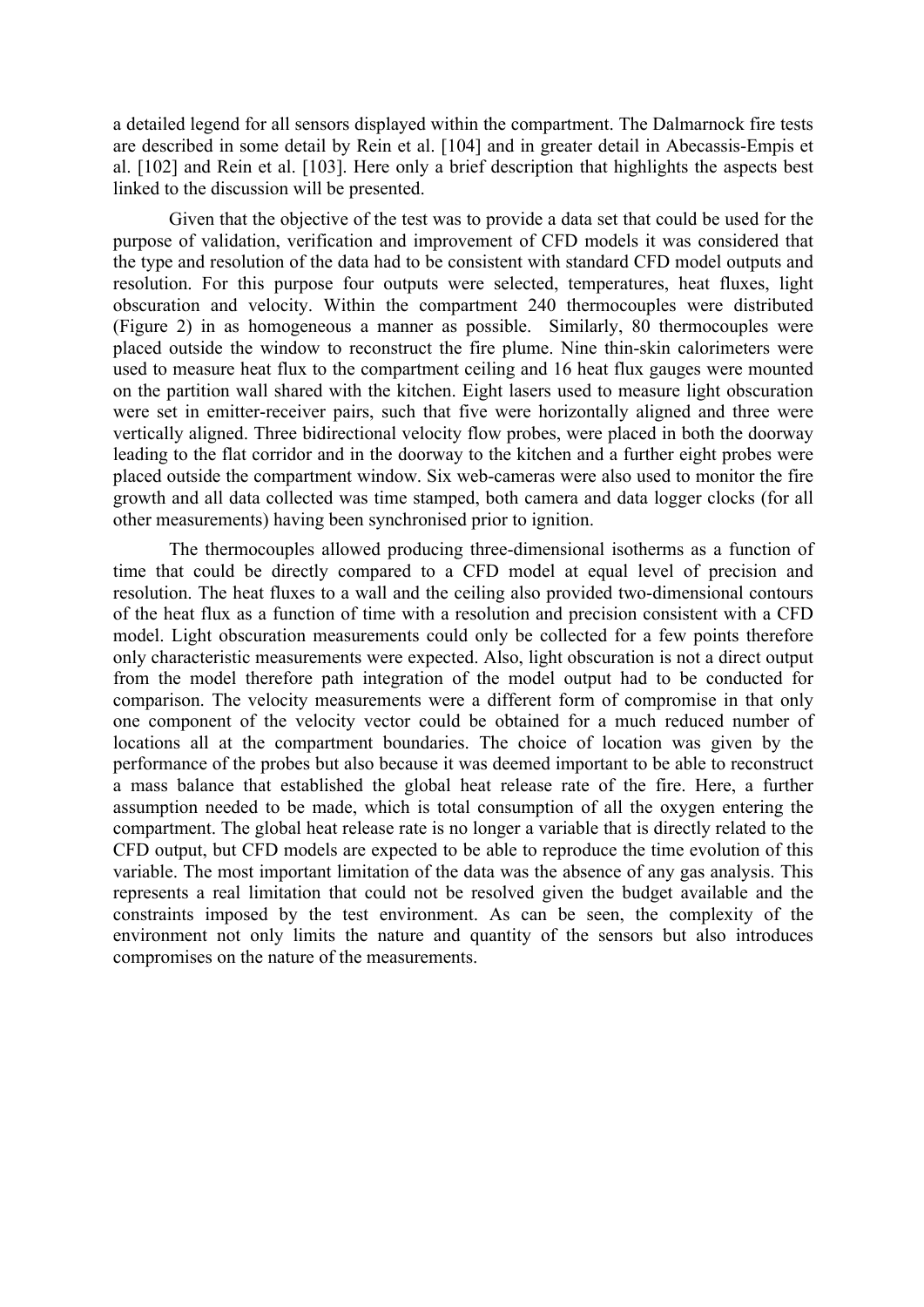a detailed legend for all sensors displayed within the compartment. The Dalmarnock fire tests are described in some detail by Rein et al. [104] and in greater detail in Abecassis-Empis et al. [102] and Rein et al. [103]. Here only a brief description that highlights the aspects best linked to the discussion will be presented.

Given that the objective of the test was to provide a data set that could be used for the purpose of validation, verification and improvement of CFD models it was considered that the type and resolution of the data had to be consistent with standard CFD model outputs and resolution. For this purpose four outputs were selected, temperatures, heat fluxes, light obscuration and velocity. Within the compartment 240 thermocouples were distributed (Figure 2) in as homogeneous a manner as possible. Similarly, 80 thermocouples were placed outside the window to reconstruct the fire plume. Nine thin-skin calorimeters were used to measure heat flux to the compartment ceiling and 16 heat flux gauges were mounted on the partition wall shared with the kitchen. Eight lasers used to measure light obscuration were set in emitter-receiver pairs, such that five were horizontally aligned and three were vertically aligned. Three bidirectional velocity flow probes, were placed in both the doorway leading to the flat corridor and in the doorway to the kitchen and a further eight probes were placed outside the compartment window. Six web-cameras were also used to monitor the fire growth and all data collected was time stamped, both camera and data logger clocks (for all other measurements) having been synchronised prior to ignition.

The thermocouples allowed producing three-dimensional isotherms as a function of time that could be directly compared to a CFD model at equal level of precision and resolution. The heat fluxes to a wall and the ceiling also provided two-dimensional contours of the heat flux as a function of time with a resolution and precision consistent with a CFD model. Light obscuration measurements could only be collected for a few points therefore only characteristic measurements were expected. Also, light obscuration is not a direct output from the model therefore path integration of the model output had to be conducted for comparison. The velocity measurements were a different form of compromise in that only one component of the velocity vector could be obtained for a much reduced number of locations all at the compartment boundaries. The choice of location was given by the performance of the probes but also because it was deemed important to be able to reconstruct a mass balance that established the global heat release rate of the fire. Here, a further assumption needed to be made, which is total consumption of all the oxygen entering the compartment. The global heat release rate is no longer a variable that is directly related to the CFD output, but CFD models are expected to be able to reproduce the time evolution of this variable. The most important limitation of the data was the absence of any gas analysis. This represents a real limitation that could not be resolved given the budget available and the constraints imposed by the test environment. As can be seen, the complexity of the environment not only limits the nature and quantity of the sensors but also introduces compromises on the nature of the measurements.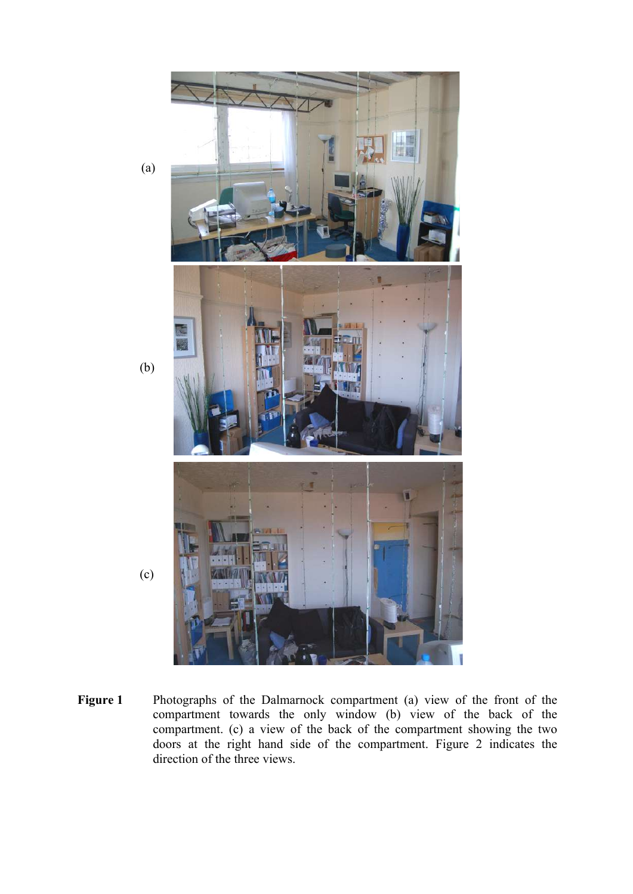(a)

(b)

(c)

**Figure 1** Photographs of the Dalmarnock compartment (a) view of the front of the compartment towards the only window (b) view of the back of the compartment. (c) a view of the back of the compartment showing the two doors at the right hand side of the compartment. Figure 2 indicates the direction of the three views.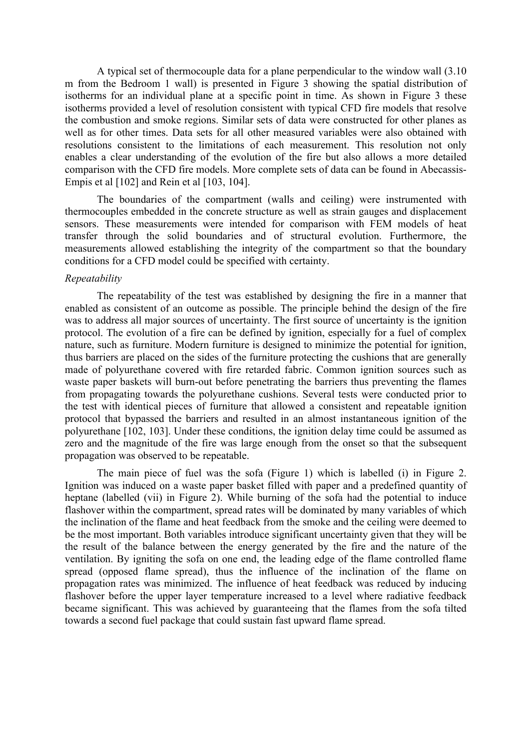A typical set of thermocouple data for a plane perpendicular to the window wall (3.10 m from the Bedroom 1 wall) is presented in Figure 3 showing the spatial distribution of isotherms for an individual plane at a specific point in time. As shown in Figure 3 these isotherms provided a level of resolution consistent with typical CFD fire models that resolve the combustion and smoke regions. Similar sets of data were constructed for other planes as well as for other times. Data sets for all other measured variables were also obtained with resolutions consistent to the limitations of each measurement. This resolution not only enables a clear understanding of the evolution of the fire but also allows a more detailed comparison with the CFD fire models. More complete sets of data can be found in Abecassis-Empis et al [102] and Rein et al [103, 104].

The boundaries of the compartment (walls and ceiling) were instrumented with thermocouples embedded in the concrete structure as well as strain gauges and displacement sensors. These measurements were intended for comparison with FEM models of heat transfer through the solid boundaries and of structural evolution. Furthermore, the measurements allowed establishing the integrity of the compartment so that the boundary conditions for a CFD model could be specified with certainty.

*Repeatability*

The repeatability of the test was established by designing the fire in a manner that enabled as consistent of an outcome as possible. The principle behind the design of the fire was to address all major sources of uncertainty. The first source of uncertainty is the ignition protocol. The evolution of a fire can be defined by ignition, especially for a fuel of complex nature, such as furniture. Modern furniture is designed to minimize the potential for ignition, thus barriers are placed on the sides of the furniture protecting the cushions that are generally made of polyurethane covered with fire retarded fabric. Common ignition sources such as waste paper baskets will burn-out before penetrating the barriers thus preventing the flames from propagating towards the polyurethane cushions. Several tests were conducted prior to the test with identical pieces of furniture that allowed a consistent and repeatable ignition protocol that bypassed the barriers and resulted in an almost instantaneous ignition of the polyurethane [102, 103]. Under these conditions, the ignition delay time could be assumed as zero and the magnitude of the fire was large enough from the onset so that the subsequent propagation was observed to be repeatable.

The main piece of fuel was the sofa (Figure 1) which is labelled (i) in Figure 2. Ignition was induced on a waste paper basket filled with paper and a predefined quantity of heptane (labelled (vii) in Figure 2). While burning of the sofa had the potential to induce flashover within the compartment, spread rates will be dominated by many variables of which the inclination of the flame and heat feedback from the smoke and the ceiling were deemed to be the most important. Both variables introduce significant uncertainty given that they will be the result of the balance between the energy generated by the fire and the nature of the ventilation. By igniting the sofa on one end, the leading edge of the flame controlled flame spread (opposed flame spread), thus the influence of the inclination of the flame on propagation rates was minimized. The influence of heat feedback was reduced by inducing flashover before the upper layer temperature increased to a level where radiative feedback became significant. This was achieved by guaranteeing that the flames from the sofa tilted towards a second fuel package that could sustain fast upward flame spread.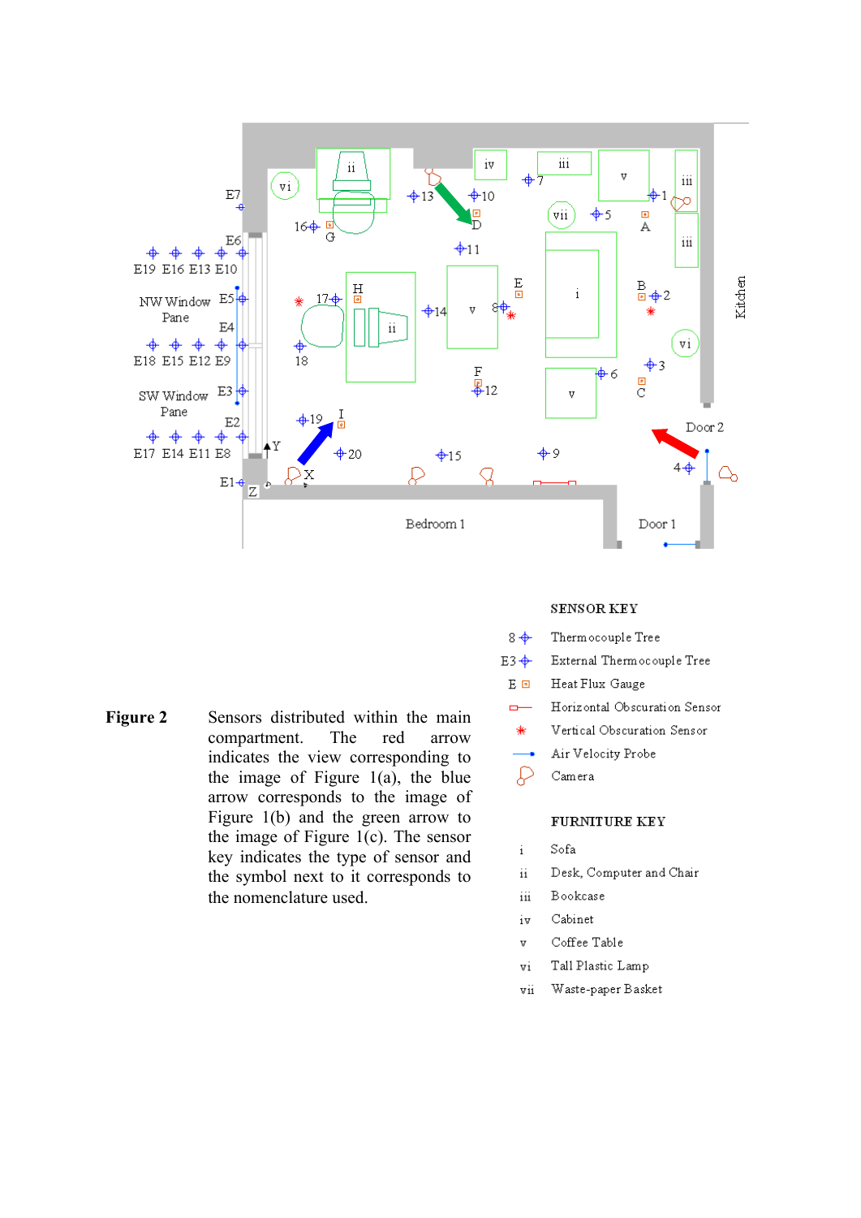**Figure 2** Sensors distributed within the main compartment. The red arrow indicates the view corresponding to the image of Figure 1(a), the blue arrow corresponds to the image of Figure 1(b) and the green arrow to the image of Figure 1(c). The sensor key indicates the type of sensor and the symbol next to it corresponds to the nomenclature used.

**SENSOR KEY**

| Symbol | Sensor |
| --- | --- |
| 8 | Thermocouple Tree |
| E3 | External Thermocouple Tree |
| E | Heat Flux Gauge |
| | Horizontal Obscuration Sensor |
| | Vertical Obscuration Sensor |
| | Air Velocity Probe |
| | Camera |

**FURNITURE KEY**

| | |
| --- | --- |
| i | Sofa |
| ii | Desk, Computer and Chair |
| iii | Bookcase |
| iv | Cabinet |
| v | Coffee Table |
| vi | Tall Plastic Lamp |
| vii | Waste-paper Basket |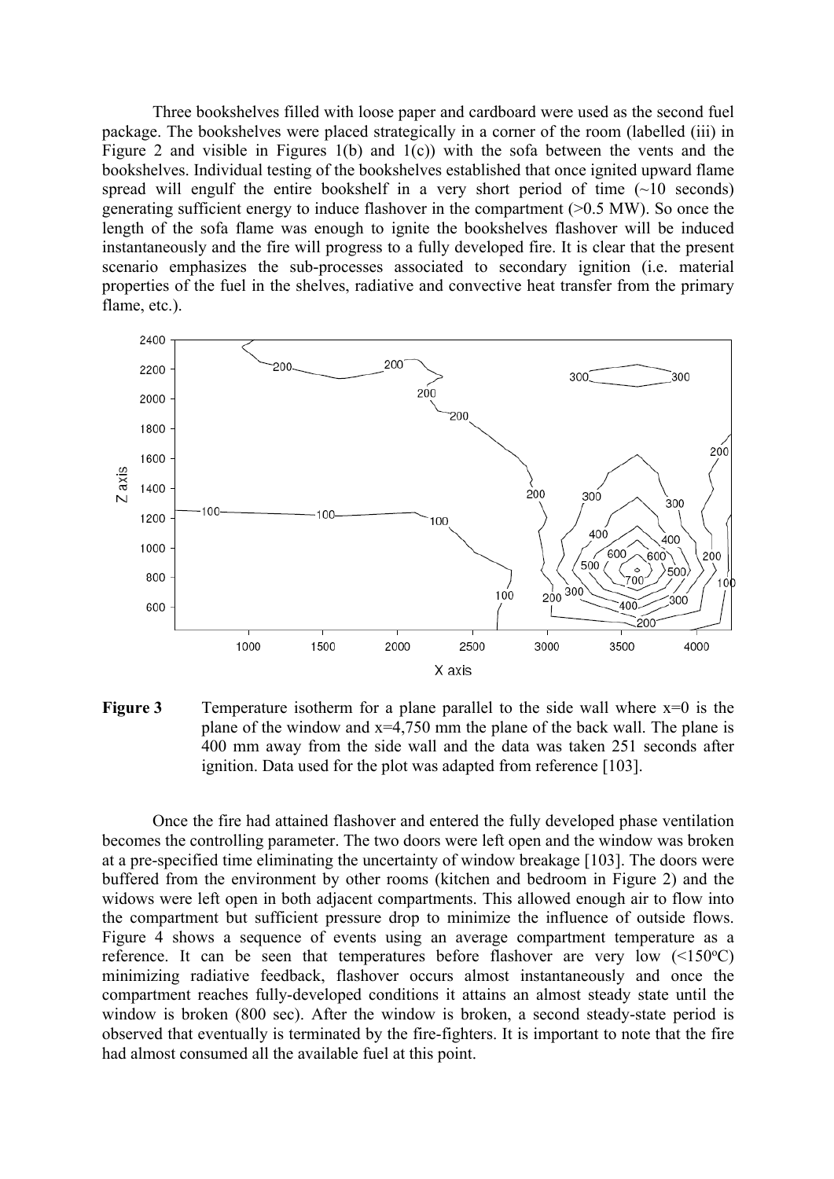Three bookshelves filled with loose paper and cardboard were used as the second fuel package. The bookshelves were placed strategically in a corner of the room (labelled (iii) in Figure 2 and visible in Figures 1(b) and 1(c)) with the sofa between the vents and the bookshelves. Individual testing of the bookshelves established that once ignited upward flame spread will engulf the entire bookshelf in a very short period of time (~10 seconds) generating sufficient energy to induce flashover in the compartment (>0.5 MW). So once the length of the sofa flame was enough to ignite the bookshelves flashover will be induced instantaneously and the fire will progress to a fully developed fire. It is clear that the present scenario emphasizes the sub-processes associated to secondary ignition (i.e. material properties of the fuel in the shelves, radiative and convective heat transfer from the primary flame, etc.).

**Figure 3** Temperature isotherm for a plane parallel to the side wall where x=0 is the plane of the window and x=4,750 mm the plane of the back wall. The plane is 400 mm away from the side wall and the data was taken 251 seconds after ignition. Data used for the plot was adapted from reference [103].

Once the fire had attained flashover and entered the fully developed phase ventilation becomes the controlling parameter. The two doors were left open and the window was broken at a pre-specified time eliminating the uncertainty of window breakage [103]. The doors were buffered from the environment by other rooms (kitchen and bedroom in Figure 2) and the widows were left open in both adjacent compartments. This allowed enough air to flow into the compartment but sufficient pressure drop to minimize the influence of outside flows. Figure 4 shows a sequence of events using an average compartment temperature as a reference. It can be seen that temperatures before flashover are very low (<150$^{o}$C) minimizing radiative feedback, flashover occurs almost instantaneously and once the compartment reaches fully-developed conditions it attains an almost steady state until the window is broken (800 sec). After the window is broken, a second steady-state period is observed that eventually is terminated by the fire-fighters. It is important to note that the fire had almost consumed all the available fuel at this point.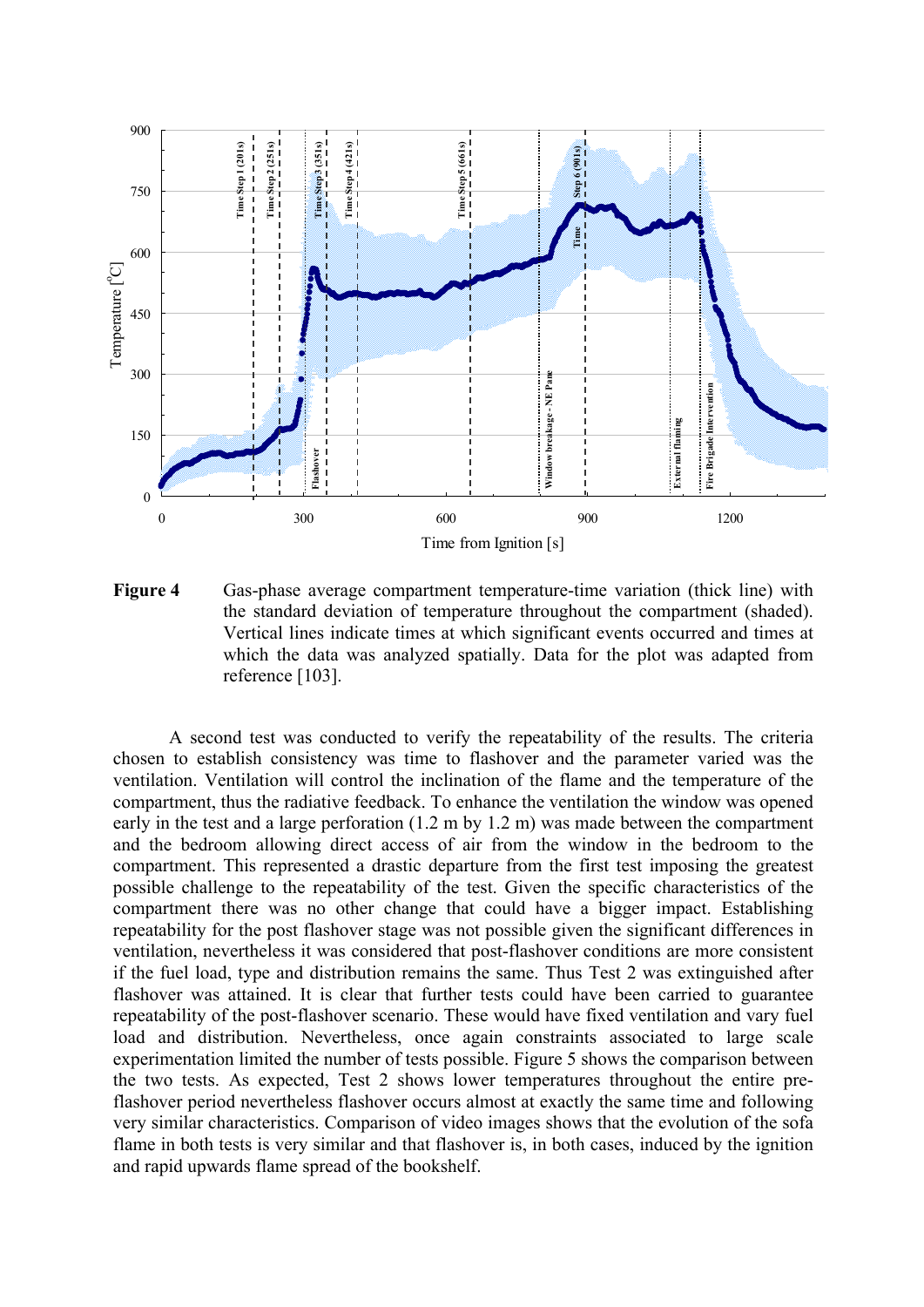**Figure 4** Gas-phase average compartment temperature-time variation (thick line) with the standard deviation of temperature throughout the compartment (shaded). Vertical lines indicate times at which significant events occurred and times at which the data was analyzed spatially. Data for the plot was adapted from reference [103].

A second test was conducted to verify the repeatability of the results. The criteria chosen to establish consistency was time to flashover and the parameter varied was the ventilation. Ventilation will control the inclination of the flame and the temperature of the compartment, thus the radiative feedback. To enhance the ventilation the window was opened early in the test and a large perforation (1.2 m by 1.2 m) was made between the compartment and the bedroom allowing direct access of air from the window in the bedroom to the compartment. This represented a drastic departure from the first test imposing the greatest possible challenge to the repeatability of the test. Given the specific characteristics of the compartment there was no other change that could have a bigger impact. Establishing repeatability for the post flashover stage was not possible given the significant differences in ventilation, nevertheless it was considered that post-flashover conditions are more consistent if the fuel load, type and distribution remains the same. Thus Test 2 was extinguished after flashover was attained. It is clear that further tests could have been carried to guarantee repeatability of the post-flashover scenario. These would have fixed ventilation and vary fuel load and distribution. Nevertheless, once again constraints associated to large scale experimentation limited the number of tests possible. Figure 5 shows the comparison between the two tests. As expected, Test 2 shows lower temperatures throughout the entire pre-flashover period nevertheless flashover occurs almost at exactly the same time and following very similar characteristics. Comparison of video images shows that the evolution of the sofa flame in both tests is very similar and that flashover is, in both cases, induced by the ignition and rapid upwards flame spread of the bookshelf.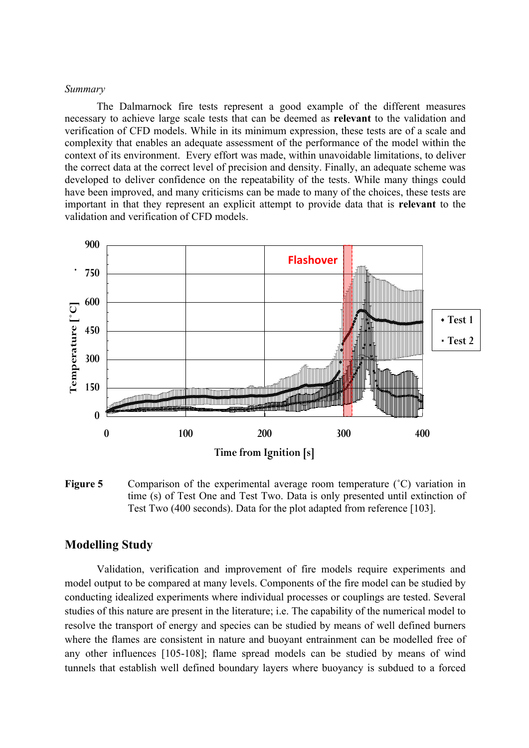*Summary*

The Dalmarnock fire tests represent a good example of the different measures necessary to achieve large scale tests that can be deemed as **relevant** to the validation and verification of CFD models. While in its minimum expression, these tests are of a scale and complexity that enables an adequate assessment of the performance of the model within the context of its environment. Every effort was made, within unavoidable limitations, to deliver the correct data at the correct level of precision and density. Finally, an adequate scheme was developed to deliver confidence on the repeatability of the tests. While many things could have been improved, and many criticisms can be made to many of the choices, these tests are important in that they represent an explicit attempt to provide data that is **relevant** to the validation and verification of CFD models.

**Figure 5** Comparison of the experimental average room temperature (˚C) variation in time (s) of Test One and Test Two. Data is only presented until extinction of Test Two (400 seconds). Data for the plot adapted from reference [103].

## Modelling Study

Validation, verification and improvement of fire models require experiments and model output to be compared at many levels. Components of the fire model can be studied by conducting idealized experiments where individual processes or couplings are tested. Several studies of this nature are present in the literature; i.e. The capability of the numerical model to resolve the transport of energy and species can be studied by means of well defined burners where the flames are consistent in nature and buoyant entrainment can be modelled free of any other influences [105-108]; flame spread models can be studied by means of wind tunnels that establish well defined boundary layers where buoyancy is subdued to a forced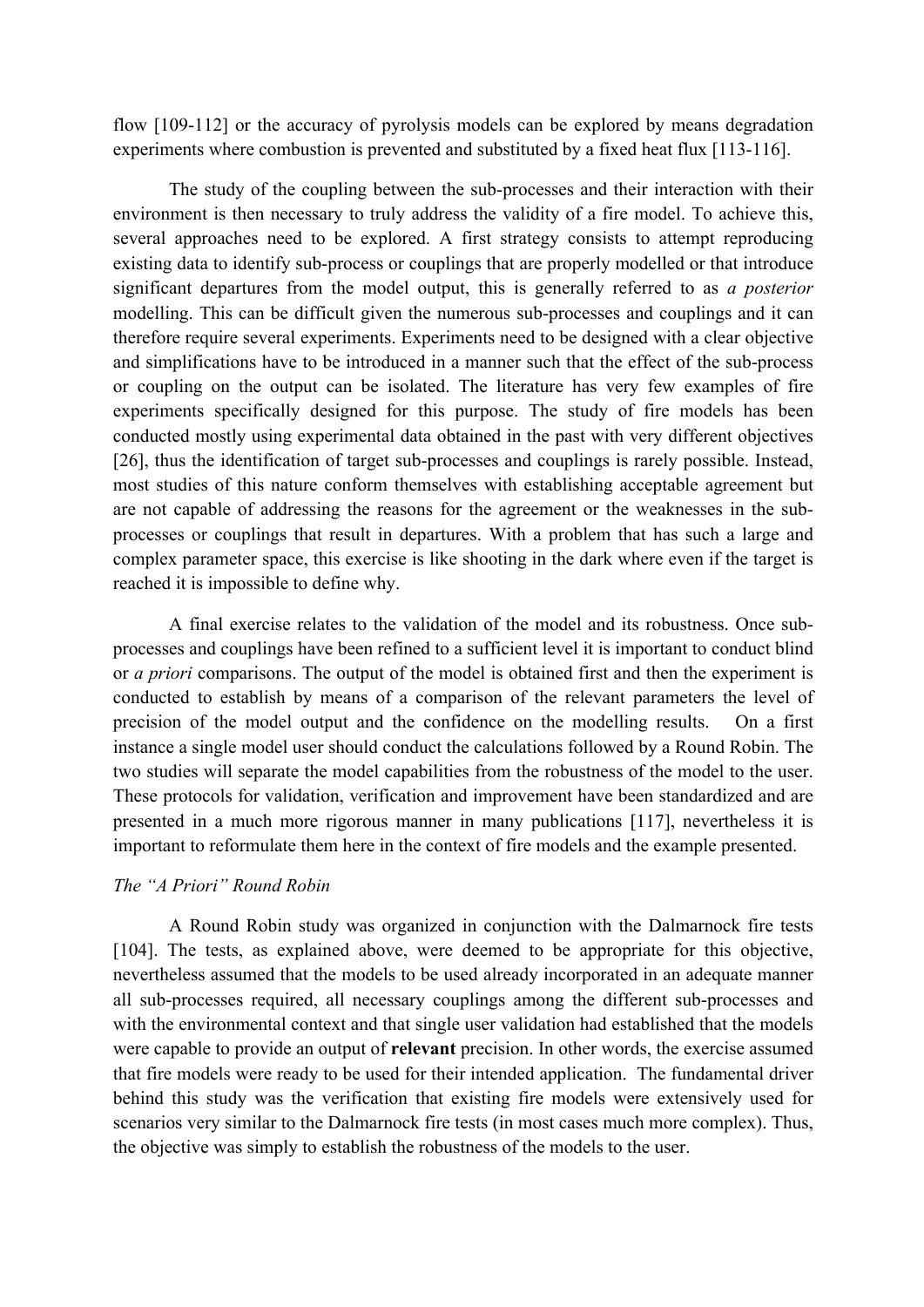flow [109-112] or the accuracy of pyrolysis models can be explored by means degradation experiments where combustion is prevented and substituted by a fixed heat flux [113-116].

The study of the coupling between the sub-processes and their interaction with their environment is then necessary to truly address the validity of a fire model. To achieve this, several approaches need to be explored. A first strategy consists to attempt reproducing existing data to identify sub-process or couplings that are properly modelled or that introduce significant departures from the model output, this is generally referred to as *a posterior* modelling. This can be difficult given the numerous sub-processes and couplings and it can therefore require several experiments. Experiments need to be designed with a clear objective and simplifications have to be introduced in a manner such that the effect of the sub-process or coupling on the output can be isolated. The literature has very few examples of fire experiments specifically designed for this purpose. The study of fire models has been conducted mostly using experimental data obtained in the past with very different objectives [26], thus the identification of target sub-processes and couplings is rarely possible. Instead, most studies of this nature conform themselves with establishing acceptable agreement but are not capable of addressing the reasons for the agreement or the weaknesses in the sub-processes or couplings that result in departures. With a problem that has such a large and complex parameter space, this exercise is like shooting in the dark where even if the target is reached it is impossible to define why.

A final exercise relates to the validation of the model and its robustness. Once sub-processes and couplings have been refined to a sufficient level it is important to conduct blind or *a priori* comparisons. The output of the model is obtained first and then the experiment is conducted to establish by means of a comparison of the relevant parameters the level of precision of the model output and the confidence on the modelling results. On a first instance a single model user should conduct the calculations followed by a Round Robin. The two studies will separate the model capabilities from the robustness of the model to the user. These protocols for validation, verification and improvement have been standardized and are presented in a much more rigorous manner in many publications [117], nevertheless it is important to reformulate them here in the context of fire models and the example presented.

*The "A Priori" Round Robin*

A Round Robin study was organized in conjunction with the Dalmarnock fire tests [104]. The tests, as explained above, were deemed to be appropriate for this objective, nevertheless assumed that the models to be used already incorporated in an adequate manner all sub-processes required, all necessary couplings among the different sub-processes and with the environmental context and that single user validation had established that the models were capable to provide an output of **relevant** precision. In other words, the exercise assumed that fire models were ready to be used for their intended application. The fundamental driver behind this study was the verification that existing fire models were extensively used for scenarios very similar to the Dalmarnock fire tests (in most cases much more complex). Thus, the objective was simply to establish the robustness of the models to the user.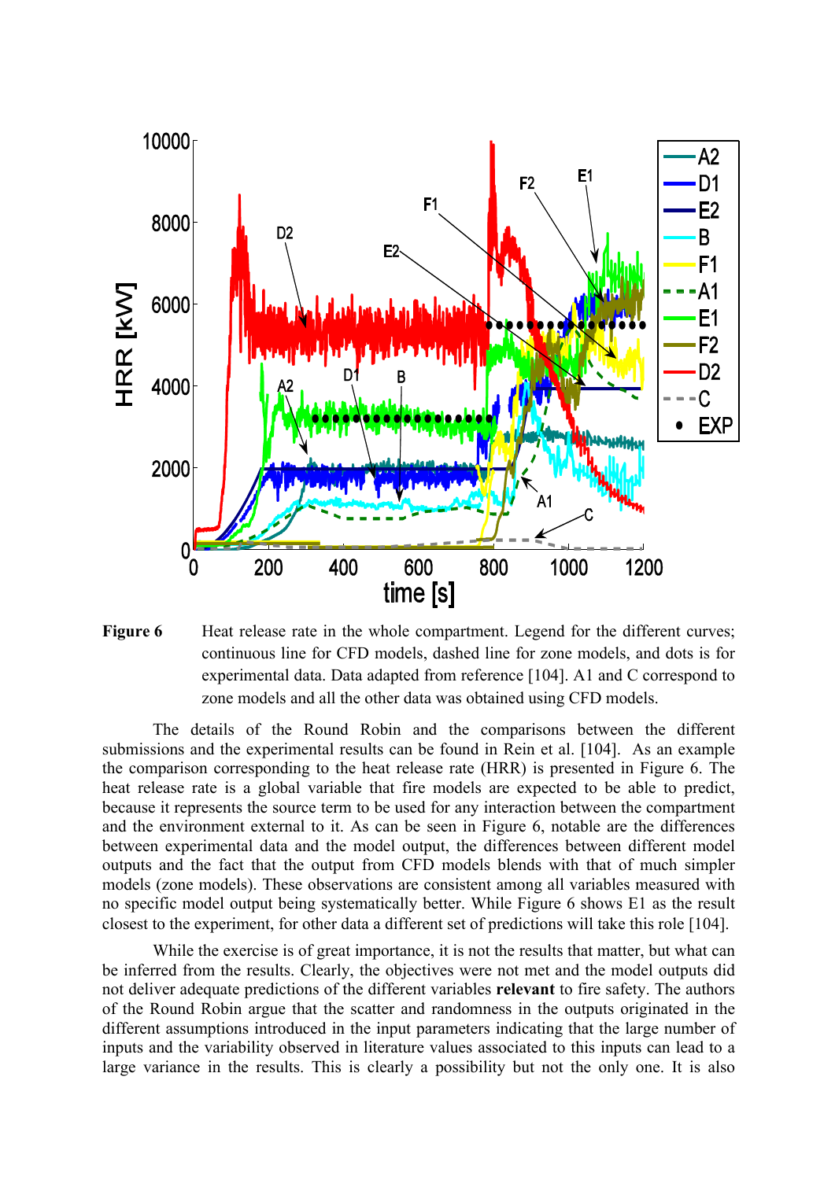**Figure 6** Heat release rate in the whole compartment. Legend for the different curves; continuous line for CFD models, dashed line for zone models, and dots is for experimental data. Data adapted from reference [104]. A1 and C correspond to zone models and all the other data was obtained using CFD models.

The details of the Round Robin and the comparisons between the different submissions and the experimental results can be found in Rein et al. [104]. As an example the comparison corresponding to the heat release rate (HRR) is presented in Figure 6. The heat release rate is a global variable that fire models are expected to be able to predict, because it represents the source term to be used for any interaction between the compartment and the environment external to it. As can be seen in Figure 6, notable are the differences between experimental data and the model output, the differences between different model outputs and the fact that the output from CFD models blends with that of much simpler models (zone models). These observations are consistent among all variables measured with no specific model output being systematically better. While Figure 6 shows E1 as the result closest to the experiment, for other data a different set of predictions will take this role [104].

While the exercise is of great importance, it is not the results that matter, but what can be inferred from the results. Clearly, the objectives were not met and the model outputs did not deliver adequate predictions of the different variables **relevant** to fire safety. The authors of the Round Robin argue that the scatter and randomness in the outputs originated in the different assumptions introduced in the input parameters indicating that the large number of inputs and the variability observed in literature values associated to this inputs can lead to a large variance in the results. This is clearly a possibility but not the only one. It is also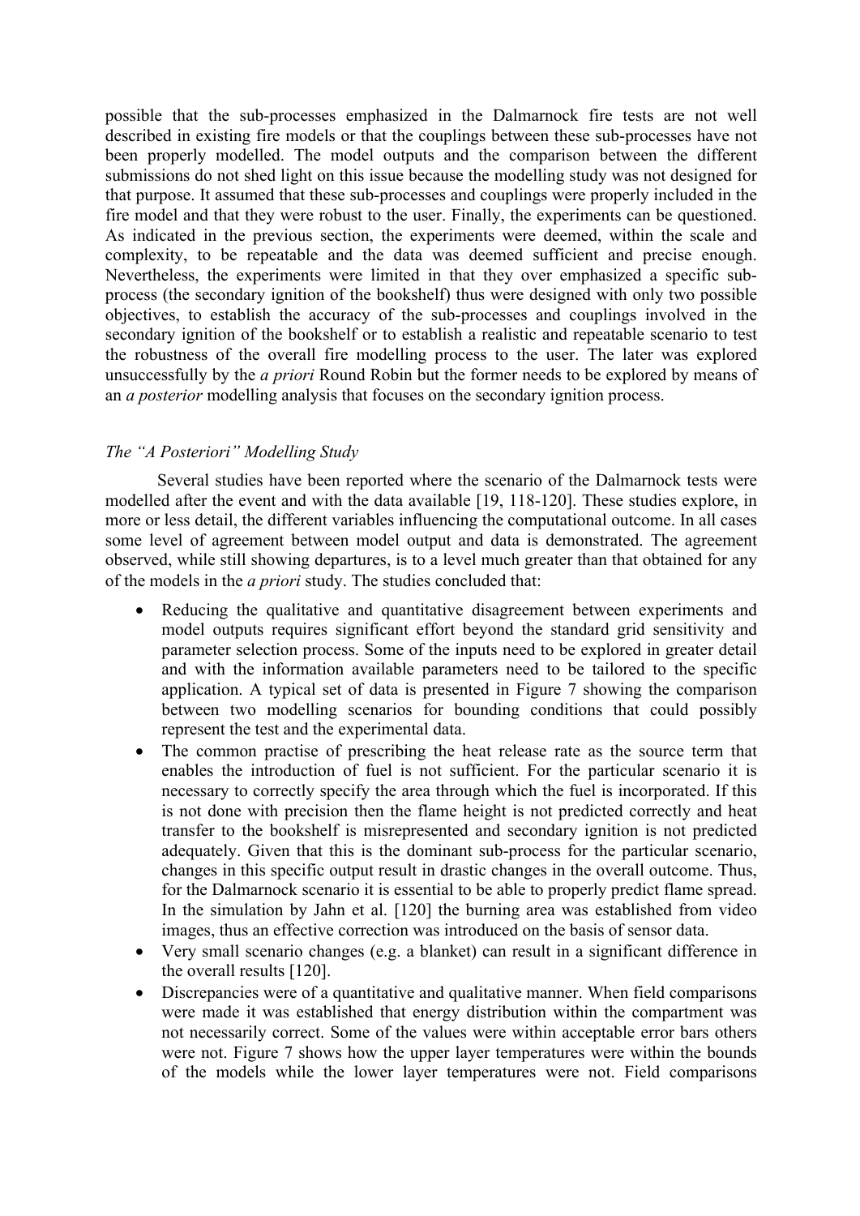possible that the sub-processes emphasized in the Dalmarnock fire tests are not well described in existing fire models or that the couplings between these sub-processes have not been properly modelled. The model outputs and the comparison between the different submissions do not shed light on this issue because the modelling study was not designed for that purpose. It assumed that these sub-processes and couplings were properly included in the fire model and that they were robust to the user. Finally, the experiments can be questioned. As indicated in the previous section, the experiments were deemed, within the scale and complexity, to be repeatable and the data was deemed sufficient and precise enough. Nevertheless, the experiments were limited in that they over emphasized a specific sub-process (the secondary ignition of the bookshelf) thus were designed with only two possible objectives, to establish the accuracy of the sub-processes and couplings involved in the secondary ignition of the bookshelf or to establish a realistic and repeatable scenario to test the robustness of the overall fire modelling process to the user. The later was explored unsuccessfully by the *a priori* Round Robin but the former needs to be explored by means of an *a posterior* modelling analysis that focuses on the secondary ignition process.

### *The "A Posteriori" Modelling Study*

Several studies have been reported where the scenario of the Dalmarnock tests were modelled after the event and with the data available [19, 118-120]. These studies explore, in more or less detail, the different variables influencing the computational outcome. In all cases some level of agreement between model output and data is demonstrated. The agreement observed, while still showing departures, is to a level much greater than that obtained for any of the models in the *a priori* study. The studies concluded that:

- Reducing the qualitative and quantitative disagreement between experiments and model outputs requires significant effort beyond the standard grid sensitivity and parameter selection process. Some of the inputs need to be explored in greater detail and with the information available parameters need to be tailored to the specific application. A typical set of data is presented in Figure 7 showing the comparison between two modelling scenarios for bounding conditions that could possibly represent the test and the experimental data.
- The common practise of prescribing the heat release rate as the source term that enables the introduction of fuel is not sufficient. For the particular scenario it is necessary to correctly specify the area through which the fuel is incorporated. If this is not done with precision then the flame height is not predicted correctly and heat transfer to the bookshelf is misrepresented and secondary ignition is not predicted adequately. Given that this is the dominant sub-process for the particular scenario, changes in this specific output result in drastic changes in the overall outcome. Thus, for the Dalmarnock scenario it is essential to be able to properly predict flame spread. In the simulation by Jahn et al. [120] the burning area was established from video images, thus an effective correction was introduced on the basis of sensor data.
- Very small scenario changes (e.g. a blanket) can result in a significant difference in the overall results [120].
- Discrepancies were of a quantitative and qualitative manner. When field comparisons were made it was established that energy distribution within the compartment was not necessarily correct. Some of the values were within acceptable error bars others were not. Figure 7 shows how the upper layer temperatures were within the bounds of the models while the lower layer temperatures were not. Field comparisons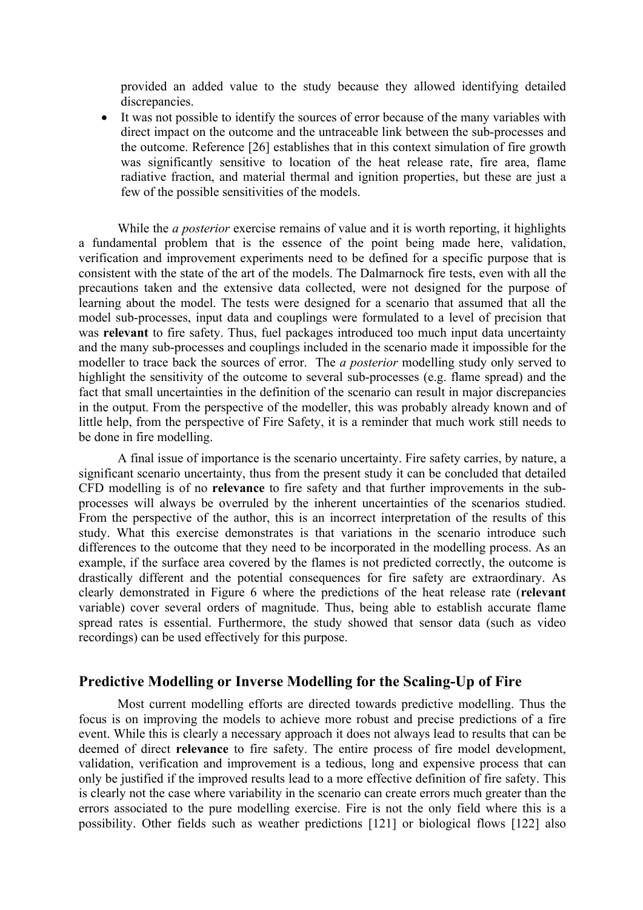provided an added value to the study because they allowed identifying detailed discrepancies.

- It was not possible to identify the sources of error because of the many variables with direct impact on the outcome and the untraceable link between the sub-processes and the outcome. Reference [26] establishes that in this context simulation of fire growth was significantly sensitive to location of the heat release rate, fire area, flame radiative fraction, and material thermal and ignition properties, but these are just a few of the possible sensitivities of the models.

While the *a posterior* exercise remains of value and it is worth reporting, it highlights a fundamental problem that is the essence of the point being made here, validation, verification and improvement experiments need to be defined for a specific purpose that is consistent with the state of the art of the models. The Dalmarnock fire tests, even with all the precautions taken and the extensive data collected, were not designed for the purpose of learning about the model. The tests were designed for a scenario that assumed that all the model sub-processes, input data and couplings were formulated to a level of precision that was **relevant** to fire safety. Thus, fuel packages introduced too much input data uncertainty and the many sub-processes and couplings included in the scenario made it impossible for the modeller to trace back the sources of error. The *a posterior* modelling study only served to highlight the sensitivity of the outcome to several sub-processes (e.g. flame spread) and the fact that small uncertainties in the definition of the scenario can result in major discrepancies in the output. From the perspective of the modeller, this was probably already known and of little help, from the perspective of Fire Safety, it is a reminder that much work still needs to be done in fire modelling.

A final issue of importance is the scenario uncertainty. Fire safety carries, by nature, a significant scenario uncertainty, thus from the present study it can be concluded that detailed CFD modelling is of no **relevance** to fire safety and that further improvements in the sub-processes will always be overruled by the inherent uncertainties of the scenarios studied. From the perspective of the author, this is an incorrect interpretation of the results of this study. What this exercise demonstrates is that variations in the scenario introduce such differences to the outcome that they need to be incorporated in the modelling process. As an example, if the surface area covered by the flames is not predicted correctly, the outcome is drastically different and the potential consequences for fire safety are extraordinary. As clearly demonstrated in Figure 6 where the predictions of the heat release rate (**relevant** variable) cover several orders of magnitude. Thus, being able to establish accurate flame spread rates is essential. Furthermore, the study showed that sensor data (such as video recordings) can be used effectively for this purpose.

## Predictive Modelling or Inverse Modelling for the Scaling-Up of Fire

Most current modelling efforts are directed towards predictive modelling. Thus the focus is on improving the models to achieve more robust and precise predictions of a fire event. While this is clearly a necessary approach it does not always lead to results that can be deemed of direct **relevance** to fire safety. The entire process of fire model development, validation, verification and improvement is a tedious, long and expensive process that can only be justified if the improved results lead to a more effective definition of fire safety. This is clearly not the case where variability in the scenario can create errors much greater than the errors associated to the pure modelling exercise. Fire is not the only field where this is a possibility. Other fields such as weather predictions [121] or biological flows [122] also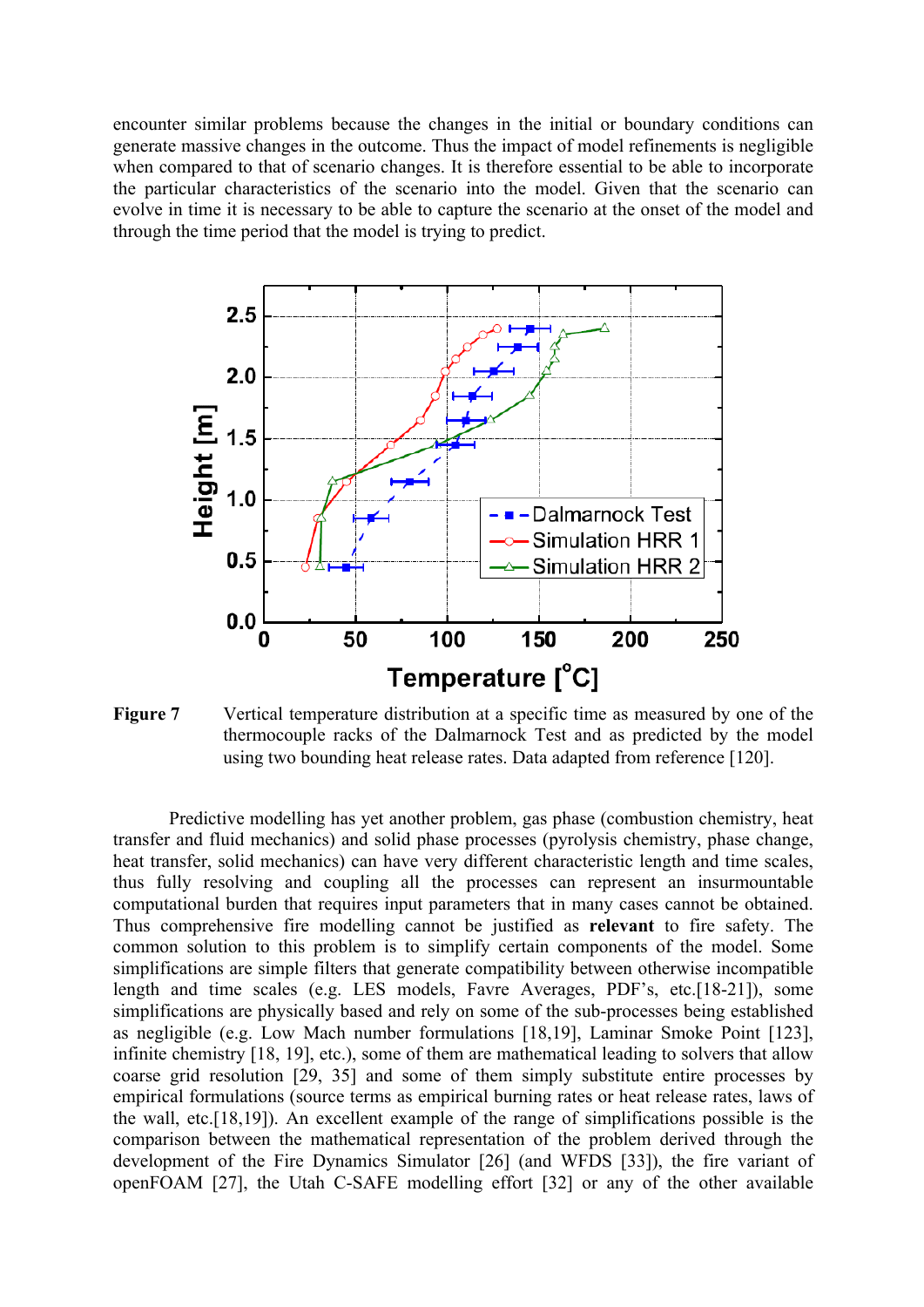encounter similar problems because the changes in the initial or boundary conditions can generate massive changes in the outcome. Thus the impact of model refinements is negligible when compared to that of scenario changes. It is therefore essential to be able to incorporate the particular characteristics of the scenario into the model. Given that the scenario can evolve in time it is necessary to be able to capture the scenario at the onset of the model and through the time period that the model is trying to predict.

**Figure 7** Vertical temperature distribution at a specific time as measured by one of the thermocouple racks of the Dalmarnock Test and as predicted by the model using two bounding heat release rates. Data adapted from reference [120].

Predictive modelling has yet another problem, gas phase (combustion chemistry, heat transfer and fluid mechanics) and solid phase processes (pyrolysis chemistry, phase change, heat transfer, solid mechanics) can have very different characteristic length and time scales, thus fully resolving and coupling all the processes can represent an insurmountable computational burden that requires input parameters that in many cases cannot be obtained. Thus comprehensive fire modelling cannot be justified as **relevant** to fire safety. The common solution to this problem is to simplify certain components of the model. Some simplifications are simple filters that generate compatibility between otherwise incompatible length and time scales (e.g. LES models, Favre Averages, PDF's, etc.[18-21]), some simplifications are physically based and rely on some of the sub-processes being established as negligible (e.g. Low Mach number formulations [18,19], Laminar Smoke Point [123], infinite chemistry [18, 19], etc.), some of them are mathematical leading to solvers that allow coarse grid resolution [29, 35] and some of them simply substitute entire processes by empirical formulations (source terms as empirical burning rates or heat release rates, laws of the wall, etc.[18,19]). An excellent example of the range of simplifications possible is the comparison between the mathematical representation of the problem derived through the development of the Fire Dynamics Simulator [26] (and WFDS [33]), the fire variant of openFOAM [27], the Utah C-SAFE modelling effort [32] or any of the other available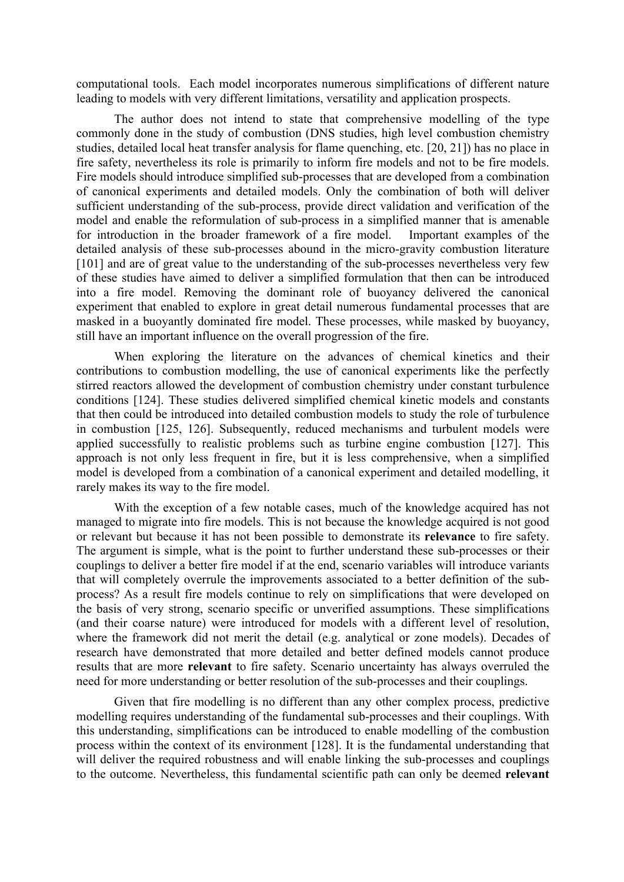computational tools. Each model incorporates numerous simplifications of different nature leading to models with very different limitations, versatility and application prospects.

The author does not intend to state that comprehensive modelling of the type commonly done in the study of combustion (DNS studies, high level combustion chemistry studies, detailed local heat transfer analysis for flame quenching, etc. [20, 21]) has no place in fire safety, nevertheless its role is primarily to inform fire models and not to be fire models. Fire models should introduce simplified sub-processes that are developed from a combination of canonical experiments and detailed models. Only the combination of both will deliver sufficient understanding of the sub-process, provide direct validation and verification of the model and enable the reformulation of sub-process in a simplified manner that is amenable for introduction in the broader framework of a fire model. Important examples of the detailed analysis of these sub-processes abound in the micro-gravity combustion literature [101] and are of great value to the understanding of the sub-processes nevertheless very few of these studies have aimed to deliver a simplified formulation that then can be introduced into a fire model. Removing the dominant role of buoyancy delivered the canonical experiment that enabled to explore in great detail numerous fundamental processes that are masked in a buoyantly dominated fire model. These processes, while masked by buoyancy, still have an important influence on the overall progression of the fire.

When exploring the literature on the advances of chemical kinetics and their contributions to combustion modelling, the use of canonical experiments like the perfectly stirred reactors allowed the development of combustion chemistry under constant turbulence conditions [124]. These studies delivered simplified chemical kinetic models and constants that then could be introduced into detailed combustion models to study the role of turbulence in combustion [125, 126]. Subsequently, reduced mechanisms and turbulent models were applied successfully to realistic problems such as turbine engine combustion [127]. This approach is not only less frequent in fire, but it is less comprehensive, when a simplified model is developed from a combination of a canonical experiment and detailed modelling, it rarely makes its way to the fire model.

With the exception of a few notable cases, much of the knowledge acquired has not managed to migrate into fire models. This is not because the knowledge acquired is not good or relevant but because it has not been possible to demonstrate its **relevance** to fire safety. The argument is simple, what is the point to further understand these sub-processes or their couplings to deliver a better fire model if at the end, scenario variables will introduce variants that will completely overrule the improvements associated to a better definition of the sub-process? As a result fire models continue to rely on simplifications that were developed on the basis of very strong, scenario specific or unverified assumptions. These simplifications (and their coarse nature) were introduced for models with a different level of resolution, where the framework did not merit the detail (e.g. analytical or zone models). Decades of research have demonstrated that more detailed and better defined models cannot produce results that are more **relevant** to fire safety. Scenario uncertainty has always overruled the need for more understanding or better resolution of the sub-processes and their couplings.

Given that fire modelling is no different than any other complex process, predictive modelling requires understanding of the fundamental sub-processes and their couplings. With this understanding, simplifications can be introduced to enable modelling of the combustion process within the context of its environment [128]. It is the fundamental understanding that will deliver the required robustness and will enable linking the sub-processes and couplings to the outcome. Nevertheless, this fundamental scientific path can only be deemed **relevant**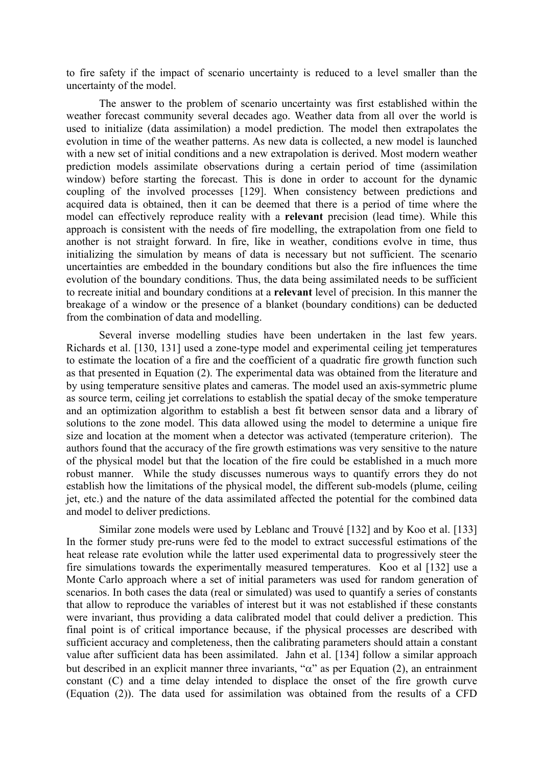to fire safety if the impact of scenario uncertainty is reduced to a level smaller than the uncertainty of the model.

The answer to the problem of scenario uncertainty was first established within the weather forecast community several decades ago. Weather data from all over the world is used to initialize (data assimilation) a model prediction. The model then extrapolates the evolution in time of the weather patterns. As new data is collected, a new model is launched with a new set of initial conditions and a new extrapolation is derived. Most modern weather prediction models assimilate observations during a certain period of time (assimilation window) before starting the forecast. This is done in order to account for the dynamic coupling of the involved processes [129]. When consistency between predictions and acquired data is obtained, then it can be deemed that there is a period of time where the model can effectively reproduce reality with a **relevant** precision (lead time). While this approach is consistent with the needs of fire modelling, the extrapolation from one field to another is not straight forward. In fire, like in weather, conditions evolve in time, thus initializing the simulation by means of data is necessary but not sufficient. The scenario uncertainties are embedded in the boundary conditions but also the fire influences the time evolution of the boundary conditions. Thus, the data being assimilated needs to be sufficient to recreate initial and boundary conditions at a **relevant** level of precision. In this manner the breakage of a window or the presence of a blanket (boundary conditions) can be deducted from the combination of data and modelling.

Several inverse modelling studies have been undertaken in the last few years. Richards et al. [130, 131] used a zone-type model and experimental ceiling jet temperatures to estimate the location of a fire and the coefficient of a quadratic fire growth function such as that presented in Equation (2). The experimental data was obtained from the literature and by using temperature sensitive plates and cameras. The model used an axis-symmetric plume as source term, ceiling jet correlations to establish the spatial decay of the smoke temperature and an optimization algorithm to establish a best fit between sensor data and a library of solutions to the zone model. This data allowed using the model to determine a unique fire size and location at the moment when a detector was activated (temperature criterion). The authors found that the accuracy of the fire growth estimations was very sensitive to the nature of the physical model but that the location of the fire could be established in a much more robust manner. While the study discusses numerous ways to quantify errors they do not establish how the limitations of the physical model, the different sub-models (plume, ceiling jet, etc.) and the nature of the data assimilated affected the potential for the combined data and model to deliver predictions.

Similar zone models were used by Leblanc and Trouvé [132] and by Koo et al. [133] In the former study pre-runs were fed to the model to extract successful estimations of the heat release rate evolution while the latter used experimental data to progressively steer the fire simulations towards the experimentally measured temperatures. Koo et al [132] use a Monte Carlo approach where a set of initial parameters was used for random generation of scenarios. In both cases the data (real or simulated) was used to quantify a series of constants that allow to reproduce the variables of interest but it was not established if these constants were invariant, thus providing a data calibrated model that could deliver a prediction. This final point is of critical importance because, if the physical processes are described with sufficient accuracy and completeness, then the calibrating parameters should attain a constant value after sufficient data has been assimilated. Jahn et al. [134] follow a similar approach but described in an explicit manner three invariants, "$\alpha$" as per Equation (2), an entrainment constant (C) and a time delay intended to displace the onset of the fire growth curve (Equation (2)). The data used for assimilation was obtained from the results of a CFD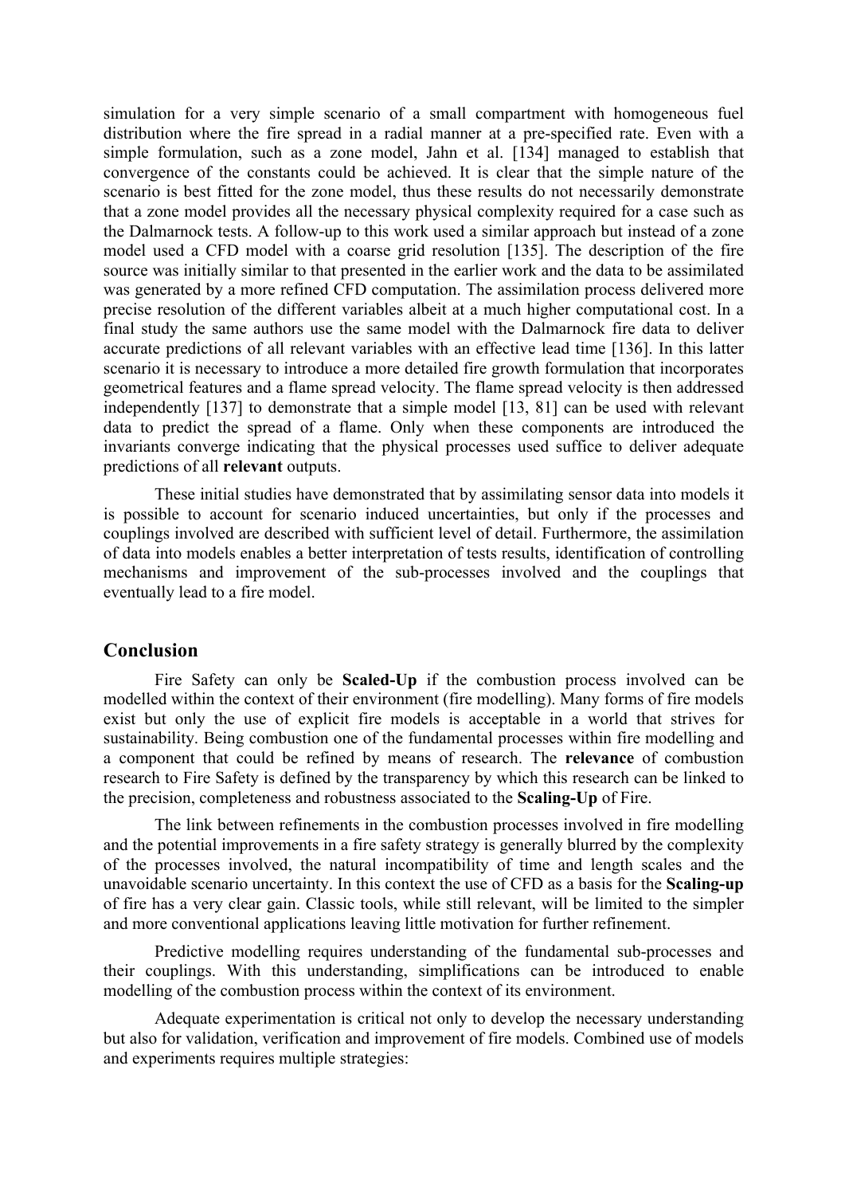simulation for a very simple scenario of a small compartment with homogeneous fuel distribution where the fire spread in a radial manner at a pre-specified rate. Even with a simple formulation, such as a zone model, Jahn et al. [134] managed to establish that convergence of the constants could be achieved. It is clear that the simple nature of the scenario is best fitted for the zone model, thus these results do not necessarily demonstrate that a zone model provides all the necessary physical complexity required for a case such as the Dalmarnock tests. A follow-up to this work used a similar approach but instead of a zone model used a CFD model with a coarse grid resolution [135]. The description of the fire source was initially similar to that presented in the earlier work and the data to be assimilated was generated by a more refined CFD computation. The assimilation process delivered more precise resolution of the different variables albeit at a much higher computational cost. In a final study the same authors use the same model with the Dalmarnock fire data to deliver accurate predictions of all relevant variables with an effective lead time [136]. In this latter scenario it is necessary to introduce a more detailed fire growth formulation that incorporates geometrical features and a flame spread velocity. The flame spread velocity is then addressed independently [137] to demonstrate that a simple model [13, 81] can be used with relevant data to predict the spread of a flame. Only when these components are introduced the invariants converge indicating that the physical processes used suffice to deliver adequate predictions of all **relevant** outputs.

These initial studies have demonstrated that by assimilating sensor data into models it is possible to account for scenario induced uncertainties, but only if the processes and couplings involved are described with sufficient level of detail. Furthermore, the assimilation of data into models enables a better interpretation of tests results, identification of controlling mechanisms and improvement of the sub-processes involved and the couplings that eventually lead to a fire model.

## Conclusion

Fire Safety can only be **Scaled-Up** if the combustion process involved can be modelled within the context of their environment (fire modelling). Many forms of fire models exist but only the use of explicit fire models is acceptable in a world that strives for sustainability. Being combustion one of the fundamental processes within fire modelling and a component that could be refined by means of research. The **relevance** of combustion research to Fire Safety is defined by the transparency by which this research can be linked to the precision, completeness and robustness associated to the **Scaling-Up** of Fire.

The link between refinements in the combustion processes involved in fire modelling and the potential improvements in a fire safety strategy is generally blurred by the complexity of the processes involved, the natural incompatibility of time and length scales and the unavoidable scenario uncertainty. In this context the use of CFD as a basis for the **Scaling-up** of fire has a very clear gain. Classic tools, while still relevant, will be limited to the simpler and more conventional applications leaving little motivation for further refinement.

Predictive modelling requires understanding of the fundamental sub-processes and their couplings. With this understanding, simplifications can be introduced to enable modelling of the combustion process within the context of its environment.

Adequate experimentation is critical not only to develop the necessary understanding but also for validation, verification and improvement of fire models. Combined use of models and experiments requires multiple strategies: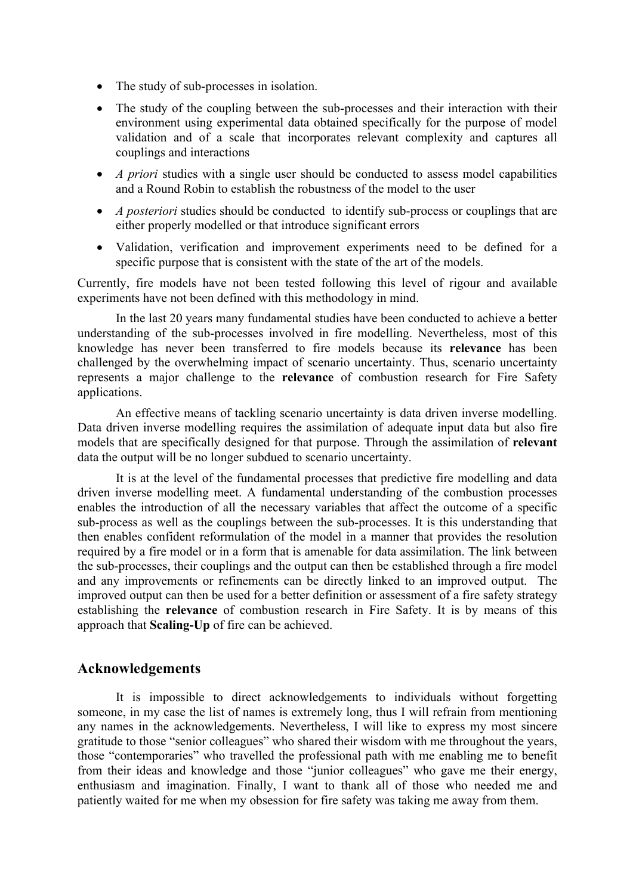- The study of sub-processes in isolation.
- The study of the coupling between the sub-processes and their interaction with their environment using experimental data obtained specifically for the purpose of model validation and of a scale that incorporates relevant complexity and captures all couplings and interactions
- *A priori* studies with a single user should be conducted to assess model capabilities and a Round Robin to establish the robustness of the model to the user
- *A posteriori* studies should be conducted to identify sub-process or couplings that are either properly modelled or that introduce significant errors
- Validation, verification and improvement experiments need to be defined for a specific purpose that is consistent with the state of the art of the models.

Currently, fire models have not been tested following this level of rigour and available experiments have not been defined with this methodology in mind.

In the last 20 years many fundamental studies have been conducted to achieve a better understanding of the sub-processes involved in fire modelling. Nevertheless, most of this knowledge has never been transferred to fire models because its **relevance** has been challenged by the overwhelming impact of scenario uncertainty. Thus, scenario uncertainty represents a major challenge to the **relevance** of combustion research for Fire Safety applications.

An effective means of tackling scenario uncertainty is data driven inverse modelling. Data driven inverse modelling requires the assimilation of adequate input data but also fire models that are specifically designed for that purpose. Through the assimilation of **relevant** data the output will be no longer subdued to scenario uncertainty.

It is at the level of the fundamental processes that predictive fire modelling and data driven inverse modelling meet. A fundamental understanding of the combustion processes enables the introduction of all the necessary variables that affect the outcome of a specific sub-process as well as the couplings between the sub-processes. It is this understanding that then enables confident reformulation of the model in a manner that provides the resolution required by a fire model or in a form that is amenable for data assimilation. The link between the sub-processes, their couplings and the output can then be established through a fire model and any improvements or refinements can be directly linked to an improved output. The improved output can then be used for a better definition or assessment of a fire safety strategy establishing the **relevance** of combustion research in Fire Safety. It is by means of this approach that **Scaling-Up** of fire can be achieved.

## Acknowledgements

It is impossible to direct acknowledgements to individuals without forgetting someone, in my case the list of names is extremely long, thus I will refrain from mentioning any names in the acknowledgements. Nevertheless, I will like to express my most sincere gratitude to those "senior colleagues" who shared their wisdom with me throughout the years, those "contemporaries" who travelled the professional path with me enabling me to benefit from their ideas and knowledge and those "junior colleagues" who gave me their energy, enthusiasm and imagination. Finally, I want to thank all of those who needed me and patiently waited for me when my obsession for fire safety was taking me away from them.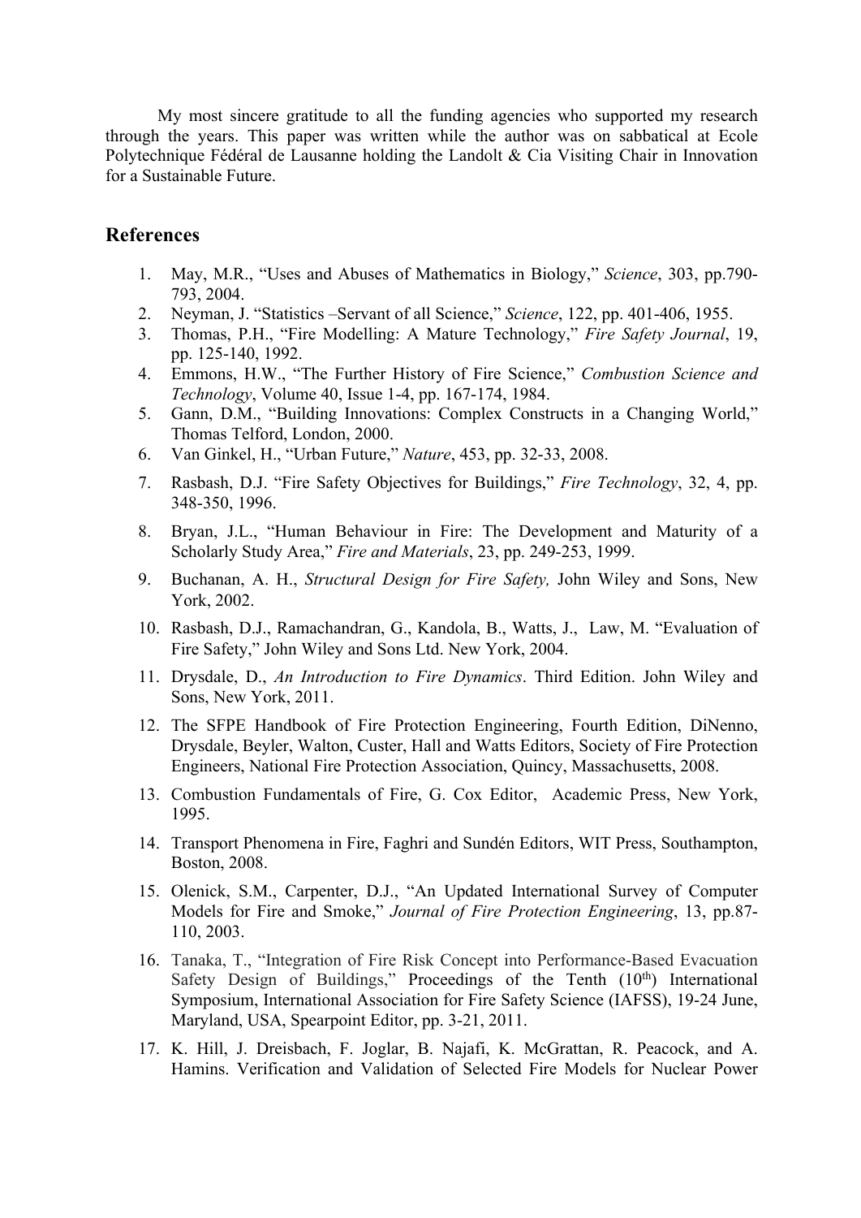My most sincere gratitude to all the funding agencies who supported my research through the years. This paper was written while the author was on sabbatical at Ecole Polytechnique Fédéral de Lausanne holding the Landolt & Cia Visiting Chair in Innovation for a Sustainable Future.

## References

1. May, M.R., "Uses and Abuses of Mathematics in Biology," *Science*, 303, pp.790-793, 2004.
2. Neyman, J. "Statistics –Servant of all Science," *Science*, 122, pp. 401-406, 1955.
3. Thomas, P.H., "Fire Modelling: A Mature Technology," *Fire Safety Journal*, 19, pp. 125-140, 1992.
4. Emmons, H.W., "The Further History of Fire Science," *Combustion Science and Technology*, Volume 40, Issue 1-4, pp. 167-174, 1984.
5. Gann, D.M., "Building Innovations: Complex Constructs in a Changing World," Thomas Telford, London, 2000.
6. Van Ginkel, H., "Urban Future," *Nature*, 453, pp. 32-33, 2008.
7. Rasbash, D.J. "Fire Safety Objectives for Buildings," *Fire Technology*, 32, 4, pp. 348-350, 1996.
8. Bryan, J.L., "Human Behaviour in Fire: The Development and Maturity of a Scholarly Study Area," *Fire and Materials*, 23, pp. 249-253, 1999.
9. Buchanan, A. H., *Structural Design for Fire Safety,* John Wiley and Sons, New York, 2002.
10. Rasbash, D.J., Ramachandran, G., Kandola, B., Watts, J., Law, M. "Evaluation of Fire Safety," John Wiley and Sons Ltd. New York, 2004.
11. Drysdale, D., *An Introduction to Fire Dynamics*. Third Edition. John Wiley and Sons, New York, 2011.
12. The SFPE Handbook of Fire Protection Engineering, Fourth Edition, DiNenno, Drysdale, Beyler, Walton, Custer, Hall and Watts Editors, Society of Fire Protection Engineers, National Fire Protection Association, Quincy, Massachusetts, 2008.
13. Combustion Fundamentals of Fire, G. Cox Editor, Academic Press, New York, 1995.
14. Transport Phenomena in Fire, Faghri and Sundén Editors, WIT Press, Southampton, Boston, 2008.
15. Olenick, S.M., Carpenter, D.J., "An Updated International Survey of Computer Models for Fire and Smoke," *Journal of Fire Protection Engineering*, 13, pp.87-110, 2003.
16. Tanaka, T., "Integration of Fire Risk Concept into Performance-Based Evacuation Safety Design of Buildings," Proceedings of the Tenth (10th) International Symposium, International Association for Fire Safety Science (IAFSS), 19-24 June, Maryland, USA, Spearpoint Editor, pp. 3-21, 2011.
17. K. Hill, J. Dreisbach, F. Joglar, B. Najafi, K. McGrattan, R. Peacock, and A. Hamins. Verification and Validation of Selected Fire Models for Nuclear Power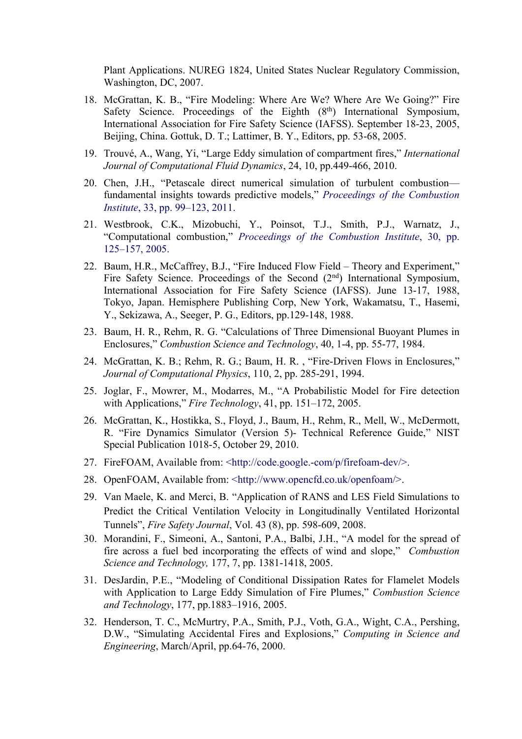Plant Applications. NUREG 1824, United States Nuclear Regulatory Commission, Washington, DC, 2007.

18. McGrattan, K. B., "Fire Modeling: Where Are We? Where Are We Going?" Fire Safety Science. Proceedings of the Eighth (8th) International Symposium, International Association for Fire Safety Science (IAFSS). September 18-23, 2005, Beijing, China. Gottuk, D. T.; Lattimer, B. Y., Editors, pp. 53-68, 2005.

19. Trouvé, A., Wang, Yi, "Large Eddy simulation of compartment fires," *International Journal of Computational Fluid Dynamics*, 24, 10, pp.449-466, 2010.

20. Chen, J.H., "Petascale direct numerical simulation of turbulent combustion—fundamental insights towards predictive models," *Proceedings of the Combustion Institute*, 33, pp. 99–123, 2011.

21. Westbrook, C.K., Mizobuchi, Y., Poinsot, T.J., Smith, P.J., Warnatz, J., "Computational combustion," *Proceedings of the Combustion Institute*, 30, pp. 125–157, 2005.

22. Baum, H.R., McCaffrey, B.J., "Fire Induced Flow Field – Theory and Experiment," Fire Safety Science. Proceedings of the Second (2nd) International Symposium, International Association for Fire Safety Science (IAFSS). June 13-17, 1988, Tokyo, Japan. Hemisphere Publishing Corp, New York, Wakamatsu, T., Hasemi, Y., Sekizawa, A., Seeger, P. G., Editors, pp.129-148, 1988.

23. Baum, H. R., Rehm, R. G. "Calculations of Three Dimensional Buoyant Plumes in Enclosures," *Combustion Science and Technology*, 40, 1-4, pp. 55-77, 1984.

24. McGrattan, K. B.; Rehm, R. G.; Baum, H. R. , "Fire-Driven Flows in Enclosures," *Journal of Computational Physics*, 110, 2, pp. 285-291, 1994.

25. Joglar, F., Mowrer, M., Modarres, M., "A Probabilistic Model for Fire detection with Applications," *Fire Technology*, 41, pp. 151–172, 2005.

26. McGrattan, K., Hostikka, S., Floyd, J., Baum, H., Rehm, R., Mell, W., McDermott, R. "Fire Dynamics Simulator (Version 5)- Technical Reference Guide," NIST Special Publication 1018-5, October 29, 2010.

27. FireFOAM, Available from: <http://code.google.-com/p/firefoam-dev/>.

28. OpenFOAM, Available from: <http://www.opencfd.co.uk/openfoam/>.

29. Van Maele, K. and Merci, B. "Application of RANS and LES Field Simulations to Predict the Critical Ventilation Velocity in Longitudinally Ventilated Horizontal Tunnels", *Fire Safety Journal*, Vol. 43 (8), pp. 598-609, 2008.

30. Morandini, F., Simeoni, A., Santoni, P.A., Balbi, J.H., "A model for the spread of fire across a fuel bed incorporating the effects of wind and slope," *Combustion Science and Technology,* 177, 7, pp. 1381-1418, 2005.

31. DesJardin, P.E., "Modeling of Conditional Dissipation Rates for Flamelet Models with Application to Large Eddy Simulation of Fire Plumes," *Combustion Science and Technology*, 177, pp.1883–1916, 2005.

32. Henderson, T. C., McMurtry, P.A., Smith, P.J., Voth, G.A., Wight, C.A., Pershing, D.W., "Simulating Accidental Fires and Explosions," *Computing in Science and Engineering*, March/April, pp.64-76, 2000.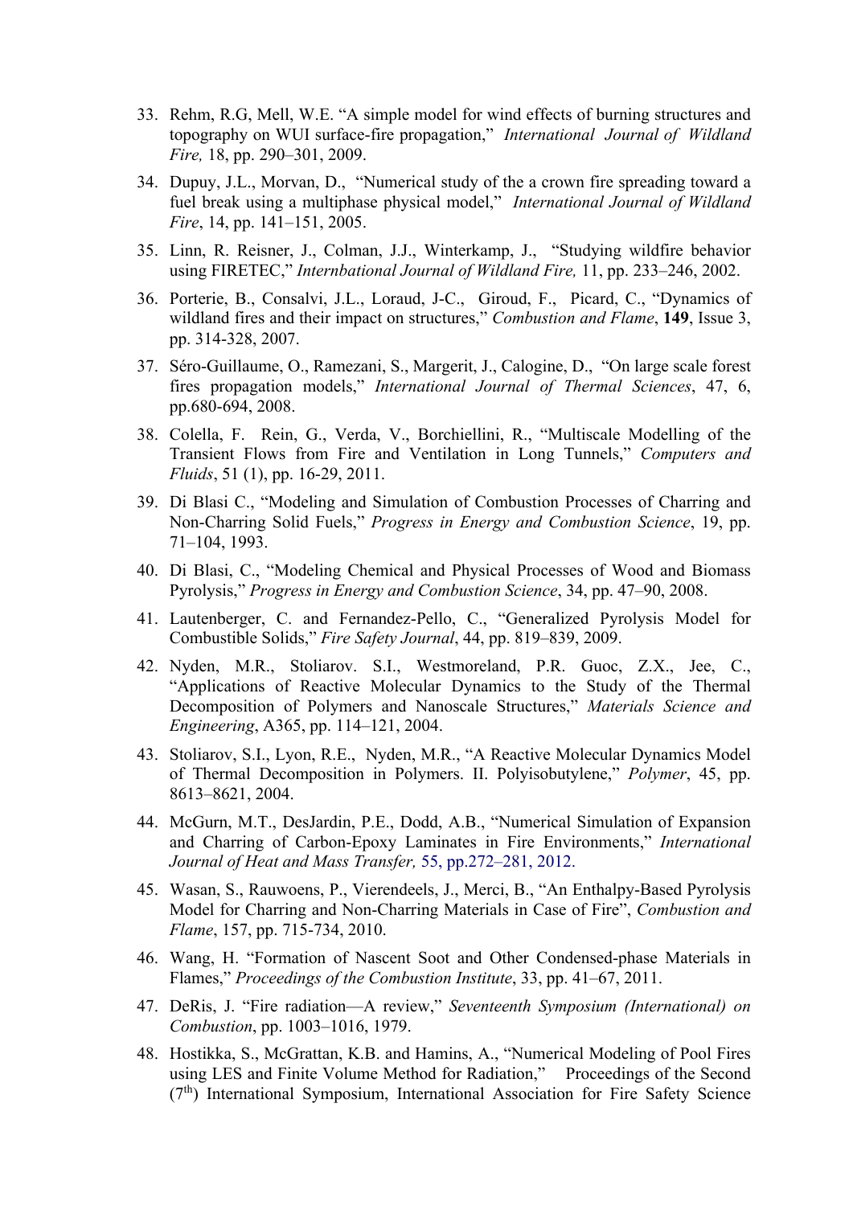33. Rehm, R.G, Mell, W.E. "A simple model for wind effects of burning structures and topography on WUI surface-fire propagation," *International Journal of Wildland Fire,* 18, pp. 290–301, 2009.

34. Dupuy, J.L., Morvan, D., "Numerical study of the a crown fire spreading toward a fuel break using a multiphase physical model," *International Journal of Wildland Fire*, 14, pp. 141–151, 2005.

35. Linn, R. Reisner, J., Colman, J.J., Winterkamp, J., "Studying wildfire behavior using FIRETEC," *Internbational Journal of Wildland Fire,* 11, pp. 233–246, 2002.

36. Porterie, B., Consalvi, J.L., Loraud, J-C., Giroud, F., Picard, C., "Dynamics of wildland fires and their impact on structures," *Combustion and Flame*, **149**, Issue 3, pp. 314-328, 2007.

37. Séro-Guillaume, O., Ramezani, S., Margerit, J., Calogine, D., "On large scale forest fires propagation models," *International Journal of Thermal Sciences*, 47, 6, pp.680-694, 2008.

38. Colella, F. Rein, G., Verda, V., Borchiellini, R., "Multiscale Modelling of the Transient Flows from Fire and Ventilation in Long Tunnels," *Computers and Fluids*, 51 (1), pp. 16-29, 2011.

39. Di Blasi C., "Modeling and Simulation of Combustion Processes of Charring and Non-Charring Solid Fuels," *Progress in Energy and Combustion Science*, 19, pp. 71–104, 1993.

40. Di Blasi, C., "Modeling Chemical and Physical Processes of Wood and Biomass Pyrolysis," *Progress in Energy and Combustion Science*, 34, pp. 47–90, 2008.

41. Lautenberger, C. and Fernandez-Pello, C., "Generalized Pyrolysis Model for Combustible Solids," *Fire Safety Journal*, 44, pp. 819–839, 2009.

42. Nyden, M.R., Stoliarov. S.I., Westmoreland, P.R. Guoc, Z.X., Jee, C., "Applications of Reactive Molecular Dynamics to the Study of the Thermal Decomposition of Polymers and Nanoscale Structures," *Materials Science and Engineering*, A365, pp. 114–121, 2004.

43. Stoliarov, S.I., Lyon, R.E., Nyden, M.R., "A Reactive Molecular Dynamics Model of Thermal Decomposition in Polymers. II. Polyisobutylene," *Polymer*, 45, pp. 8613–8621, 2004.

44. McGurn, M.T., DesJardin, P.E., Dodd, A.B., "Numerical Simulation of Expansion and Charring of Carbon-Epoxy Laminates in Fire Environments," *International Journal of Heat and Mass Transfer,* 55, pp.272–281, 2012.

45. Wasan, S., Rauwoens, P., Vierendeels, J., Merci, B., "An Enthalpy-Based Pyrolysis Model for Charring and Non-Charring Materials in Case of Fire", *Combustion and Flame*, 157, pp. 715-734, 2010.

46. Wang, H. "Formation of Nascent Soot and Other Condensed-phase Materials in Flames," *Proceedings of the Combustion Institute*, 33, pp. 41–67, 2011.

47. DeRis, J. "Fire radiation—A review," *Seventeenth Symposium (International) on Combustion*, pp. 1003–1016, 1979.

48. Hostikka, S., McGrattan, K.B. and Hamins, A., "Numerical Modeling of Pool Fires using LES and Finite Volume Method for Radiation," Proceedings of the Second (7th) International Symposium, International Association for Fire Safety Science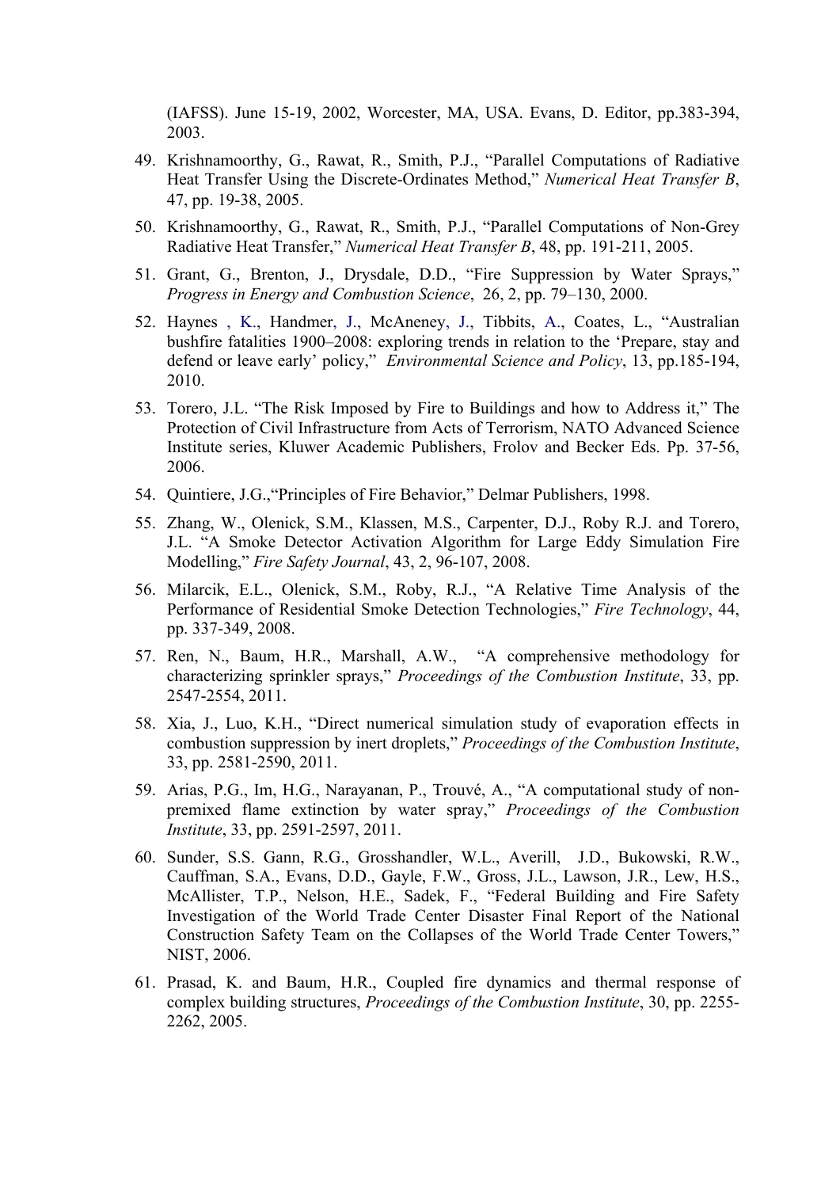(IAFSS). June 15-19, 2002, Worcester, MA, USA. Evans, D. Editor, pp.383-394, 2003.

49. Krishnamoorthy, G., Rawat, R., Smith, P.J., "Parallel Computations of Radiative Heat Transfer Using the Discrete-Ordinates Method," *Numerical Heat Transfer B*, 47, pp. 19-38, 2005.

50. Krishnamoorthy, G., Rawat, R., Smith, P.J., "Parallel Computations of Non-Grey Radiative Heat Transfer," *Numerical Heat Transfer B*, 48, pp. 191-211, 2005.

51. Grant, G., Brenton, J., Drysdale, D.D., "Fire Suppression by Water Sprays," *Progress in Energy and Combustion Science*, 26, 2, pp. 79–130, 2000.

52. Haynes , K., Handmer, J., McAneney, J., Tibbits, A., Coates, L., "Australian bushfire fatalities 1900–2008: exploring trends in relation to the 'Prepare, stay and defend or leave early' policy," *Environmental Science and Policy*, 13, pp.185-194, 2010.

53. Torero, J.L. "The Risk Imposed by Fire to Buildings and how to Address it," The Protection of Civil Infrastructure from Acts of Terrorism, NATO Advanced Science Institute series, Kluwer Academic Publishers, Frolov and Becker Eds. Pp. 37-56, 2006.

54. Quintiere, J.G.,"Principles of Fire Behavior," Delmar Publishers, 1998.

55. Zhang, W., Olenick, S.M., Klassen, M.S., Carpenter, D.J., Roby R.J. and Torero, J.L. "A Smoke Detector Activation Algorithm for Large Eddy Simulation Fire Modelling," *Fire Safety Journal*, 43, 2, 96-107, 2008.

56. Milarcik, E.L., Olenick, S.M., Roby, R.J., "A Relative Time Analysis of the Performance of Residential Smoke Detection Technologies," *Fire Technology*, 44, pp. 337-349, 2008.

57. Ren, N., Baum, H.R., Marshall, A.W., "A comprehensive methodology for characterizing sprinkler sprays," *Proceedings of the Combustion Institute*, 33, pp. 2547-2554, 2011.

58. Xia, J., Luo, K.H., "Direct numerical simulation study of evaporation effects in combustion suppression by inert droplets," *Proceedings of the Combustion Institute*, 33, pp. 2581-2590, 2011.

59. Arias, P.G., Im, H.G., Narayanan, P., Trouvé, A., "A computational study of non-premixed flame extinction by water spray," *Proceedings of the Combustion Institute*, 33, pp. 2591-2597, 2011.

60. Sunder, S.S. Gann, R.G., Grosshandler, W.L., Averill, J.D., Bukowski, R.W., Cauffman, S.A., Evans, D.D., Gayle, F.W., Gross, J.L., Lawson, J.R., Lew, H.S., McAllister, T.P., Nelson, H.E., Sadek, F., "Federal Building and Fire Safety Investigation of the World Trade Center Disaster Final Report of the National Construction Safety Team on the Collapses of the World Trade Center Towers," NIST, 2006.

61. Prasad, K. and Baum, H.R., Coupled fire dynamics and thermal response of complex building structures, *Proceedings of the Combustion Institute*, 30, pp. 2255-2262, 2005.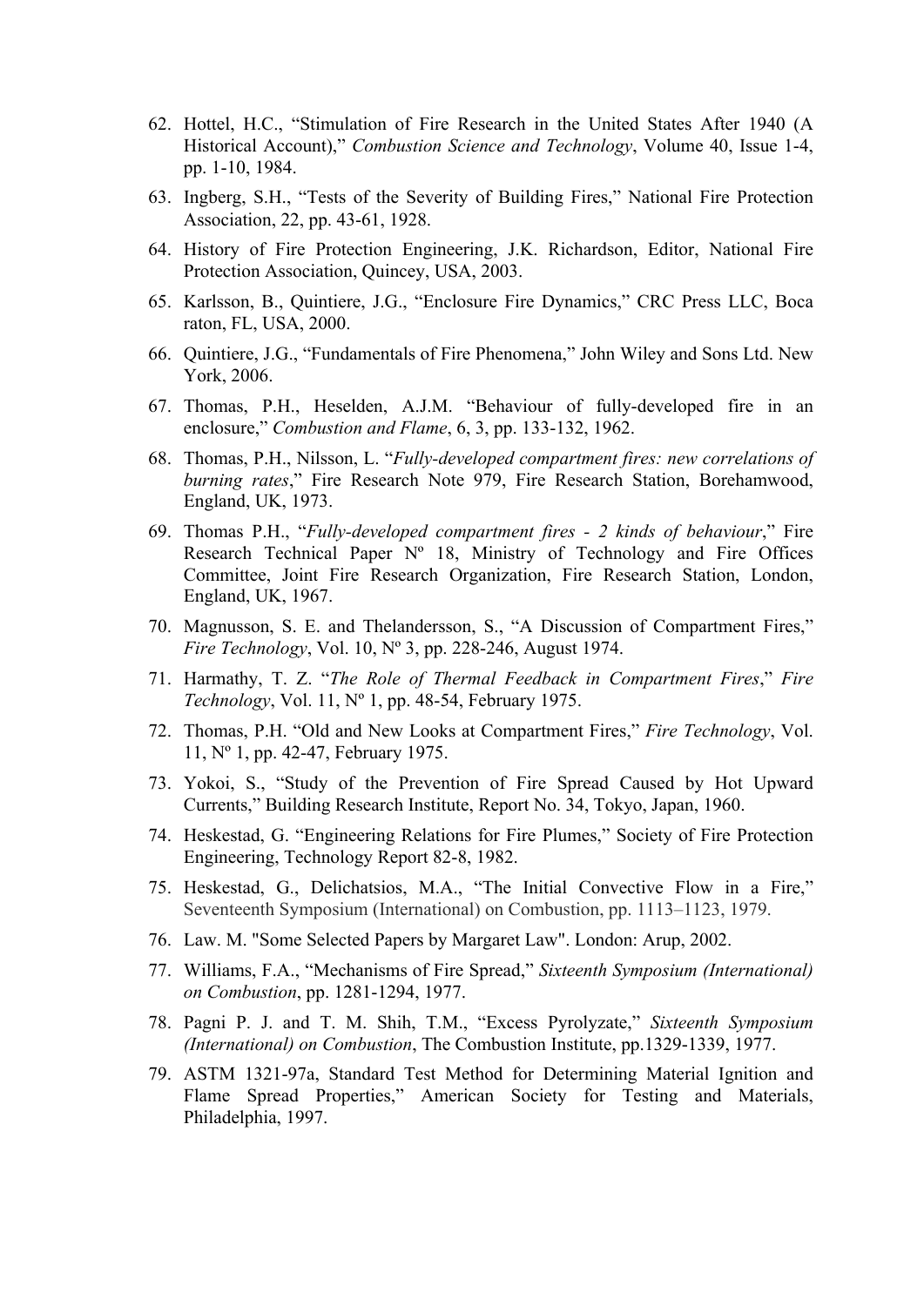62. Hottel, H.C., "Stimulation of Fire Research in the United States After 1940 (A Historical Account)," *Combustion Science and Technology*, Volume 40, Issue 1-4, pp. 1-10, 1984.
63. Ingberg, S.H., "Tests of the Severity of Building Fires," National Fire Protection Association, 22, pp. 43-61, 1928.
64. History of Fire Protection Engineering, J.K. Richardson, Editor, National Fire Protection Association, Quincey, USA, 2003.
65. Karlsson, B., Quintiere, J.G., "Enclosure Fire Dynamics," CRC Press LLC, Boca raton, FL, USA, 2000.
66. Quintiere, J.G., "Fundamentals of Fire Phenomena," John Wiley and Sons Ltd. New York, 2006.
67. Thomas, P.H., Heselden, A.J.M. "Behaviour of fully-developed fire in an enclosure," *Combustion and Flame*, 6, 3, pp. 133-132, 1962.
68. Thomas, P.H., Nilsson, L. "*Fully-developed compartment fires: new correlations of burning rates*," Fire Research Note 979, Fire Research Station, Borehamwood, England, UK, 1973.
69. Thomas P.H., "*Fully-developed compartment fires - 2 kinds of behaviour*," Fire Research Technical Paper Nº 18, Ministry of Technology and Fire Offices Committee, Joint Fire Research Organization, Fire Research Station, London, England, UK, 1967.
70. Magnusson, S. E. and Thelandersson, S., "A Discussion of Compartment Fires," *Fire Technology*, Vol. 10, Nº 3, pp. 228-246, August 1974.
71. Harmathy, T. Z. "*The Role of Thermal Feedback in Compartment Fires*," *Fire Technology*, Vol. 11, Nº 1, pp. 48-54, February 1975.
72. Thomas, P.H. "Old and New Looks at Compartment Fires," *Fire Technology*, Vol. 11, Nº 1, pp. 42-47, February 1975.
73. Yokoi, S., "Study of the Prevention of Fire Spread Caused by Hot Upward Currents," Building Research Institute, Report No. 34, Tokyo, Japan, 1960.
74. Heskestad, G. "Engineering Relations for Fire Plumes," Society of Fire Protection Engineering, Technology Report 82-8, 1982.
75. Heskestad, G., Delichatsios, M.A., "The Initial Convective Flow in a Fire," Seventeenth Symposium (International) on Combustion, pp. 1113–1123, 1979.
76. Law. M. "Some Selected Papers by Margaret Law". London: Arup, 2002.
77. Williams, F.A., "Mechanisms of Fire Spread," *Sixteenth Symposium (International) on Combustion*, pp. 1281-1294, 1977.
78. Pagni P. J. and T. M. Shih, T.M., "Excess Pyrolyzate," *Sixteenth Symposium (International) on Combustion*, The Combustion Institute, pp.1329-1339, 1977.
79. ASTM 1321-97a, Standard Test Method for Determining Material Ignition and Flame Spread Properties," American Society for Testing and Materials, Philadelphia, 1997.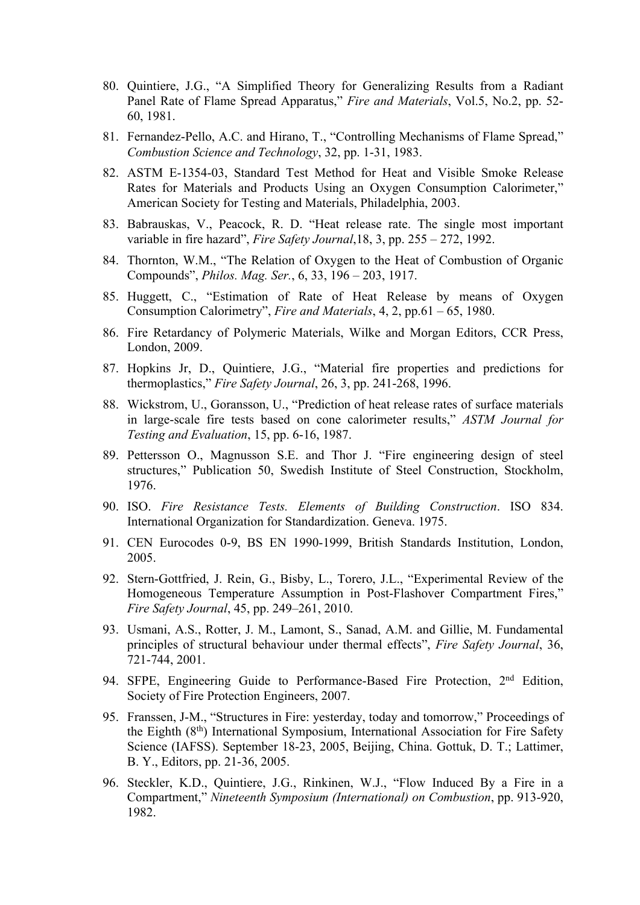80. Quintiere, J.G., "A Simplified Theory for Generalizing Results from a Radiant Panel Rate of Flame Spread Apparatus," *Fire and Materials*, Vol.5, No.2, pp. 52-60, 1981.
81. Fernandez-Pello, A.C. and Hirano, T., "Controlling Mechanisms of Flame Spread," *Combustion Science and Technology*, 32, pp. 1-31, 1983.
82. ASTM E-1354-03, Standard Test Method for Heat and Visible Smoke Release Rates for Materials and Products Using an Oxygen Consumption Calorimeter," American Society for Testing and Materials, Philadelphia, 2003.
83. Babrauskas, V., Peacock, R. D. "Heat release rate. The single most important variable in fire hazard", *Fire Safety Journal*,18, 3, pp. 255 – 272, 1992.
84. Thornton, W.M., "The Relation of Oxygen to the Heat of Combustion of Organic Compounds", *Philos. Mag. Ser.*, 6, 33, 196 – 203, 1917.
85. Huggett, C., "Estimation of Rate of Heat Release by means of Oxygen Consumption Calorimetry", *Fire and Materials*, 4, 2, pp.61 – 65, 1980.
86. Fire Retardancy of Polymeric Materials, Wilke and Morgan Editors, CCR Press, London, 2009.
87. Hopkins Jr, D., Quintiere, J.G., "Material fire properties and predictions for thermoplastics," *Fire Safety Journal*, 26, 3, pp. 241-268, 1996.
88. Wickstrom, U., Goransson, U., "Prediction of heat release rates of surface materials in large-scale fire tests based on cone calorimeter results," *ASTM Journal for Testing and Evaluation*, 15, pp. 6-16, 1987.
89. Pettersson O., Magnusson S.E. and Thor J. "Fire engineering design of steel structures," Publication 50, Swedish Institute of Steel Construction, Stockholm, 1976.
90. ISO. *Fire Resistance Tests. Elements of Building Construction*. ISO 834. International Organization for Standardization. Geneva. 1975.
91. CEN Eurocodes 0-9, BS EN 1990-1999, British Standards Institution, London, 2005.
92. Stern-Gottfried, J. Rein, G., Bisby, L., Torero, J.L., "Experimental Review of the Homogeneous Temperature Assumption in Post-Flashover Compartment Fires," *Fire Safety Journal*, 45, pp. 249–261, 2010.
93. Usmani, A.S., Rotter, J. M., Lamont, S., Sanad, A.M. and Gillie, M. Fundamental principles of structural behaviour under thermal effects", *Fire Safety Journal*, 36, 721-744, 2001.
94. SFPE, Engineering Guide to Performance-Based Fire Protection, 2nd Edition, Society of Fire Protection Engineers, 2007.
95. Franssen, J-M., "Structures in Fire: yesterday, today and tomorrow," Proceedings of the Eighth (8th) International Symposium, International Association for Fire Safety Science (IAFSS). September 18-23, 2005, Beijing, China. Gottuk, D. T.; Lattimer, B. Y., Editors, pp. 21-36, 2005.
96. Steckler, K.D., Quintiere, J.G., Rinkinen, W.J., "Flow Induced By a Fire in a Compartment," *Nineteenth Symposium (International) on Combustion*, pp. 913-920, 1982.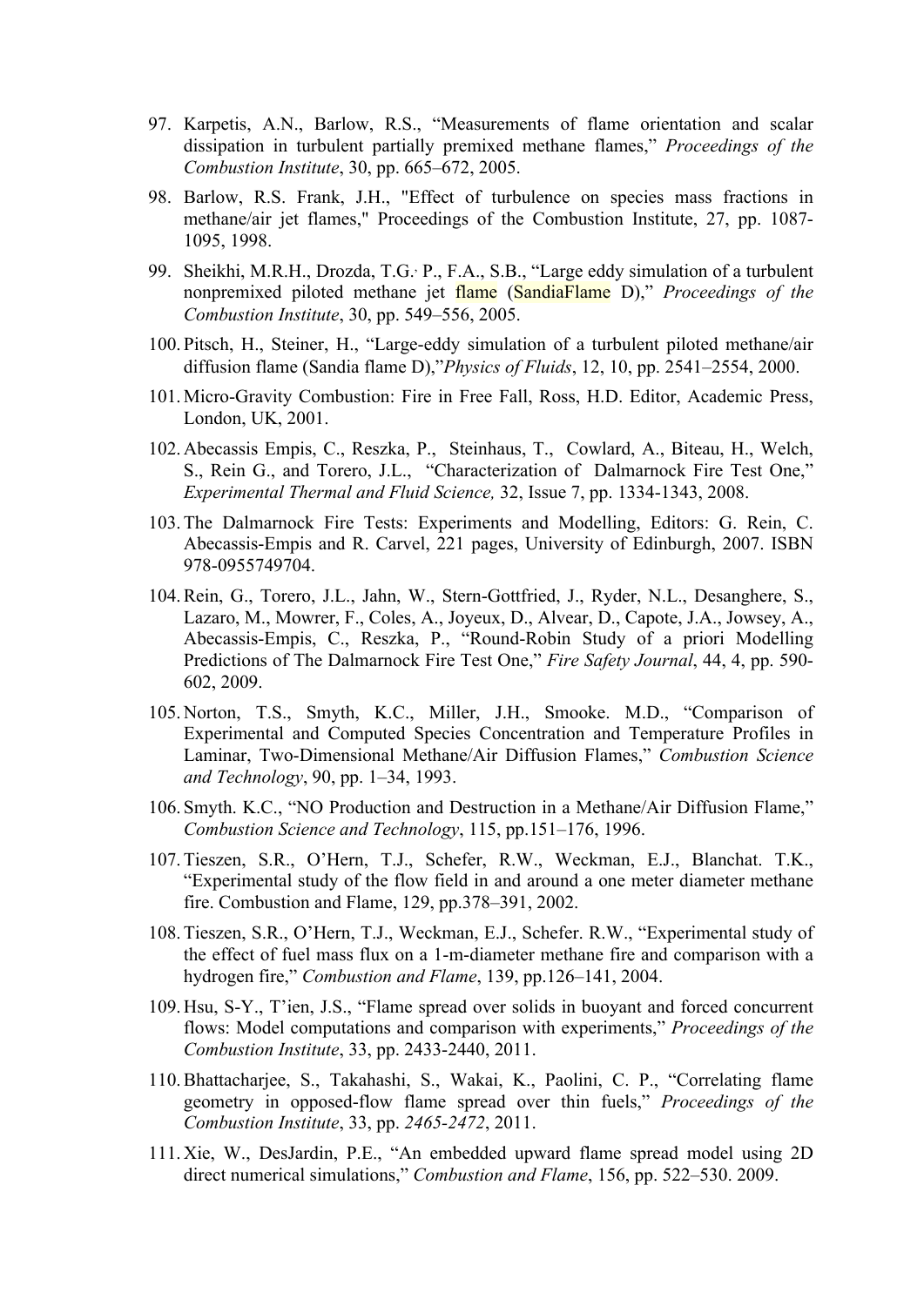97. Karpetis, A.N., Barlow, R.S., "Measurements of flame orientation and scalar dissipation in turbulent partially premixed methane flames," *Proceedings of the Combustion Institute*, 30, pp. 665–672, 2005.

98. Barlow, R.S. Frank, J.H., "Effect of turbulence on species mass fractions in methane/air jet flames," Proceedings of the Combustion Institute, 27, pp. 1087-1095, 1998.

99. Sheikhi, M.R.H., Drozda, T.G.; P., F.A., S.B., "Large eddy simulation of a turbulent nonpremixed piloted methane jet flame (SandiaFlame D)," *Proceedings of the Combustion Institute*, 30, pp. 549–556, 2005.

100. Pitsch, H., Steiner, H., "Large-eddy simulation of a turbulent piloted methane/air diffusion flame (Sandia flame D),"*Physics of Fluids*, 12, 10, pp. 2541–2554, 2000.

101. Micro-Gravity Combustion: Fire in Free Fall, Ross, H.D. Editor, Academic Press, London, UK, 2001.

102. Abecassis Empis, C., Reszka, P., Steinhaus, T., Cowlard, A., Biteau, H., Welch, S., Rein G., and Torero, J.L., "Characterization of Dalmarnock Fire Test One," *Experimental Thermal and Fluid Science,* 32, Issue 7, pp. 1334-1343, 2008.

103. The Dalmarnock Fire Tests: Experiments and Modelling, Editors: G. Rein, C. Abecassis-Empis and R. Carvel, 221 pages, University of Edinburgh, 2007. ISBN 978-0955749704.

104. Rein, G., Torero, J.L., Jahn, W., Stern-Gottfried, J., Ryder, N.L., Desanghere, S., Lazaro, M., Mowrer, F., Coles, A., Joyeux, D., Alvear, D., Capote, J.A., Jowsey, A., Abecassis-Empis, C., Reszka, P., "Round-Robin Study of a priori Modelling Predictions of The Dalmarnock Fire Test One," *Fire Safety Journal*, 44, 4, pp. 590-602, 2009.

105. Norton, T.S., Smyth, K.C., Miller, J.H., Smooke. M.D., "Comparison of Experimental and Computed Species Concentration and Temperature Profiles in Laminar, Two-Dimensional Methane/Air Diffusion Flames," *Combustion Science and Technology*, 90, pp. 1–34, 1993.

106. Smyth. K.C., "NO Production and Destruction in a Methane/Air Diffusion Flame," *Combustion Science and Technology*, 115, pp.151–176, 1996.

107. Tieszen, S.R., O'Hern, T.J., Schefer, R.W., Weckman, E.J., Blanchat. T.K., "Experimental study of the flow field in and around a one meter diameter methane fire. Combustion and Flame, 129, pp.378–391, 2002.

108. Tieszen, S.R., O'Hern, T.J., Weckman, E.J., Schefer. R.W., "Experimental study of the effect of fuel mass flux on a 1-m-diameter methane fire and comparison with a hydrogen fire," *Combustion and Flame*, 139, pp.126–141, 2004.

109. Hsu, S-Y., T'ien, J.S., "Flame spread over solids in buoyant and forced concurrent flows: Model computations and comparison with experiments," *Proceedings of the Combustion Institute*, 33, pp. 2433-2440, 2011.

110. Bhattacharjee, S., Takahashi, S., Wakai, K., Paolini, C. P., "Correlating flame geometry in opposed-flow flame spread over thin fuels," *Proceedings of the Combustion Institute*, 33, pp. *2465-2472*, 2011.

111. Xie, W., DesJardin, P.E., "An embedded upward flame spread model using 2D direct numerical simulations," *Combustion and Flame*, 156, pp. 522–530. 2009.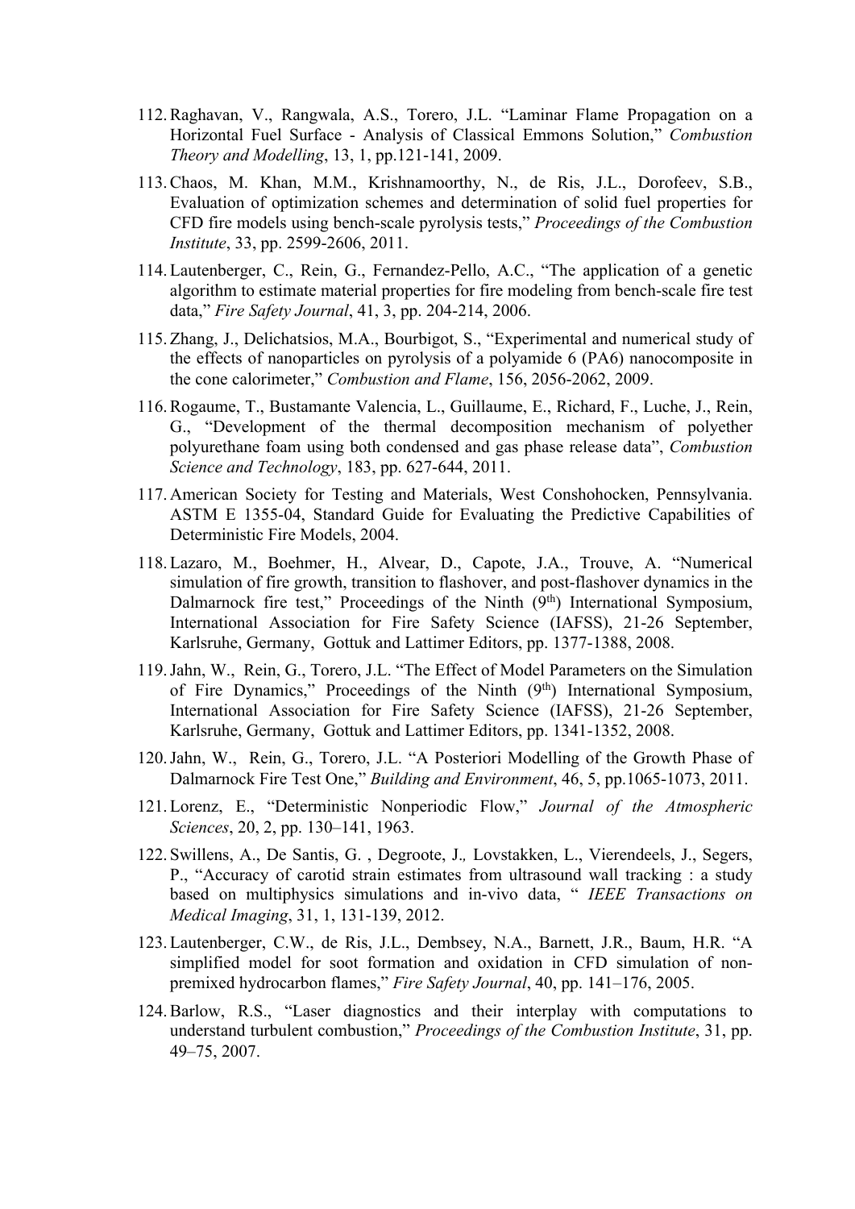112. Raghavan, V., Rangwala, A.S., Torero, J.L. "Laminar Flame Propagation on a Horizontal Fuel Surface - Analysis of Classical Emmons Solution," *Combustion Theory and Modelling*, 13, 1, pp.121-141, 2009.

113. Chaos, M. Khan, M.M., Krishnamoorthy, N., de Ris, J.L., Dorofeev, S.B., Evaluation of optimization schemes and determination of solid fuel properties for CFD fire models using bench-scale pyrolysis tests," *Proceedings of the Combustion Institute*, 33, pp. 2599-2606, 2011.

114. Lautenberger, C., Rein, G., Fernandez-Pello, A.C., "The application of a genetic algorithm to estimate material properties for fire modeling from bench-scale fire test data," *Fire Safety Journal*, 41, 3, pp. 204-214, 2006.

115. Zhang, J., Delichatsios, M.A., Bourbigot, S., "Experimental and numerical study of the effects of nanoparticles on pyrolysis of a polyamide 6 (PA6) nanocomposite in the cone calorimeter," *Combustion and Flame*, 156, 2056-2062, 2009.

116. Rogaume, T., Bustamante Valencia, L., Guillaume, E., Richard, F., Luche, J., Rein, G., "Development of the thermal decomposition mechanism of polyether polyurethane foam using both condensed and gas phase release data", *Combustion Science and Technology*, 183, pp. 627-644, 2011.

117. American Society for Testing and Materials, West Conshohocken, Pennsylvania. ASTM E 1355-04, Standard Guide for Evaluating the Predictive Capabilities of Deterministic Fire Models, 2004.

118. Lazaro, M., Boehmer, H., Alvear, D., Capote, J.A., Trouve, A. "Numerical simulation of fire growth, transition to flashover, and post-flashover dynamics in the Dalmarnock fire test," Proceedings of the Ninth (9th) International Symposium, International Association for Fire Safety Science (IAFSS), 21-26 September, Karlsruhe, Germany, Gottuk and Lattimer Editors, pp. 1377-1388, 2008.

119. Jahn, W., Rein, G., Torero, J.L. "The Effect of Model Parameters on the Simulation of Fire Dynamics," Proceedings of the Ninth (9th) International Symposium, International Association for Fire Safety Science (IAFSS), 21-26 September, Karlsruhe, Germany, Gottuk and Lattimer Editors, pp. 1341-1352, 2008.

120. Jahn, W., Rein, G., Torero, J.L. "A Posteriori Modelling of the Growth Phase of Dalmarnock Fire Test One," *Building and Environment*, 46, 5, pp.1065-1073, 2011.

121. Lorenz, E., "Deterministic Nonperiodic Flow," *Journal of the Atmospheric Sciences*, 20, 2, pp. 130–141, 1963.

122. Swillens, A., De Santis, G. , Degroote, J., Lovstakken, L., Vierendeels, J., Segers, P., "Accuracy of carotid strain estimates from ultrasound wall tracking : a study based on multiphysics simulations and in-vivo data, " *IEEE Transactions on Medical Imaging*, 31, 1, 131-139, 2012.

123. Lautenberger, C.W., de Ris, J.L., Dembsey, N.A., Barnett, J.R., Baum, H.R. "A simplified model for soot formation and oxidation in CFD simulation of non-premixed hydrocarbon flames," *Fire Safety Journal*, 40, pp. 141–176, 2005.

124. Barlow, R.S., "Laser diagnostics and their interplay with computations to understand turbulent combustion," *Proceedings of the Combustion Institute*, 31, pp. 49–75, 2007.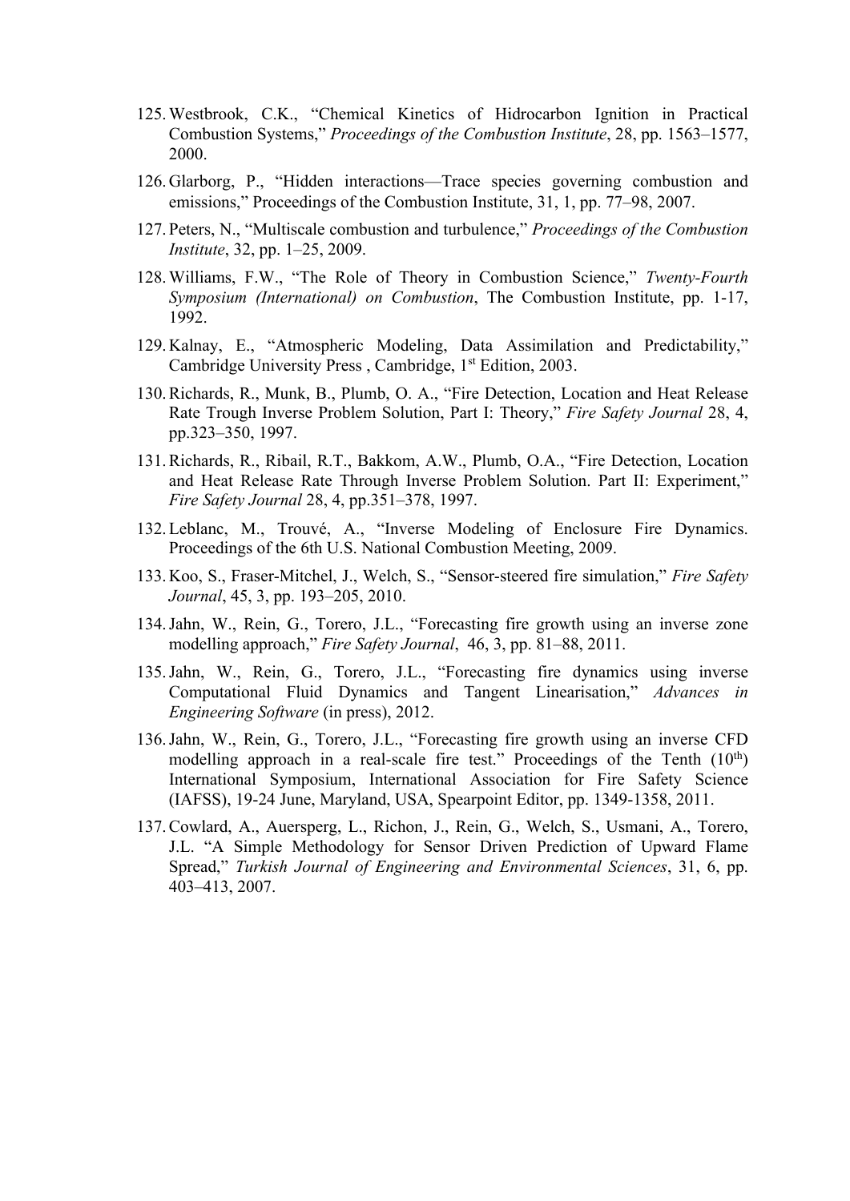125. Westbrook, C.K., “Chemical Kinetics of Hidrocarbon Ignition in Practical Combustion Systems,” *Proceedings of the Combustion Institute*, 28, pp. 1563–1577, 2000.

126. Glarborg, P., “Hidden interactions—Trace species governing combustion and emissions,” Proceedings of the Combustion Institute, 31, 1, pp. 77–98, 2007.

127. Peters, N., “Multiscale combustion and turbulence,” *Proceedings of the Combustion Institute*, 32, pp. 1–25, 2009.

128. Williams, F.W., “The Role of Theory in Combustion Science,” *Twenty-Fourth Symposium (International) on Combustion*, The Combustion Institute, pp. 1-17, 1992.

129. Kalnay, E., “Atmospheric Modeling, Data Assimilation and Predictability,” Cambridge University Press , Cambridge, 1st Edition, 2003.

130. Richards, R., Munk, B., Plumb, O. A., “Fire Detection, Location and Heat Release Rate Trough Inverse Problem Solution, Part I: Theory,” *Fire Safety Journal* 28, 4, pp.323–350, 1997.

131. Richards, R., Ribail, R.T., Bakkom, A.W., Plumb, O.A., “Fire Detection, Location and Heat Release Rate Through Inverse Problem Solution. Part II: Experiment,” *Fire Safety Journal* 28, 4, pp.351–378, 1997.

132. Leblanc, M., Trouvé, A., “Inverse Modeling of Enclosure Fire Dynamics. Proceedings of the 6th U.S. National Combustion Meeting, 2009.

133. Koo, S., Fraser-Mitchel, J., Welch, S., “Sensor-steered fire simulation,” *Fire Safety Journal*, 45, 3, pp. 193–205, 2010.

134. Jahn, W., Rein, G., Torero, J.L., “Forecasting fire growth using an inverse zone modelling approach,” *Fire Safety Journal*, 46, 3, pp. 81–88, 2011.

135. Jahn, W., Rein, G., Torero, J.L., “Forecasting fire dynamics using inverse Computational Fluid Dynamics and Tangent Linearisation,” *Advances in Engineering Software* (in press), 2012.

136. Jahn, W., Rein, G., Torero, J.L., “Forecasting fire growth using an inverse CFD modelling approach in a real-scale fire test.” Proceedings of the Tenth (10th) International Symposium, International Association for Fire Safety Science (IAFSS), 19-24 June, Maryland, USA, Spearpoint Editor, pp. 1349-1358, 2011.

137. Cowlard, A., Auersperg, L., Richon, J., Rein, G., Welch, S., Usmani, A., Torero, J.L. “A Simple Methodology for Sensor Driven Prediction of Upward Flame Spread,” *Turkish Journal of Engineering and Environmental Sciences*, 31, 6, pp. 403–413, 2007.